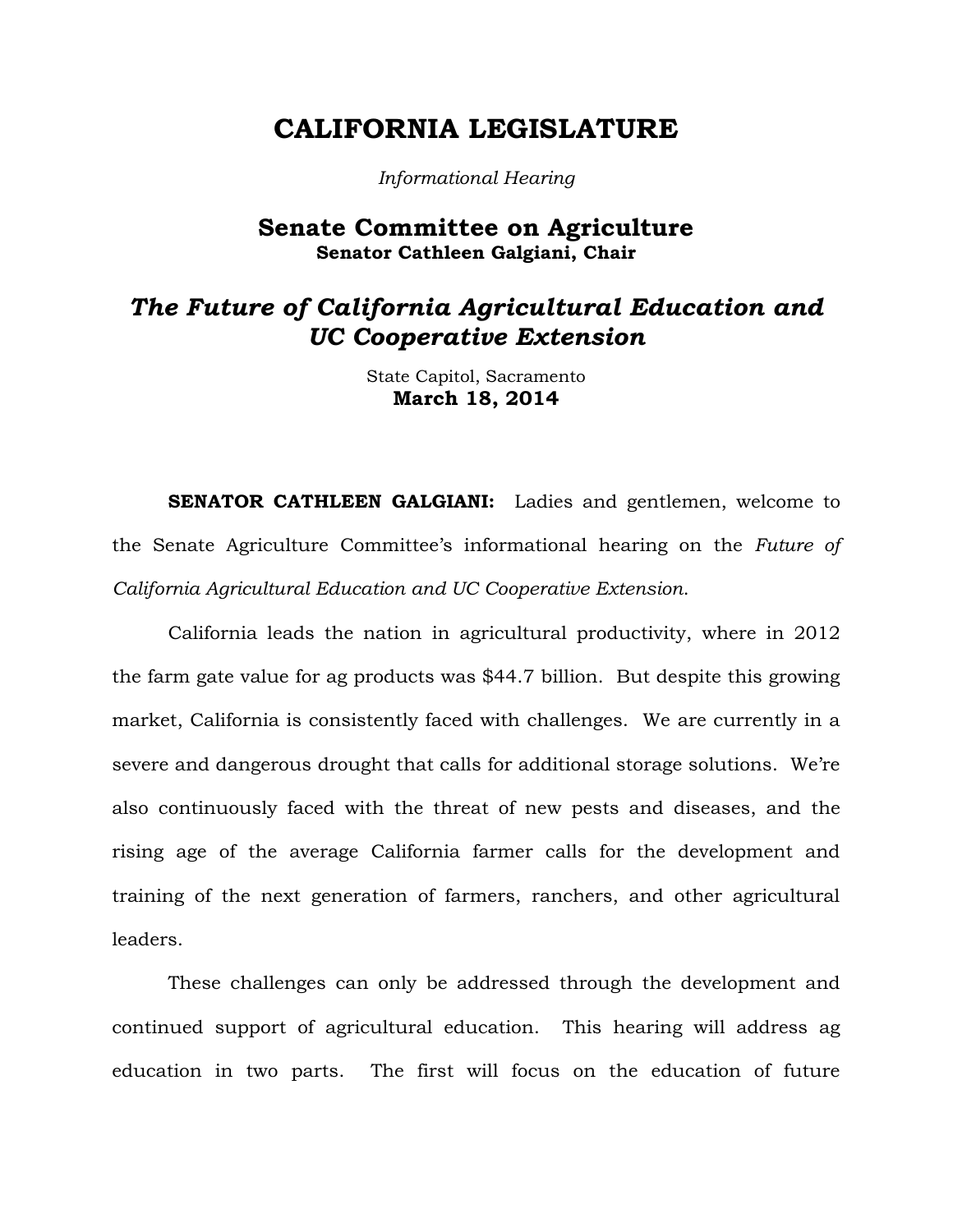# CALIFORNIA LEGISLATURE

*Informational Hearing*

## Senate Committee on Agriculture

**Senator Cathleen Galgiani, Chair**

## *The Future of California Agricultural Education and UC Cooperative Extension*

State Capitol, Sacramento

**March 18, 2014**

**SENATOR CATHLEEN GALGIANI:** Ladies and gentlemen, welcome to the Senate Agriculture Committee's informational hearing on the *Future of California Agricultural Education and UC Cooperative Extension*.

California leads the nation in agricultural productivity, where in 2012 the farm gate value for ag products was $44.7 billion. But despite this growing market, California is consistently faced with challenges. We are currently in a severe and dangerous drought that calls for additional storage solutions. We're also continuously faced with the threat of new pests and diseases, and the rising age of the average California farmer calls for the development and training of the next generation of farmers, ranchers, and other agricultural leaders.

These challenges can only be addressed through the development and continued support of agricultural education. This hearing will address ag education in two parts. The first will focus on the education of future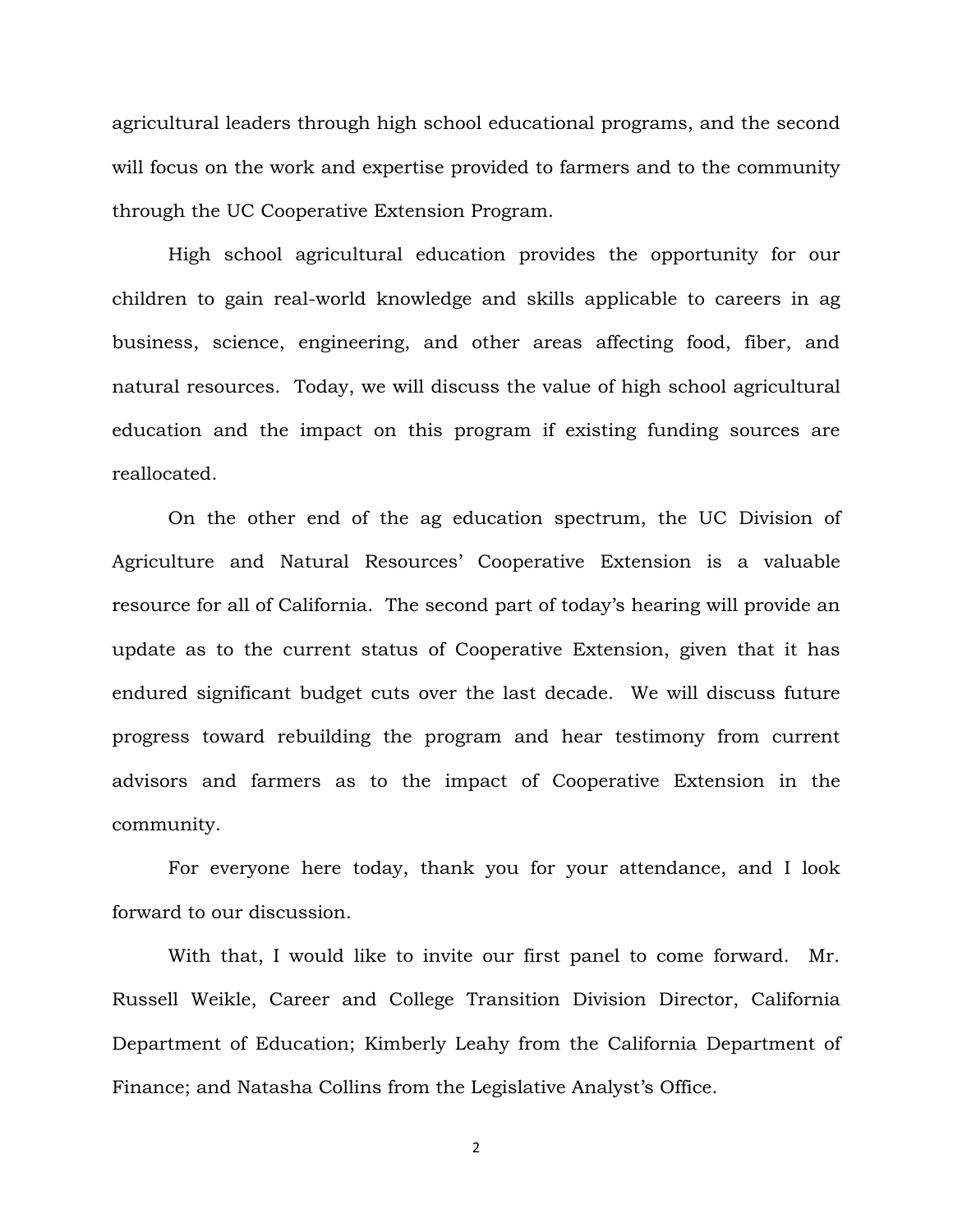agricultural leaders through high school educational programs, and the second will focus on the work and expertise provided to farmers and to the community through the UC Cooperative Extension Program.

High school agricultural education provides the opportunity for our children to gain real-world knowledge and skills applicable to careers in ag business, science, engineering, and other areas affecting food, fiber, and natural resources. Today, we will discuss the value of high school agricultural education and the impact on this program if existing funding sources are reallocated.

On the other end of the ag education spectrum, the UC Division of Agriculture and Natural Resources' Cooperative Extension is a valuable resource for all of California. The second part of today's hearing will provide an update as to the current status of Cooperative Extension, given that it has endured significant budget cuts over the last decade. We will discuss future progress toward rebuilding the program and hear testimony from current advisors and farmers as to the impact of Cooperative Extension in the community.

For everyone here today, thank you for your attendance, and I look forward to our discussion.

With that, I would like to invite our first panel to come forward. Mr. Russell Weikle, Career and College Transition Division Director, California Department of Education; Kimberly Leahy from the California Department of Finance; and Natasha Collins from the Legislative Analyst's Office.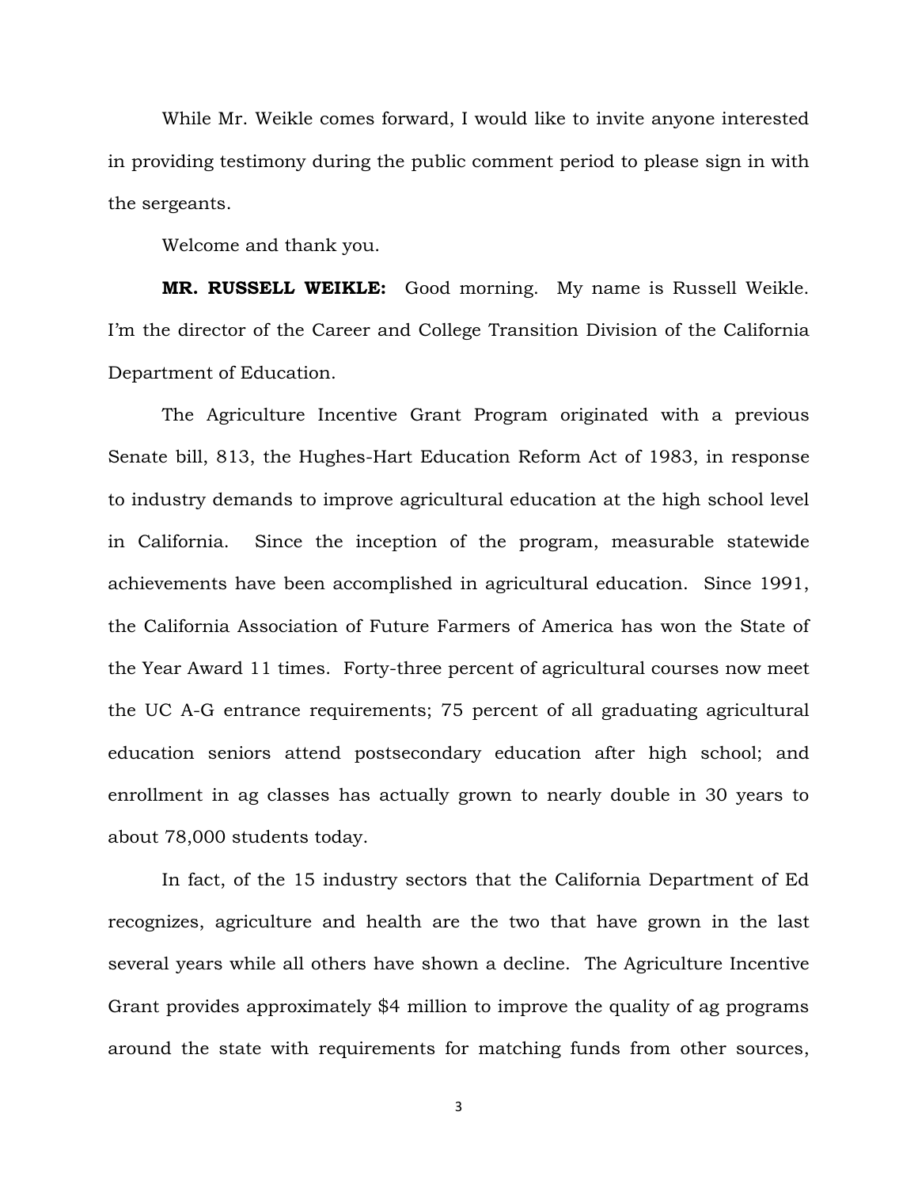While Mr. Weikle comes forward, I would like to invite anyone interested in providing testimony during the public comment period to please sign in with the sergeants.

Welcome and thank you.

**MR. RUSSELL WEIKLE:** Good morning. My name is Russell Weikle. I'm the director of the Career and College Transition Division of the California Department of Education.

The Agriculture Incentive Grant Program originated with a previous Senate bill, 813, the Hughes-Hart Education Reform Act of 1983, in response to industry demands to improve agricultural education at the high school level in California. Since the inception of the program, measurable statewide achievements have been accomplished in agricultural education. Since 1991, the California Association of Future Farmers of America has won the State of the Year Award 11 times. Forty-three percent of agricultural courses now meet the UC A-G entrance requirements; 75 percent of all graduating agricultural education seniors attend postsecondary education after high school; and enrollment in ag classes has actually grown to nearly double in 30 years to about 78,000 students today.

In fact, of the 15 industry sectors that the California Department of Ed recognizes, agriculture and health are the two that have grown in the last several years while all others have shown a decline. The Agriculture Incentive Grant provides approximately $4 million to improve the quality of ag programs around the state with requirements for matching funds from other sources,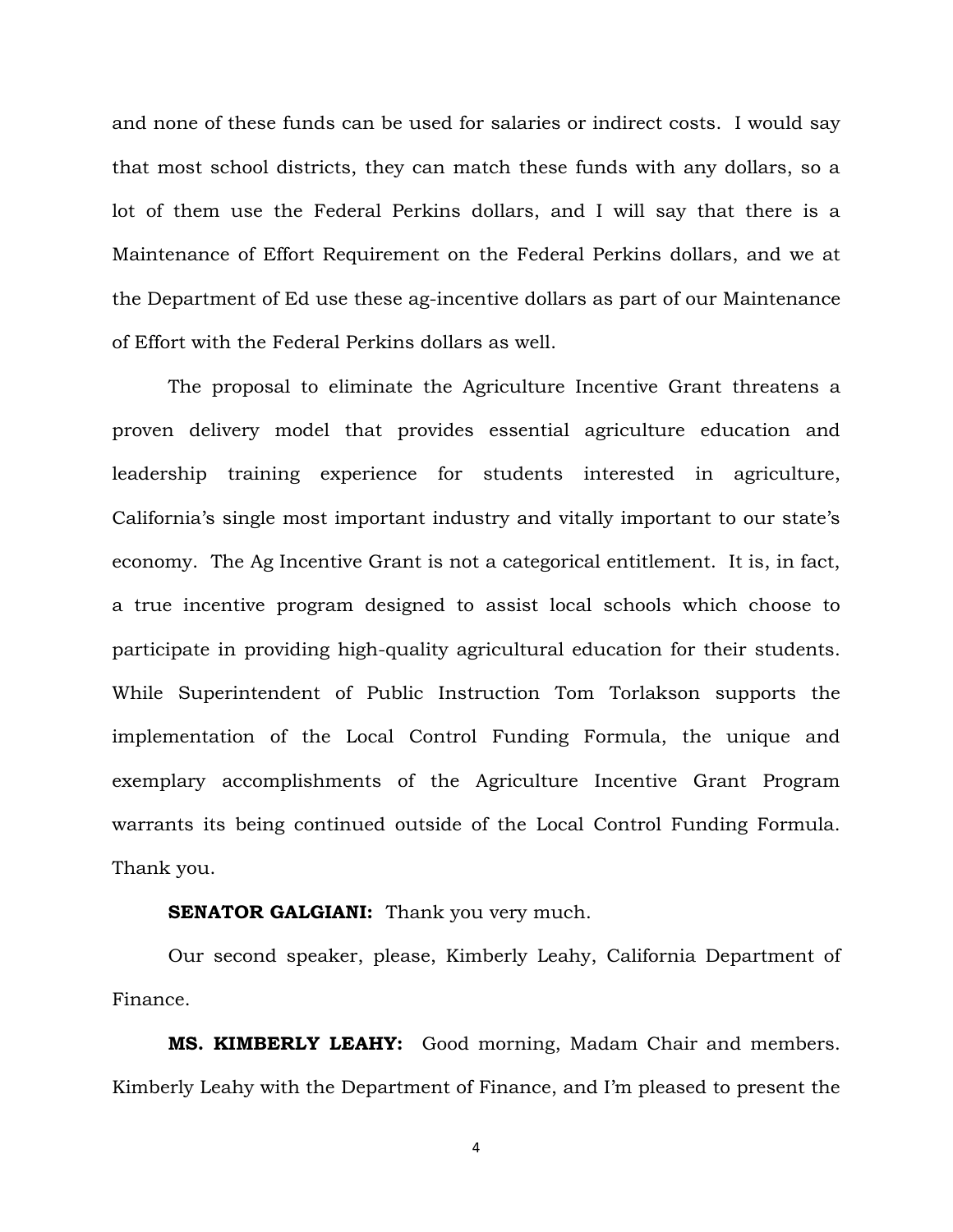and none of these funds can be used for salaries or indirect costs. I would say that most school districts, they can match these funds with any dollars, so a lot of them use the Federal Perkins dollars, and I will say that there is a Maintenance of Effort Requirement on the Federal Perkins dollars, and we at the Department of Ed use these ag-incentive dollars as part of our Maintenance of Effort with the Federal Perkins dollars as well.

The proposal to eliminate the Agriculture Incentive Grant threatens a proven delivery model that provides essential agriculture education and leadership training experience for students interested in agriculture, California's single most important industry and vitally important to our state's economy. The Ag Incentive Grant is not a categorical entitlement. It is, in fact, a true incentive program designed to assist local schools which choose to participate in providing high-quality agricultural education for their students. While Superintendent of Public Instruction Tom Torlakson supports the implementation of the Local Control Funding Formula, the unique and exemplary accomplishments of the Agriculture Incentive Grant Program warrants its being continued outside of the Local Control Funding Formula. Thank you.

**SENATOR GALGIANI:** Thank you very much.

Our second speaker, please, Kimberly Leahy, California Department of Finance.

**MS. KIMBERLY LEAHY:** Good morning, Madam Chair and members. Kimberly Leahy with the Department of Finance, and I'm pleased to present the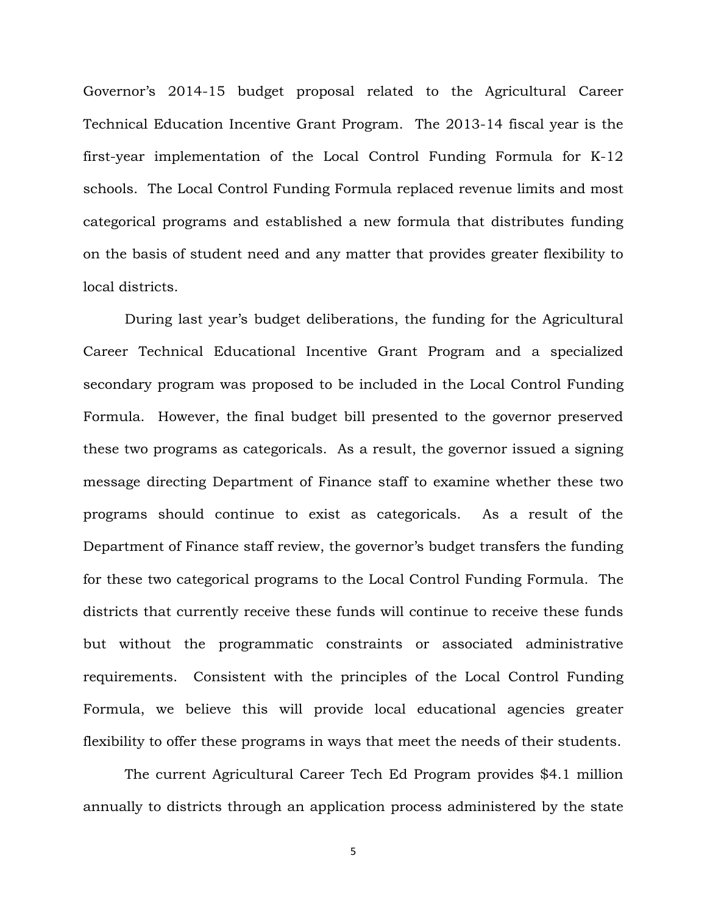Governor's 2014-15 budget proposal related to the Agricultural Career Technical Education Incentive Grant Program. The 2013-14 fiscal year is the first-year implementation of the Local Control Funding Formula for K-12 schools. The Local Control Funding Formula replaced revenue limits and most categorical programs and established a new formula that distributes funding on the basis of student need and any matter that provides greater flexibility to local districts.

During last year's budget deliberations, the funding for the Agricultural Career Technical Educational Incentive Grant Program and a specialized secondary program was proposed to be included in the Local Control Funding Formula. However, the final budget bill presented to the governor preserved these two programs as categoricals. As a result, the governor issued a signing message directing Department of Finance staff to examine whether these two programs should continue to exist as categoricals. As a result of the Department of Finance staff review, the governor's budget transfers the funding for these two categorical programs to the Local Control Funding Formula. The districts that currently receive these funds will continue to receive these funds but without the programmatic constraints or associated administrative requirements. Consistent with the principles of the Local Control Funding Formula, we believe this will provide local educational agencies greater flexibility to offer these programs in ways that meet the needs of their students.

The current Agricultural Career Tech Ed Program provides $4.1 million annually to districts through an application process administered by the state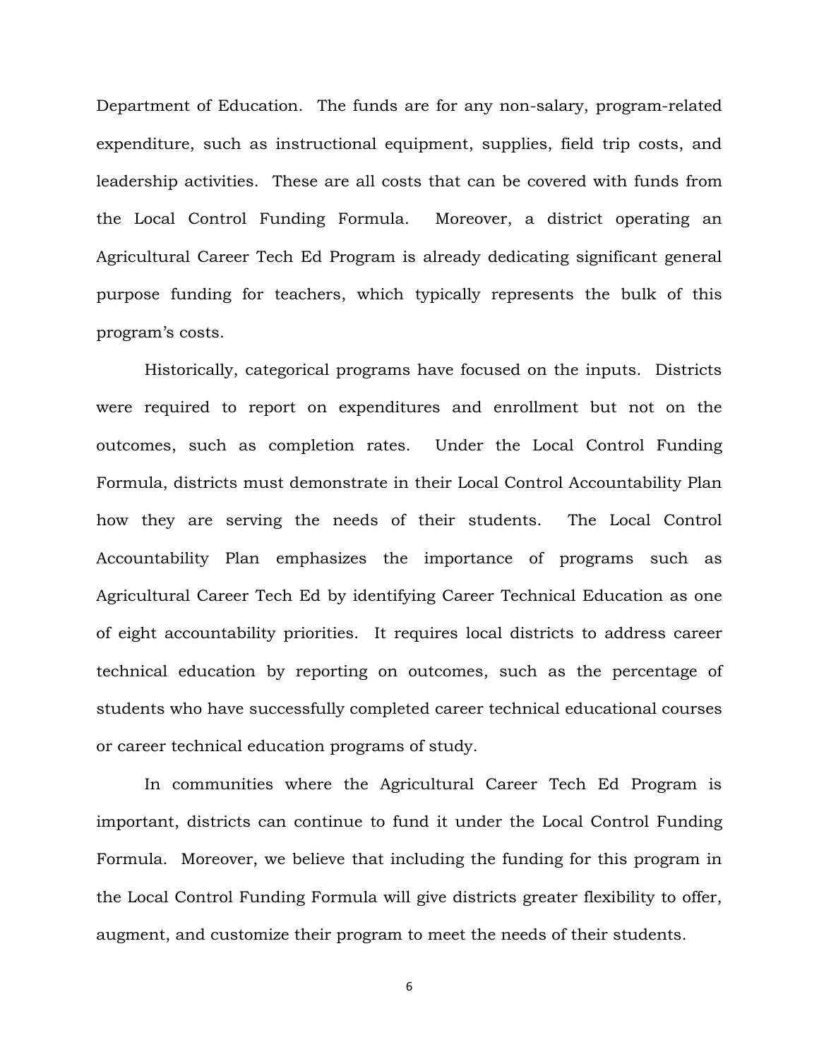Department of Education. The funds are for any non-salary, program-related expenditure, such as instructional equipment, supplies, field trip costs, and leadership activities. These are all costs that can be covered with funds from the Local Control Funding Formula. Moreover, a district operating an Agricultural Career Tech Ed Program is already dedicating significant general purpose funding for teachers, which typically represents the bulk of this program's costs.

Historically, categorical programs have focused on the inputs. Districts were required to report on expenditures and enrollment but not on the outcomes, such as completion rates. Under the Local Control Funding Formula, districts must demonstrate in their Local Control Accountability Plan how they are serving the needs of their students. The Local Control Accountability Plan emphasizes the importance of programs such as Agricultural Career Tech Ed by identifying Career Technical Education as one of eight accountability priorities. It requires local districts to address career technical education by reporting on outcomes, such as the percentage of students who have successfully completed career technical educational courses or career technical education programs of study.

In communities where the Agricultural Career Tech Ed Program is important, districts can continue to fund it under the Local Control Funding Formula. Moreover, we believe that including the funding for this program in the Local Control Funding Formula will give districts greater flexibility to offer, augment, and customize their program to meet the needs of their students.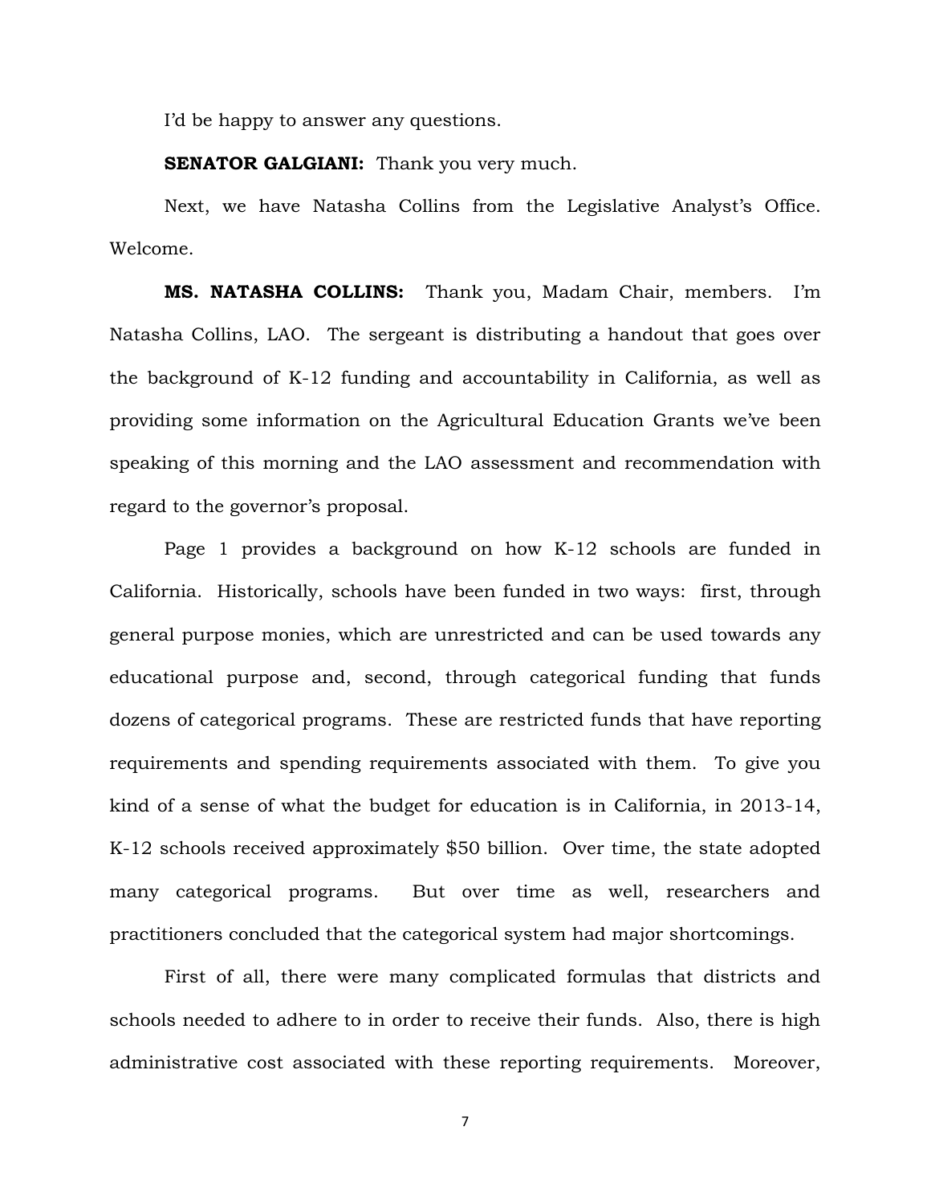I'd be happy to answer any questions.

**SENATOR GALGIANI:** Thank you very much.

Next, we have Natasha Collins from the Legislative Analyst's Office. Welcome.

**MS. NATASHA COLLINS:** Thank you, Madam Chair, members. I'm Natasha Collins, LAO. The sergeant is distributing a handout that goes over the background of K-12 funding and accountability in California, as well as providing some information on the Agricultural Education Grants we've been speaking of this morning and the LAO assessment and recommendation with regard to the governor's proposal.

Page 1 provides a background on how K-12 schools are funded in California. Historically, schools have been funded in two ways: first, through general purpose monies, which are unrestricted and can be used towards any educational purpose and, second, through categorical funding that funds dozens of categorical programs. These are restricted funds that have reporting requirements and spending requirements associated with them. To give you kind of a sense of what the budget for education is in California, in 2013-14, K-12 schools received approximately $50 billion. Over time, the state adopted many categorical programs. But over time as well, researchers and practitioners concluded that the categorical system had major shortcomings.

First of all, there were many complicated formulas that districts and schools needed to adhere to in order to receive their funds. Also, there is high administrative cost associated with these reporting requirements. Moreover,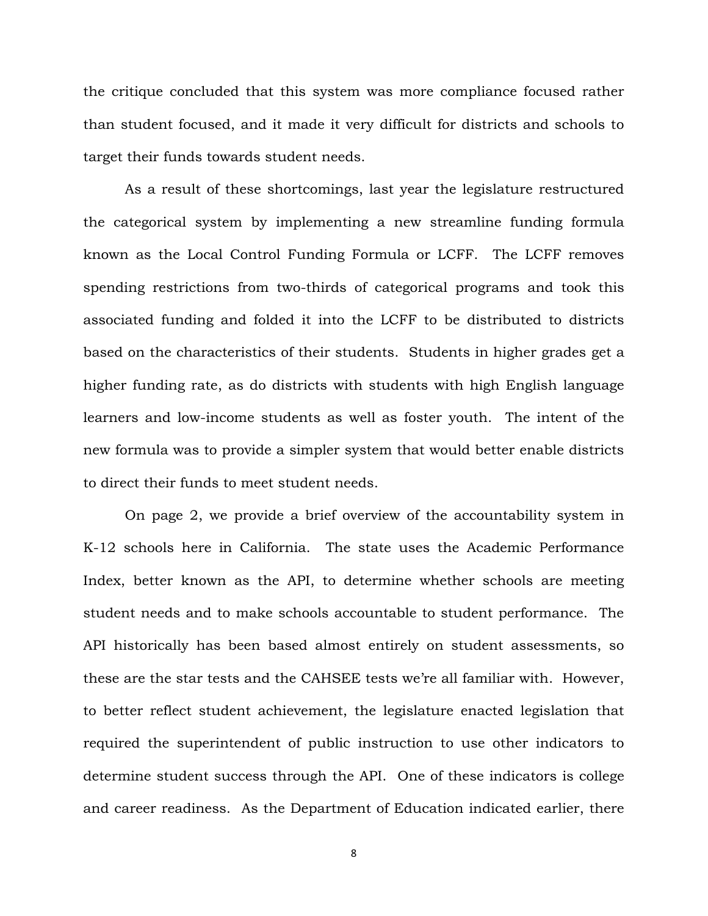the critique concluded that this system was more compliance focused rather than student focused, and it made it very difficult for districts and schools to target their funds towards student needs.

As a result of these shortcomings, last year the legislature restructured the categorical system by implementing a new streamline funding formula known as the Local Control Funding Formula or LCFF. The LCFF removes spending restrictions from two-thirds of categorical programs and took this associated funding and folded it into the LCFF to be distributed to districts based on the characteristics of their students. Students in higher grades get a higher funding rate, as do districts with students with high English language learners and low-income students as well as foster youth. The intent of the new formula was to provide a simpler system that would better enable districts to direct their funds to meet student needs.

On page 2, we provide a brief overview of the accountability system in K-12 schools here in California. The state uses the Academic Performance Index, better known as the API, to determine whether schools are meeting student needs and to make schools accountable to student performance. The API historically has been based almost entirely on student assessments, so these are the star tests and the CAHSEE tests we're all familiar with. However, to better reflect student achievement, the legislature enacted legislation that required the superintendent of public instruction to use other indicators to determine student success through the API. One of these indicators is college and career readiness. As the Department of Education indicated earlier, there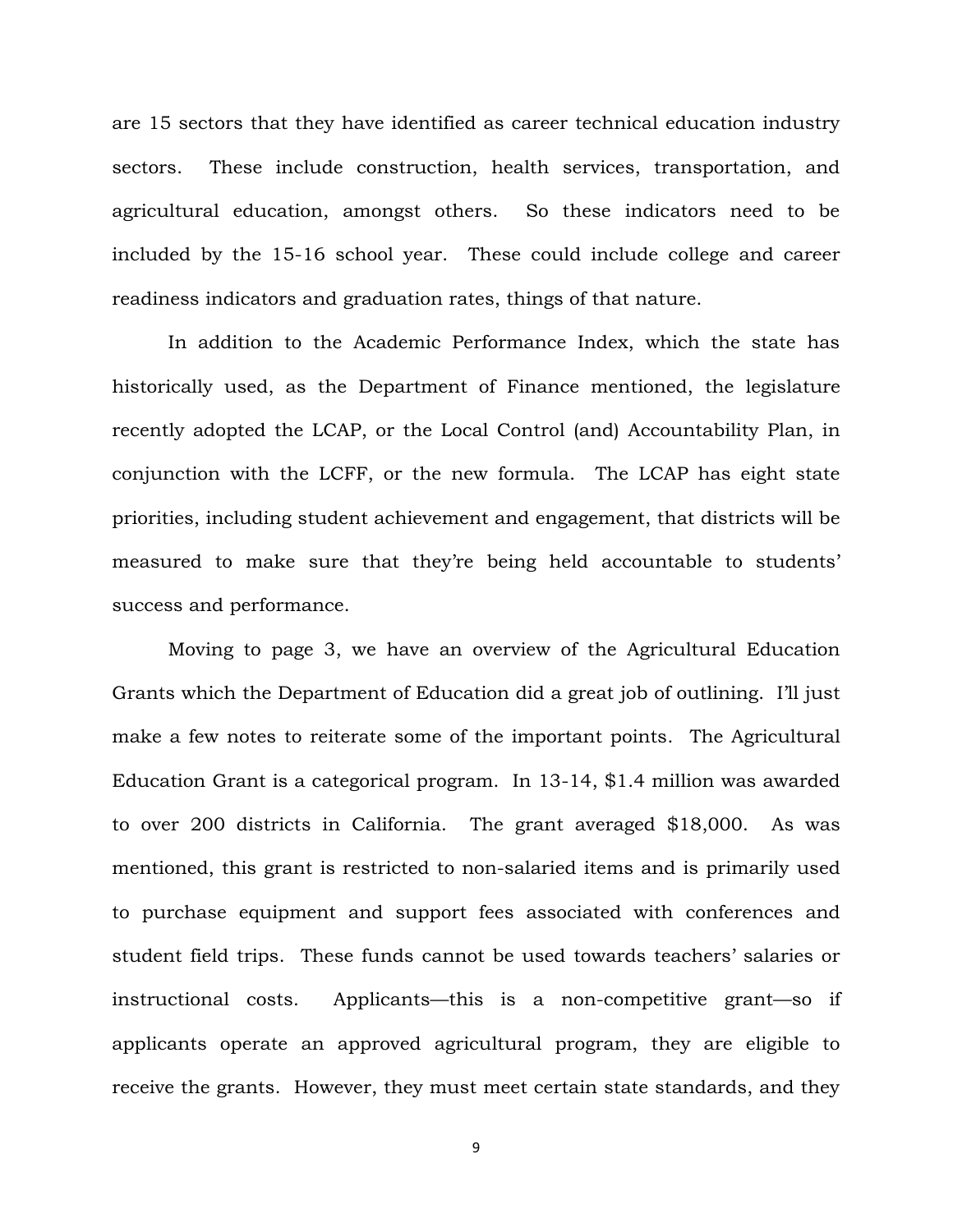are 15 sectors that they have identified as career technical education industry sectors. These include construction, health services, transportation, and agricultural education, amongst others. So these indicators need to be included by the 15-16 school year. These could include college and career readiness indicators and graduation rates, things of that nature.

In addition to the Academic Performance Index, which the state has historically used, as the Department of Finance mentioned, the legislature recently adopted the LCAP, or the Local Control (and) Accountability Plan, in conjunction with the LCFF, or the new formula. The LCAP has eight state priorities, including student achievement and engagement, that districts will be measured to make sure that they're being held accountable to students' success and performance.

Moving to page 3, we have an overview of the Agricultural Education Grants which the Department of Education did a great job of outlining. I'll just make a few notes to reiterate some of the important points. The Agricultural Education Grant is a categorical program. In 13-14, $1.4 million was awarded to over 200 districts in California. The grant averaged $18,000. As was mentioned, this grant is restricted to non-salaried items and is primarily used to purchase equipment and support fees associated with conferences and student field trips. These funds cannot be used towards teachers' salaries or instructional costs. Applicants—this is a non-competitive grant—so if applicants operate an approved agricultural program, they are eligible to receive the grants. However, they must meet certain state standards, and they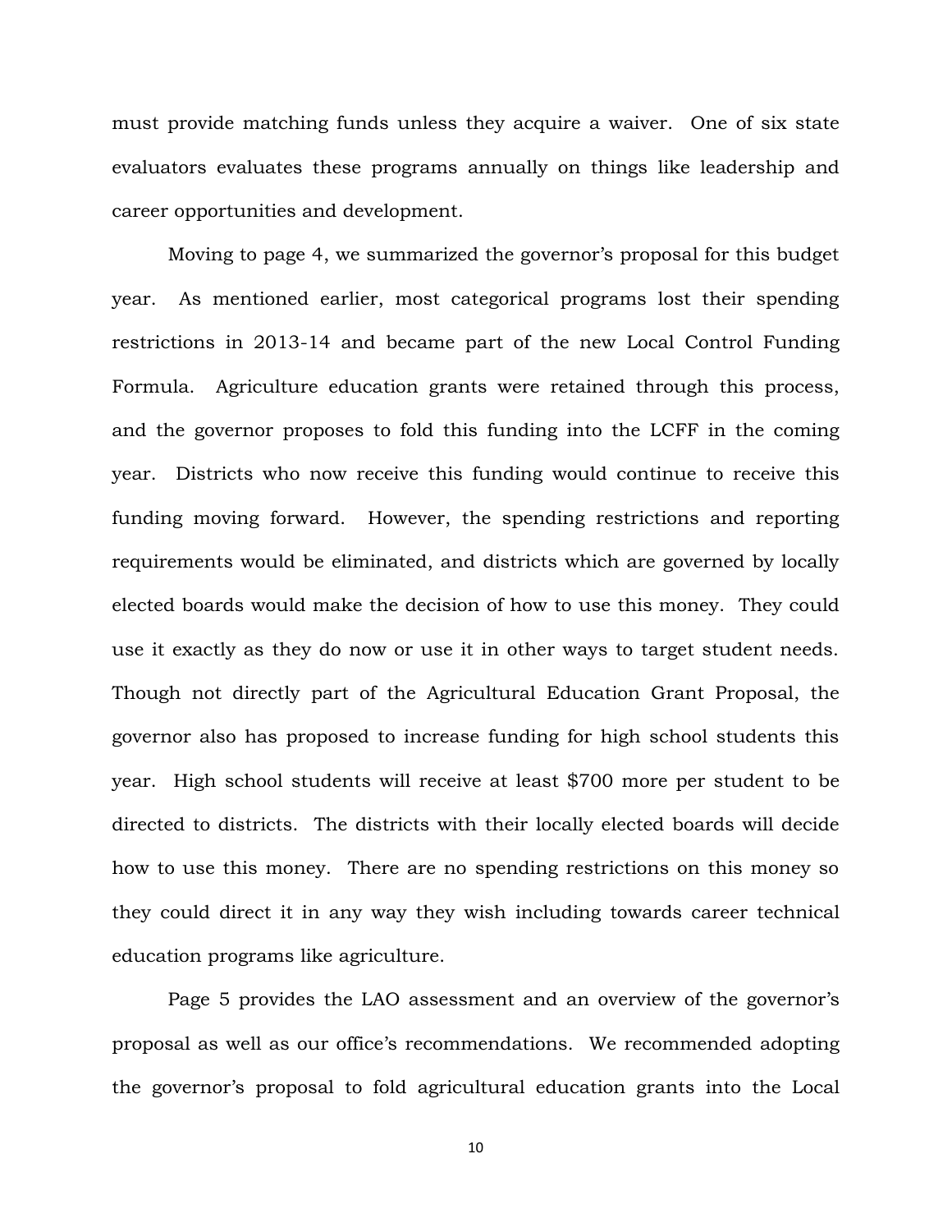must provide matching funds unless they acquire a waiver. One of six state evaluators evaluates these programs annually on things like leadership and career opportunities and development.

Moving to page 4, we summarized the governor's proposal for this budget year. As mentioned earlier, most categorical programs lost their spending restrictions in 2013-14 and became part of the new Local Control Funding Formula. Agriculture education grants were retained through this process, and the governor proposes to fold this funding into the LCFF in the coming year. Districts who now receive this funding would continue to receive this funding moving forward. However, the spending restrictions and reporting requirements would be eliminated, and districts which are governed by locally elected boards would make the decision of how to use this money. They could use it exactly as they do now or use it in other ways to target student needs. Though not directly part of the Agricultural Education Grant Proposal, the governor also has proposed to increase funding for high school students this year. High school students will receive at least $700 more per student to be directed to districts. The districts with their locally elected boards will decide how to use this money. There are no spending restrictions on this money so they could direct it in any way they wish including towards career technical education programs like agriculture.

Page 5 provides the LAO assessment and an overview of the governor's proposal as well as our office's recommendations. We recommended adopting the governor's proposal to fold agricultural education grants into the Local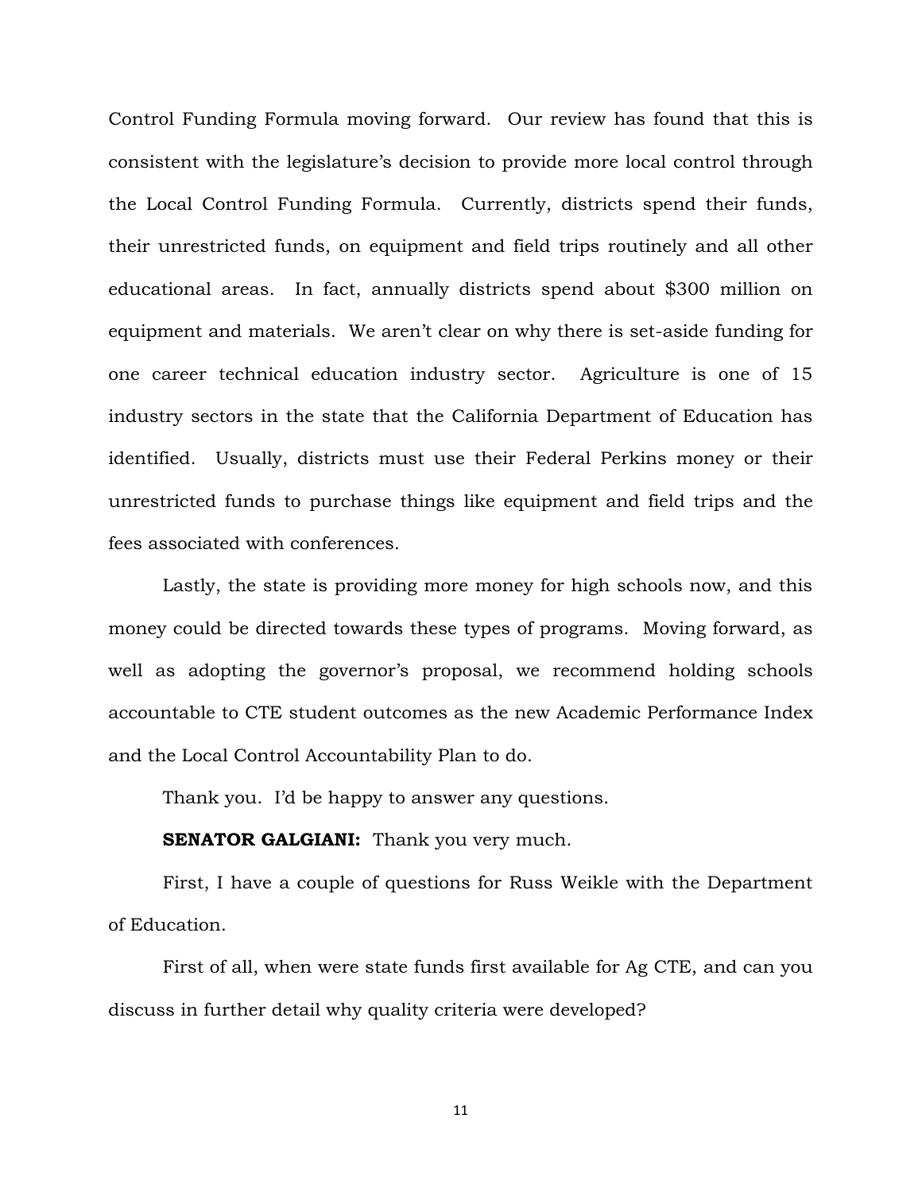Control Funding Formula moving forward. Our review has found that this is consistent with the legislature's decision to provide more local control through the Local Control Funding Formula. Currently, districts spend their funds, their unrestricted funds, on equipment and field trips routinely and all other educational areas. In fact, annually districts spend about $300 million on equipment and materials. We aren't clear on why there is set-aside funding for one career technical education industry sector. Agriculture is one of 15 industry sectors in the state that the California Department of Education has identified. Usually, districts must use their Federal Perkins money or their unrestricted funds to purchase things like equipment and field trips and the fees associated with conferences.

Lastly, the state is providing more money for high schools now, and this money could be directed towards these types of programs. Moving forward, as well as adopting the governor's proposal, we recommend holding schools accountable to CTE student outcomes as the new Academic Performance Index and the Local Control Accountability Plan to do.

Thank you. I'd be happy to answer any questions.

**SENATOR GALGIANI:** Thank you very much.

First, I have a couple of questions for Russ Weikle with the Department of Education.

First of all, when were state funds first available for Ag CTE, and can you discuss in further detail why quality criteria were developed?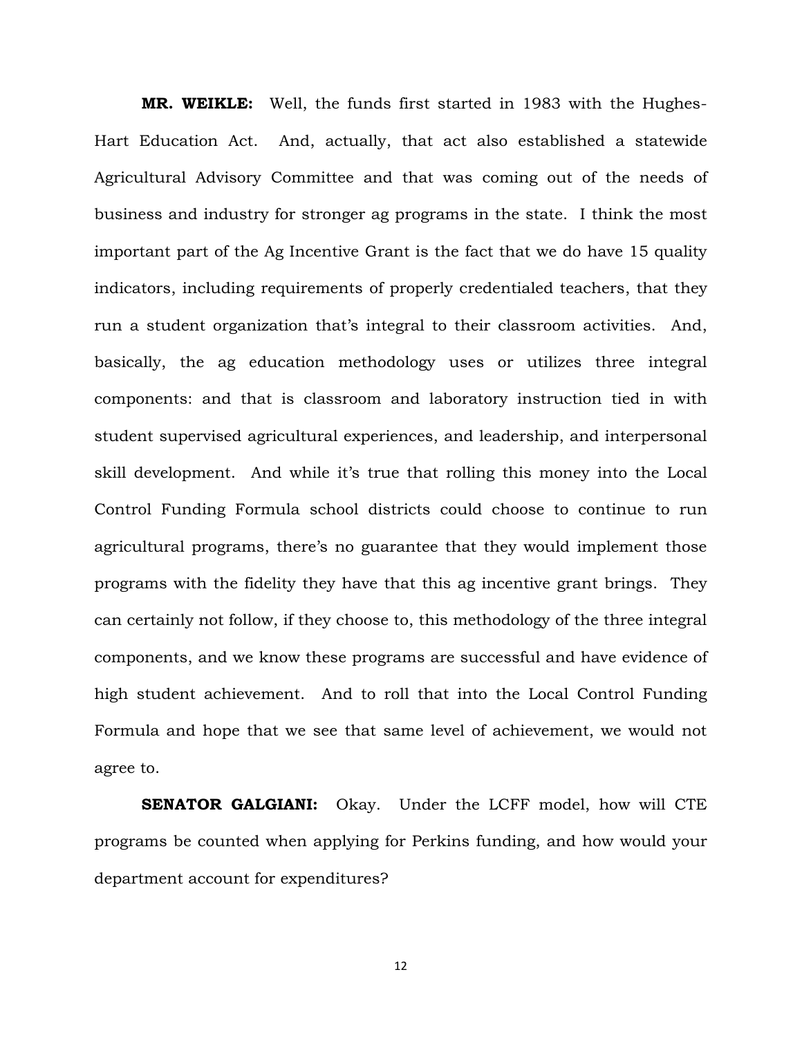**MR. WEIKLE:** Well, the funds first started in 1983 with the Hughes-Hart Education Act. And, actually, that act also established a statewide Agricultural Advisory Committee and that was coming out of the needs of business and industry for stronger ag programs in the state. I think the most important part of the Ag Incentive Grant is the fact that we do have 15 quality indicators, including requirements of properly credentialed teachers, that they run a student organization that's integral to their classroom activities. And, basically, the ag education methodology uses or utilizes three integral components: and that is classroom and laboratory instruction tied in with student supervised agricultural experiences, and leadership, and interpersonal skill development. And while it's true that rolling this money into the Local Control Funding Formula school districts could choose to continue to run agricultural programs, there's no guarantee that they would implement those programs with the fidelity they have that this ag incentive grant brings. They can certainly not follow, if they choose to, this methodology of the three integral components, and we know these programs are successful and have evidence of high student achievement. And to roll that into the Local Control Funding Formula and hope that we see that same level of achievement, we would not agree to.

**SENATOR GALGIANI:** Okay. Under the LCFF model, how will CTE programs be counted when applying for Perkins funding, and how would your department account for expenditures?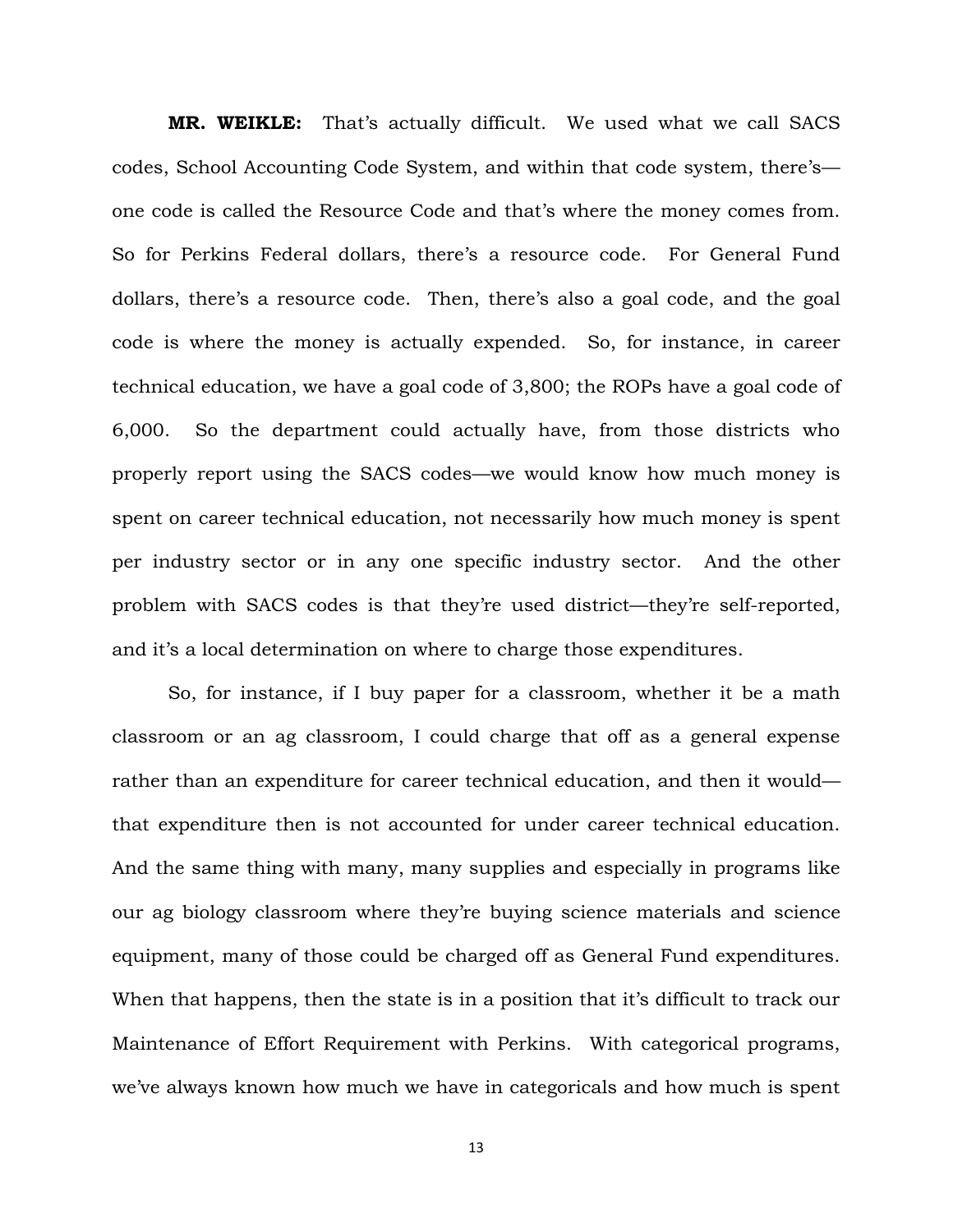**MR. WEIKLE:** That's actually difficult. We used what we call SACS codes, School Accounting Code System, and within that code system, there's—one code is called the Resource Code and that's where the money comes from. So for Perkins Federal dollars, there's a resource code. For General Fund dollars, there's a resource code. Then, there's also a goal code, and the goal code is where the money is actually expended. So, for instance, in career technical education, we have a goal code of 3,800; the ROPs have a goal code of 6,000. So the department could actually have, from those districts who properly report using the SACS codes—we would know how much money is spent on career technical education, not necessarily how much money is spent per industry sector or in any one specific industry sector. And the other problem with SACS codes is that they're used district—they're self-reported, and it's a local determination on where to charge those expenditures.

So, for instance, if I buy paper for a classroom, whether it be a math classroom or an ag classroom, I could charge that off as a general expense rather than an expenditure for career technical education, and then it would—that expenditure then is not accounted for under career technical education. And the same thing with many, many supplies and especially in programs like our ag biology classroom where they're buying science materials and science equipment, many of those could be charged off as General Fund expenditures. When that happens, then the state is in a position that it's difficult to track our Maintenance of Effort Requirement with Perkins. With categorical programs, we've always known how much we have in categoricals and how much is spent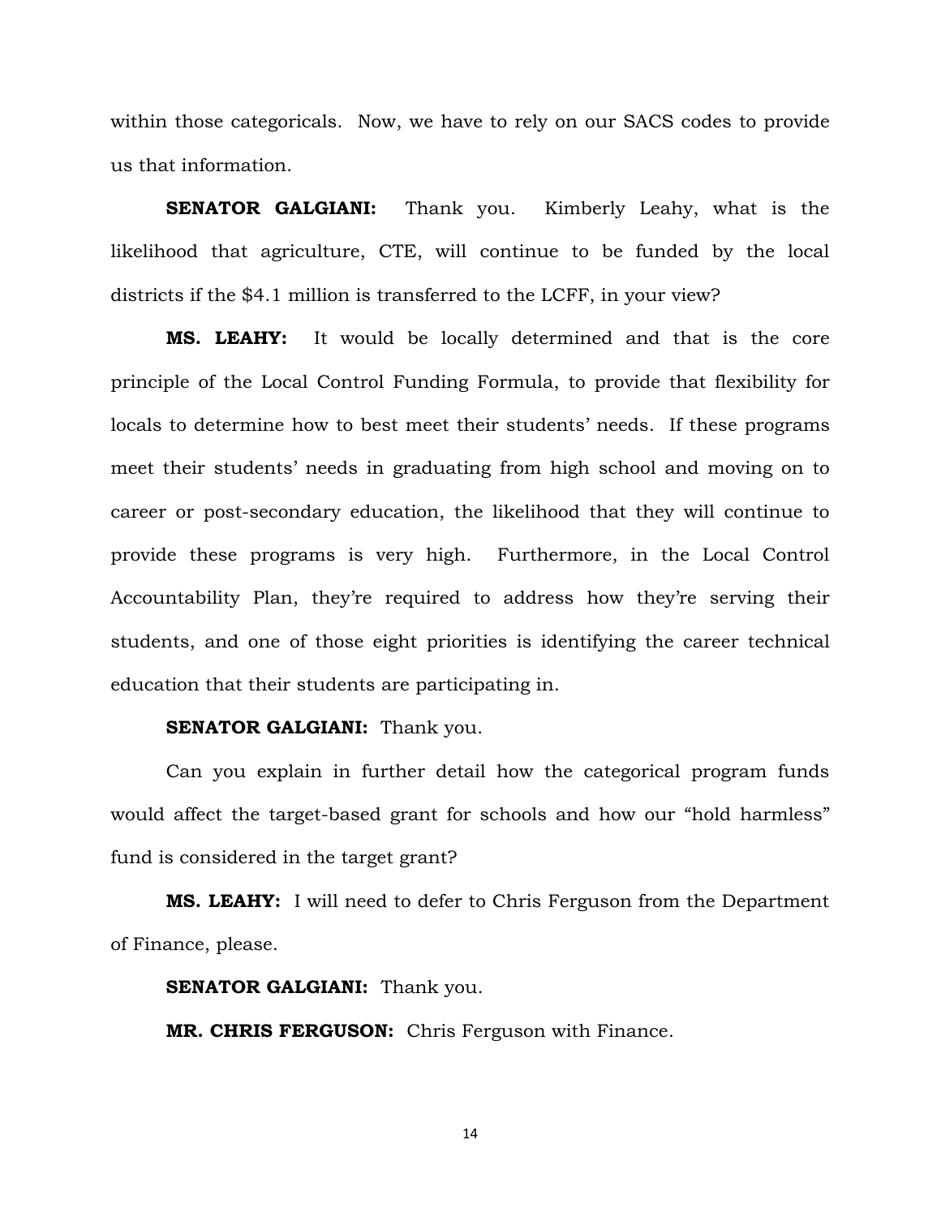within those categoricals. Now, we have to rely on our SACS codes to provide us that information.

**SENATOR GALGIANI:** Thank you. Kimberly Leahy, what is the likelihood that agriculture, CTE, will continue to be funded by the local districts if the $4.1 million is transferred to the LCFF, in your view?

**MS. LEAHY:** It would be locally determined and that is the core principle of the Local Control Funding Formula, to provide that flexibility for locals to determine how to best meet their students' needs. If these programs meet their students' needs in graduating from high school and moving on to career or post-secondary education, the likelihood that they will continue to provide these programs is very high. Furthermore, in the Local Control Accountability Plan, they're required to address how they're serving their students, and one of those eight priorities is identifying the career technical education that their students are participating in.

**SENATOR GALGIANI:** Thank you.

Can you explain in further detail how the categorical program funds would affect the target-based grant for schools and how our "hold harmless" fund is considered in the target grant?

**MS. LEAHY:** I will need to defer to Chris Ferguson from the Department of Finance, please.

**SENATOR GALGIANI:** Thank you.

**MR. CHRIS FERGUSON:** Chris Ferguson with Finance.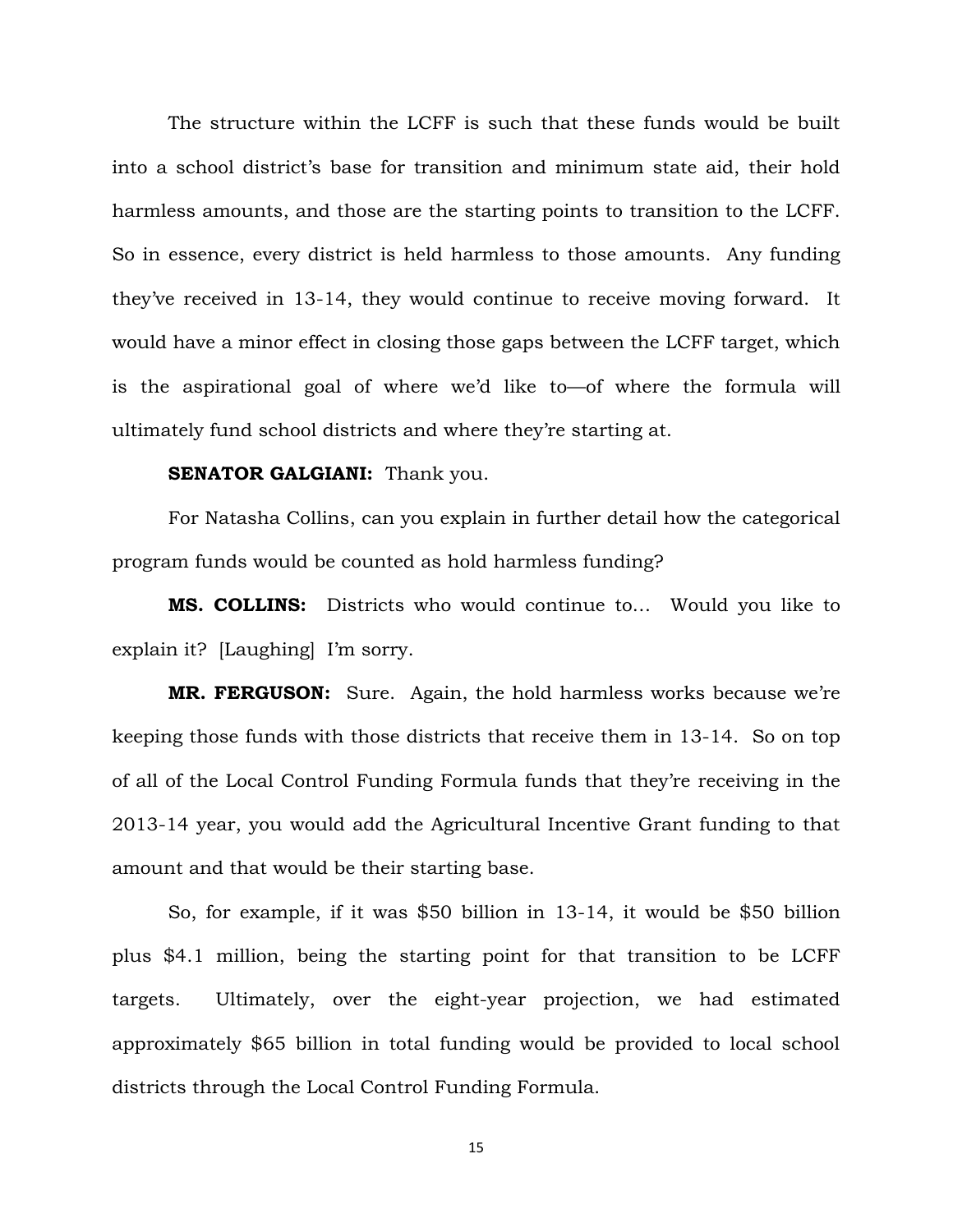The structure within the LCFF is such that these funds would be built into a school district's base for transition and minimum state aid, their hold harmless amounts, and those are the starting points to transition to the LCFF. So in essence, every district is held harmless to those amounts. Any funding they've received in 13-14, they would continue to receive moving forward. It would have a minor effect in closing those gaps between the LCFF target, which is the aspirational goal of where we'd like to—of where the formula will ultimately fund school districts and where they're starting at.

**SENATOR GALGIANI:** Thank you.

For Natasha Collins, can you explain in further detail how the categorical program funds would be counted as hold harmless funding?

**MS. COLLINS:** Districts who would continue to… Would you like to explain it? [Laughing] I'm sorry.

**MR. FERGUSON:** Sure. Again, the hold harmless works because we're keeping those funds with those districts that receive them in 13-14. So on top of all of the Local Control Funding Formula funds that they're receiving in the 2013-14 year, you would add the Agricultural Incentive Grant funding to that amount and that would be their starting base.

So, for example, if it was $50 billion in 13-14, it would be $50 billion plus $4.1 million, being the starting point for that transition to be LCFF targets. Ultimately, over the eight-year projection, we had estimated approximately $65 billion in total funding would be provided to local school districts through the Local Control Funding Formula.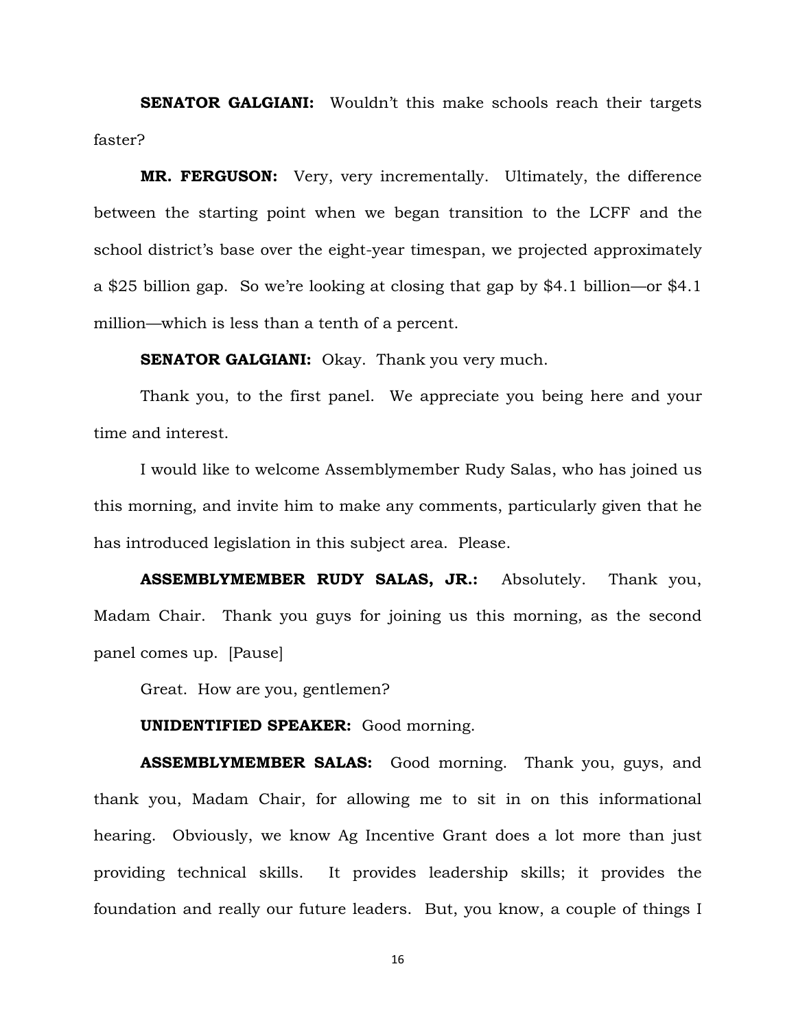**SENATOR GALGIANI:** Wouldn't this make schools reach their targets faster?

**MR. FERGUSON:** Very, very incrementally. Ultimately, the difference between the starting point when we began transition to the LCFF and the school district's base over the eight-year timespan, we projected approximately a $25 billion gap. So we're looking at closing that gap by $4.1 billion—or $4.1 million—which is less than a tenth of a percent.

**SENATOR GALGIANI:** Okay. Thank you very much.

Thank you, to the first panel. We appreciate you being here and your time and interest.

I would like to welcome Assemblymember Rudy Salas, who has joined us this morning, and invite him to make any comments, particularly given that he has introduced legislation in this subject area. Please.

**ASSEMBLYMEMBER RUDY SALAS, JR.:** Absolutely. Thank you, Madam Chair. Thank you guys for joining us this morning, as the second panel comes up. [Pause]

Great. How are you, gentlemen?

**UNIDENTIFIED SPEAKER:** Good morning.

**ASSEMBLYMEMBER SALAS:** Good morning. Thank you, guys, and thank you, Madam Chair, for allowing me to sit in on this informational hearing. Obviously, we know Ag Incentive Grant does a lot more than just providing technical skills. It provides leadership skills; it provides the foundation and really our future leaders. But, you know, a couple of things I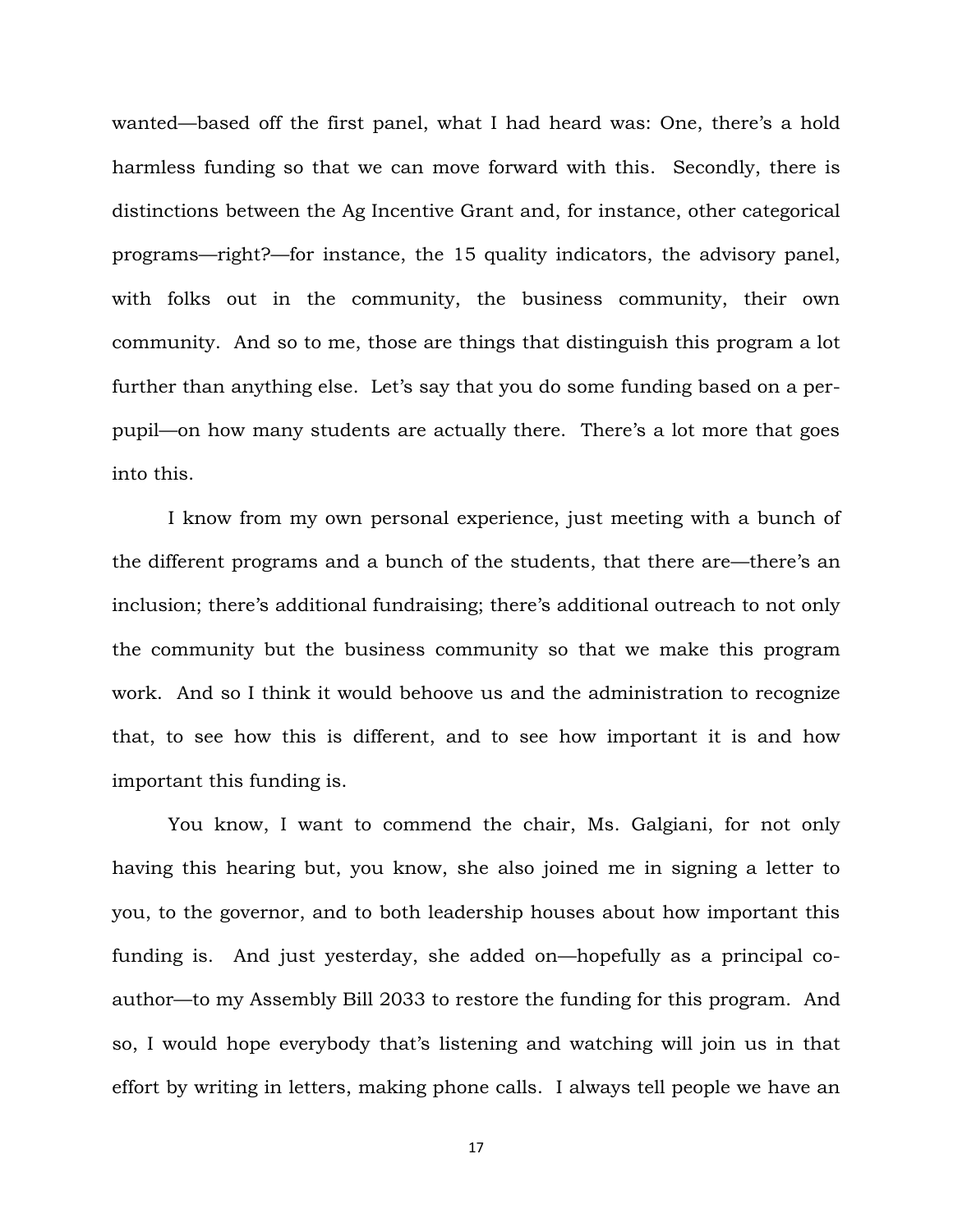wanted—based off the first panel, what I had heard was: One, there's a hold harmless funding so that we can move forward with this. Secondly, there is distinctions between the Ag Incentive Grant and, for instance, other categorical programs—right?—for instance, the 15 quality indicators, the advisory panel, with folks out in the community, the business community, their own community. And so to me, those are things that distinguish this program a lot further than anything else. Let's say that you do some funding based on a per-pupil—on how many students are actually there. There's a lot more that goes into this.

I know from my own personal experience, just meeting with a bunch of the different programs and a bunch of the students, that there are—there's an inclusion; there's additional fundraising; there's additional outreach to not only the community but the business community so that we make this program work. And so I think it would behoove us and the administration to recognize that, to see how this is different, and to see how important it is and how important this funding is.

You know, I want to commend the chair, Ms. Galgiani, for not only having this hearing but, you know, she also joined me in signing a letter to you, to the governor, and to both leadership houses about how important this funding is. And just yesterday, she added on—hopefully as a principal co-author—to my Assembly Bill 2033 to restore the funding for this program. And so, I would hope everybody that's listening and watching will join us in that effort by writing in letters, making phone calls. I always tell people we have an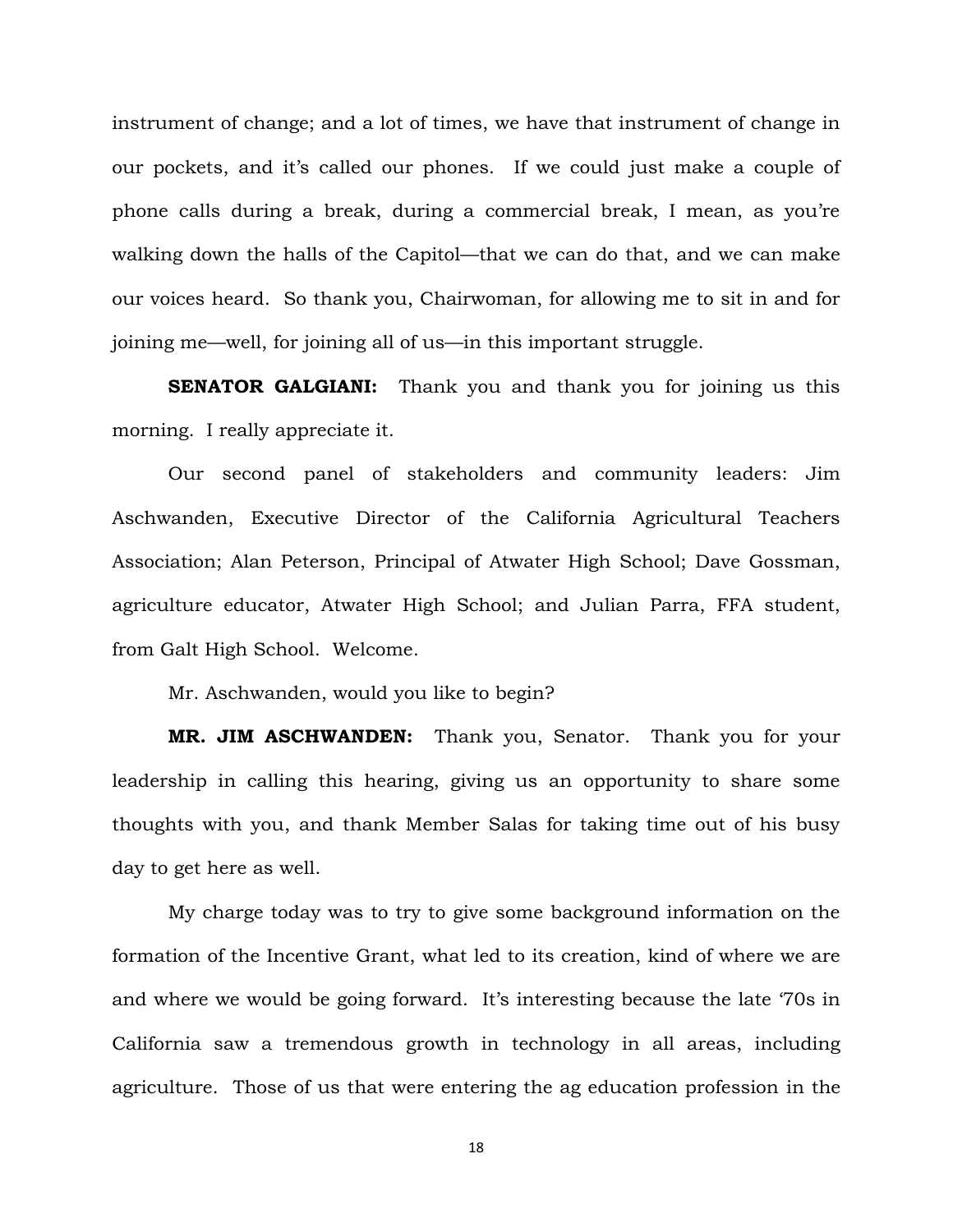instrument of change; and a lot of times, we have that instrument of change in our pockets, and it's called our phones. If we could just make a couple of phone calls during a break, during a commercial break, I mean, as you're walking down the halls of the Capitol—that we can do that, and we can make our voices heard. So thank you, Chairwoman, for allowing me to sit in and for joining me—well, for joining all of us—in this important struggle.

**SENATOR GALGIANI:** Thank you and thank you for joining us this morning. I really appreciate it.

Our second panel of stakeholders and community leaders: Jim Aschwanden, Executive Director of the California Agricultural Teachers Association; Alan Peterson, Principal of Atwater High School; Dave Gossman, agriculture educator, Atwater High School; and Julian Parra, FFA student, from Galt High School. Welcome.

Mr. Aschwanden, would you like to begin?

**MR. JIM ASCHWANDEN:** Thank you, Senator. Thank you for your leadership in calling this hearing, giving us an opportunity to share some thoughts with you, and thank Member Salas for taking time out of his busy day to get here as well.

My charge today was to try to give some background information on the formation of the Incentive Grant, what led to its creation, kind of where we are and where we would be going forward. It's interesting because the late '70s in California saw a tremendous growth in technology in all areas, including agriculture. Those of us that were entering the ag education profession in the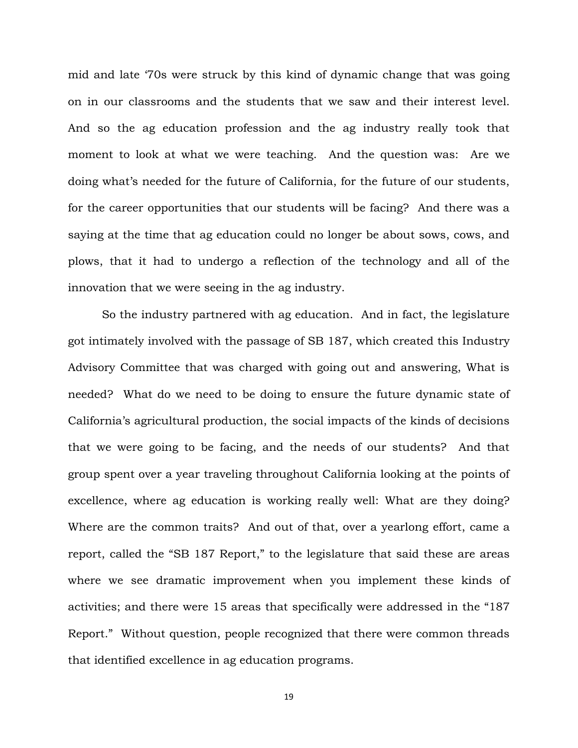mid and late '70s were struck by this kind of dynamic change that was going on in our classrooms and the students that we saw and their interest level. And so the ag education profession and the ag industry really took that moment to look at what we were teaching. And the question was: Are we doing what's needed for the future of California, for the future of our students, for the career opportunities that our students will be facing? And there was a saying at the time that ag education could no longer be about sows, cows, and plows, that it had to undergo a reflection of the technology and all of the innovation that we were seeing in the ag industry.

So the industry partnered with ag education. And in fact, the legislature got intimately involved with the passage of SB 187, which created this Industry Advisory Committee that was charged with going out and answering, What is needed? What do we need to be doing to ensure the future dynamic state of California's agricultural production, the social impacts of the kinds of decisions that we were going to be facing, and the needs of our students? And that group spent over a year traveling throughout California looking at the points of excellence, where ag education is working really well: What are they doing? Where are the common traits? And out of that, over a yearlong effort, came a report, called the "SB 187 Report," to the legislature that said these are areas where we see dramatic improvement when you implement these kinds of activities; and there were 15 areas that specifically were addressed in the "187 Report." Without question, people recognized that there were common threads that identified excellence in ag education programs.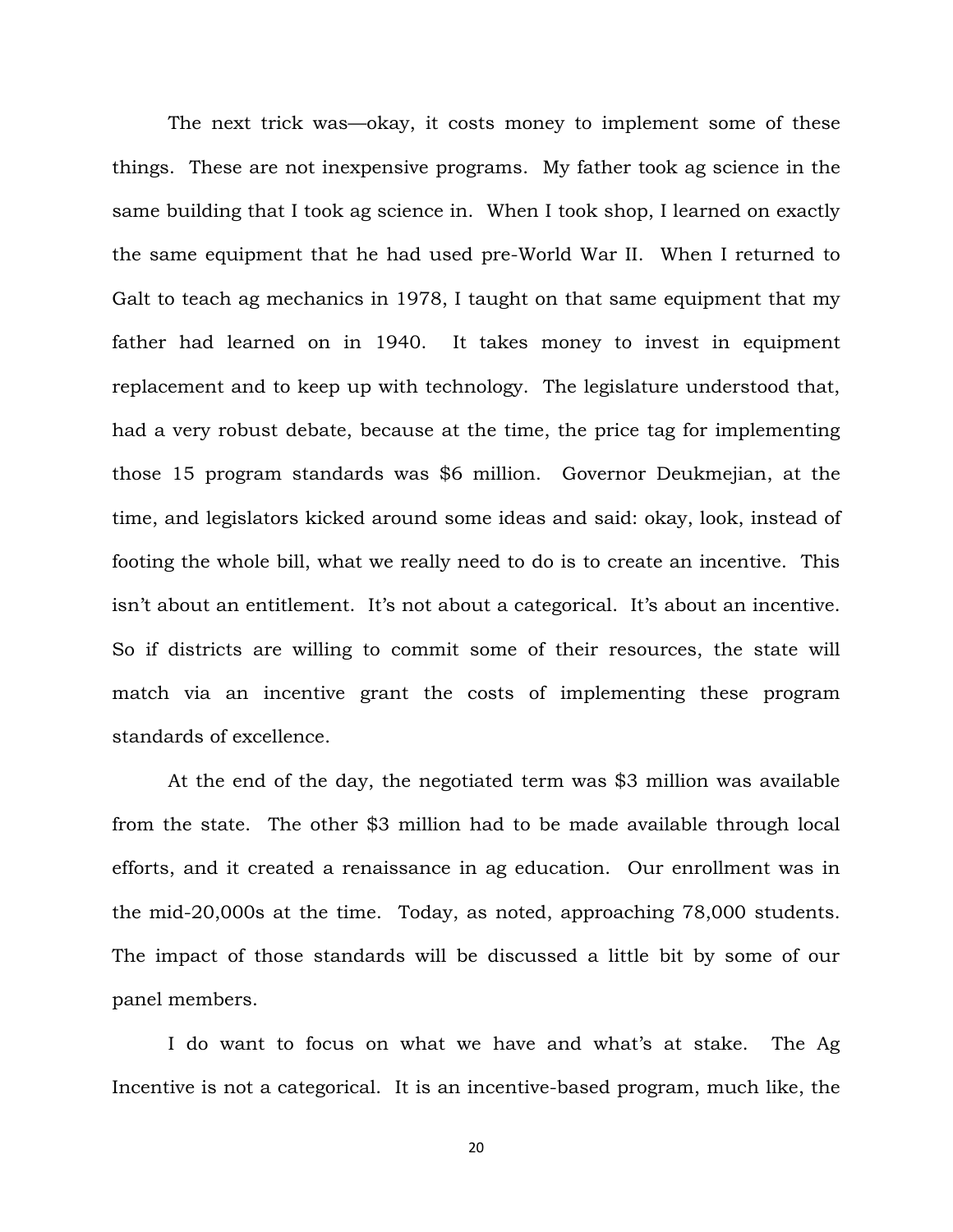The next trick was—okay, it costs money to implement some of these things. These are not inexpensive programs. My father took ag science in the same building that I took ag science in. When I took shop, I learned on exactly the same equipment that he had used pre-World War II. When I returned to Galt to teach ag mechanics in 1978, I taught on that same equipment that my father had learned on in 1940. It takes money to invest in equipment replacement and to keep up with technology. The legislature understood that, had a very robust debate, because at the time, the price tag for implementing those 15 program standards was $6 million. Governor Deukmejian, at the time, and legislators kicked around some ideas and said: okay, look, instead of footing the whole bill, what we really need to do is to create an incentive. This isn't about an entitlement. It's not about a categorical. It's about an incentive. So if districts are willing to commit some of their resources, the state will match via an incentive grant the costs of implementing these program standards of excellence.

At the end of the day, the negotiated term was $3 million was available from the state. The other $3 million had to be made available through local efforts, and it created a renaissance in ag education. Our enrollment was in the mid-20,000s at the time. Today, as noted, approaching 78,000 students. The impact of those standards will be discussed a little bit by some of our panel members.

I do want to focus on what we have and what's at stake. The Ag Incentive is not a categorical. It is an incentive-based program, much like, the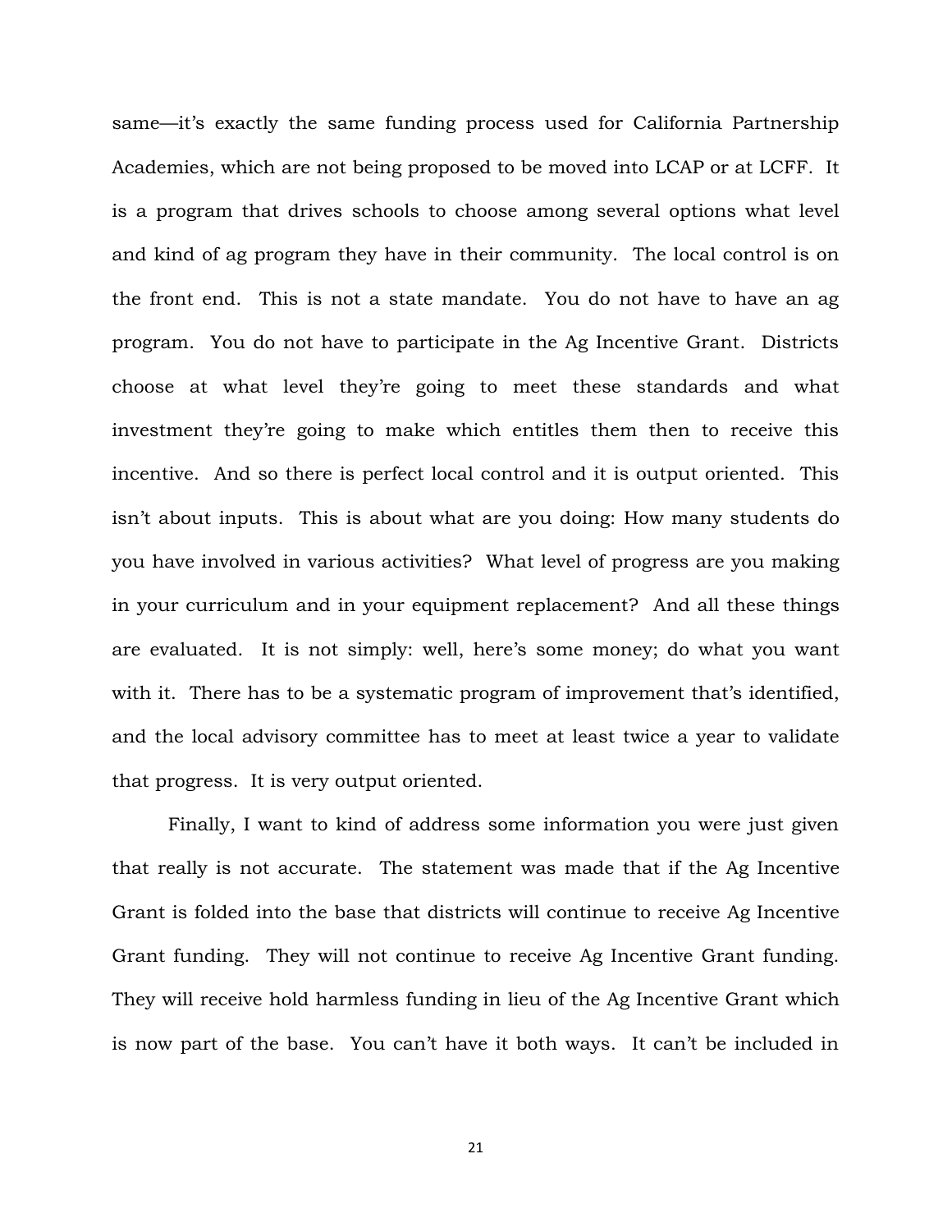same—it's exactly the same funding process used for California Partnership Academies, which are not being proposed to be moved into LCAP or at LCFF. It is a program that drives schools to choose among several options what level and kind of ag program they have in their community. The local control is on the front end. This is not a state mandate. You do not have to have an ag program. You do not have to participate in the Ag Incentive Grant. Districts choose at what level they're going to meet these standards and what investment they're going to make which entitles them then to receive this incentive. And so there is perfect local control and it is output oriented. This isn't about inputs. This is about what are you doing: How many students do you have involved in various activities? What level of progress are you making in your curriculum and in your equipment replacement? And all these things are evaluated. It is not simply: well, here's some money; do what you want with it. There has to be a systematic program of improvement that's identified, and the local advisory committee has to meet at least twice a year to validate that progress. It is very output oriented.

Finally, I want to kind of address some information you were just given that really is not accurate. The statement was made that if the Ag Incentive Grant is folded into the base that districts will continue to receive Ag Incentive Grant funding. They will not continue to receive Ag Incentive Grant funding. They will receive hold harmless funding in lieu of the Ag Incentive Grant which is now part of the base. You can't have it both ways. It can't be included in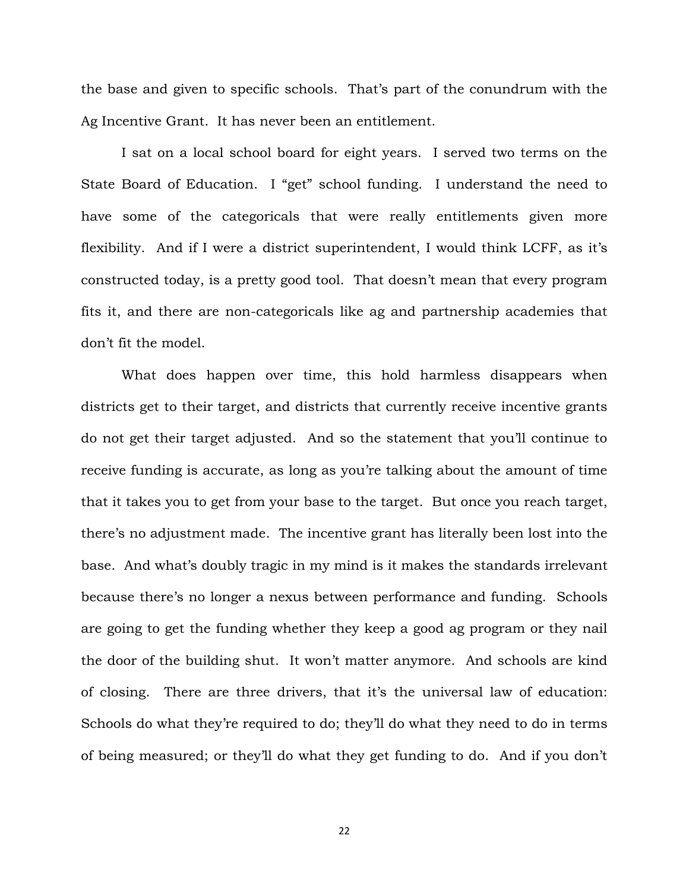the base and given to specific schools. That's part of the conundrum with the Ag Incentive Grant. It has never been an entitlement.

I sat on a local school board for eight years. I served two terms on the State Board of Education. I "get" school funding. I understand the need to have some of the categoricals that were really entitlements given more flexibility. And if I were a district superintendent, I would think LCFF, as it's constructed today, is a pretty good tool. That doesn't mean that every program fits it, and there are non-categoricals like ag and partnership academies that don't fit the model.

What does happen over time, this hold harmless disappears when districts get to their target, and districts that currently receive incentive grants do not get their target adjusted. And so the statement that you'll continue to receive funding is accurate, as long as you're talking about the amount of time that it takes you to get from your base to the target. But once you reach target, there's no adjustment made. The incentive grant has literally been lost into the base. And what's doubly tragic in my mind is it makes the standards irrelevant because there's no longer a nexus between performance and funding. Schools are going to get the funding whether they keep a good ag program or they nail the door of the building shut. It won't matter anymore. And schools are kind of closing. There are three drivers, that it's the universal law of education: Schools do what they're required to do; they'll do what they need to do in terms of being measured; or they'll do what they get funding to do. And if you don't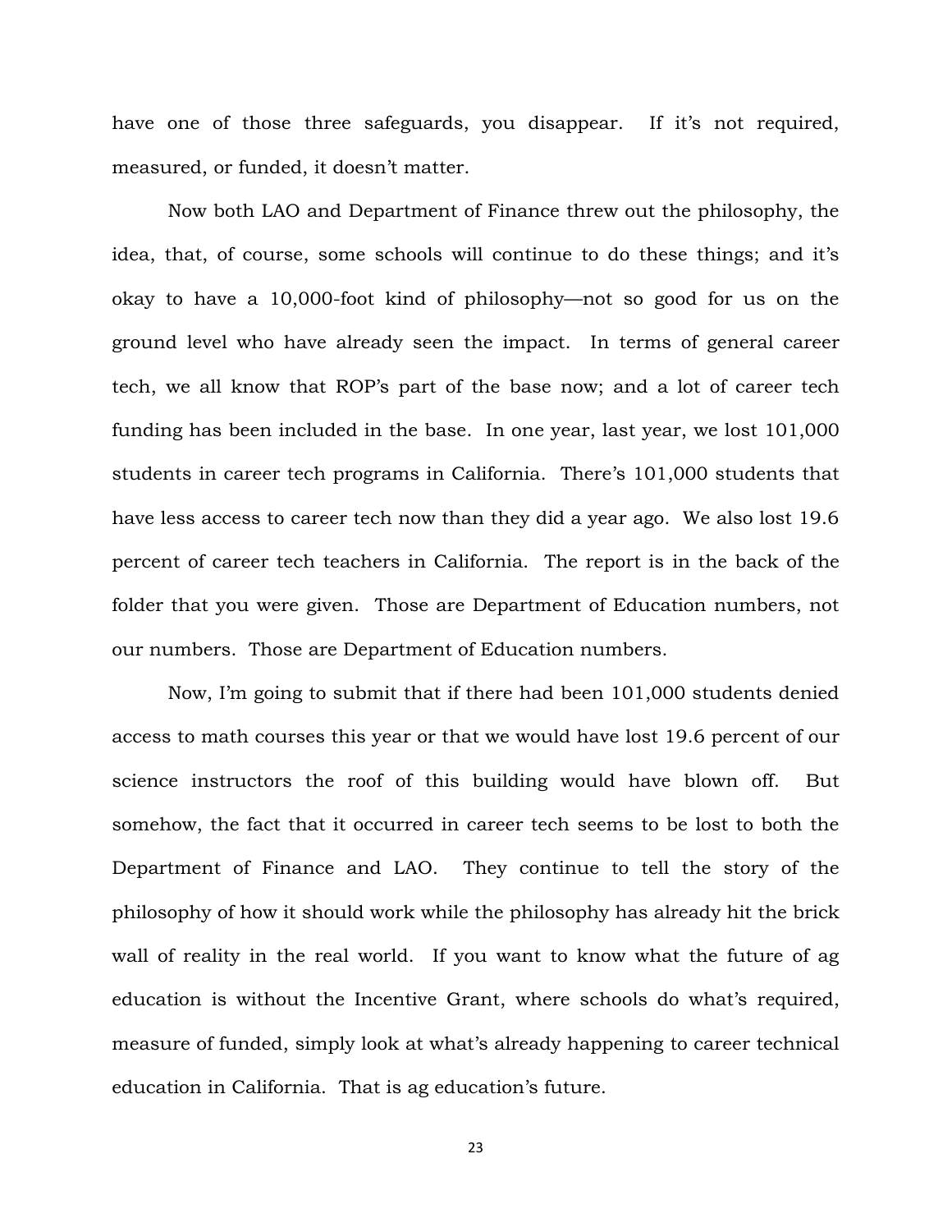have one of those three safeguards, you disappear. If it's not required, measured, or funded, it doesn't matter.

Now both LAO and Department of Finance threw out the philosophy, the idea, that, of course, some schools will continue to do these things; and it's okay to have a 10,000-foot kind of philosophy—not so good for us on the ground level who have already seen the impact. In terms of general career tech, we all know that ROP's part of the base now; and a lot of career tech funding has been included in the base. In one year, last year, we lost 101,000 students in career tech programs in California. There's 101,000 students that have less access to career tech now than they did a year ago. We also lost 19.6 percent of career tech teachers in California. The report is in the back of the folder that you were given. Those are Department of Education numbers, not our numbers. Those are Department of Education numbers.

Now, I'm going to submit that if there had been 101,000 students denied access to math courses this year or that we would have lost 19.6 percent of our science instructors the roof of this building would have blown off. But somehow, the fact that it occurred in career tech seems to be lost to both the Department of Finance and LAO. They continue to tell the story of the philosophy of how it should work while the philosophy has already hit the brick wall of reality in the real world. If you want to know what the future of ag education is without the Incentive Grant, where schools do what's required, measure of funded, simply look at what's already happening to career technical education in California. That is ag education's future.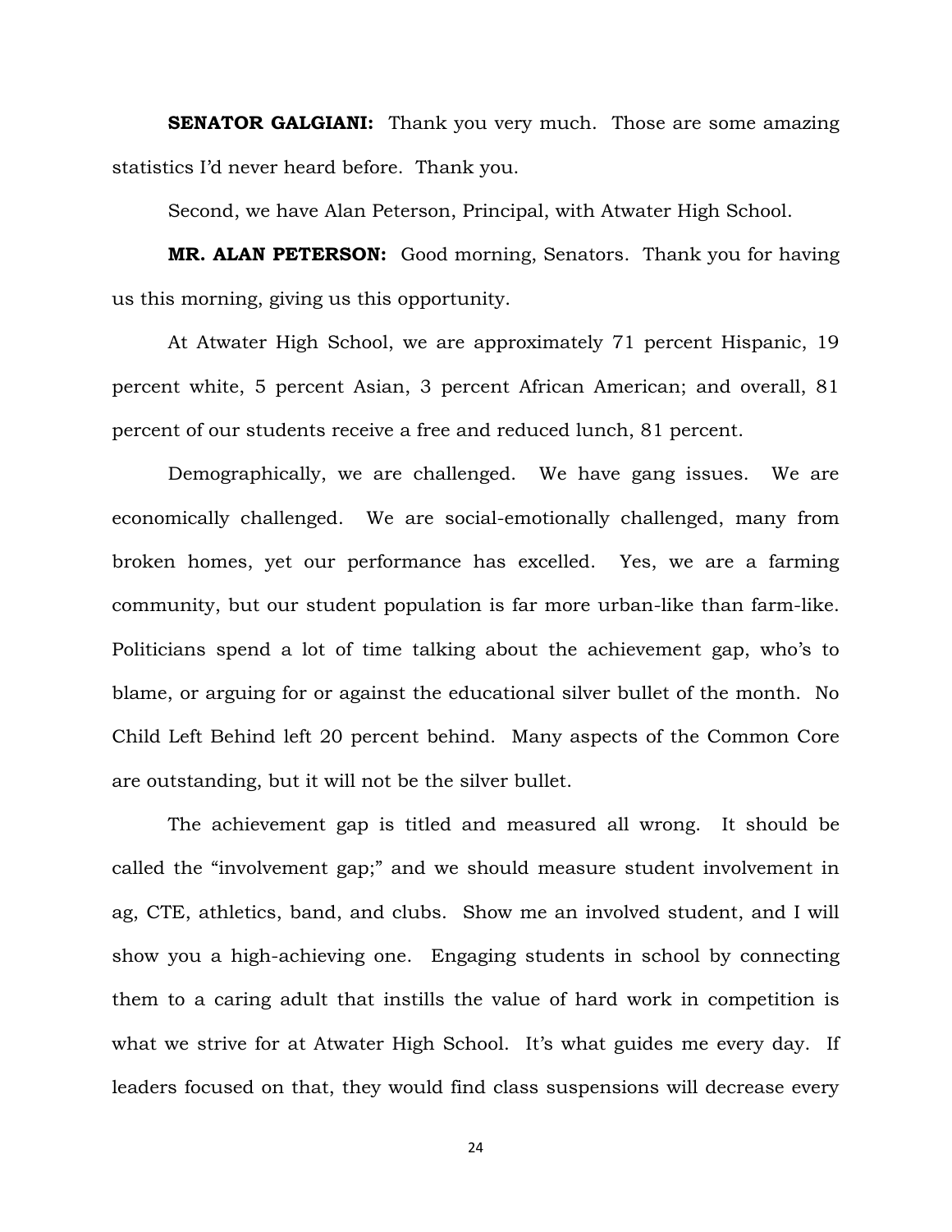**SENATOR GALGIANI:** Thank you very much. Those are some amazing statistics I'd never heard before. Thank you.

Second, we have Alan Peterson, Principal, with Atwater High School.

**MR. ALAN PETERSON:** Good morning, Senators. Thank you for having us this morning, giving us this opportunity.

At Atwater High School, we are approximately 71 percent Hispanic, 19 percent white, 5 percent Asian, 3 percent African American; and overall, 81 percent of our students receive a free and reduced lunch, 81 percent.

Demographically, we are challenged. We have gang issues. We are economically challenged. We are social-emotionally challenged, many from broken homes, yet our performance has excelled. Yes, we are a farming community, but our student population is far more urban-like than farm-like. Politicians spend a lot of time talking about the achievement gap, who's to blame, or arguing for or against the educational silver bullet of the month. No Child Left Behind left 20 percent behind. Many aspects of the Common Core are outstanding, but it will not be the silver bullet.

The achievement gap is titled and measured all wrong. It should be called the "involvement gap;" and we should measure student involvement in ag, CTE, athletics, band, and clubs. Show me an involved student, and I will show you a high-achieving one. Engaging students in school by connecting them to a caring adult that instills the value of hard work in competition is what we strive for at Atwater High School. It's what guides me every day. If leaders focused on that, they would find class suspensions will decrease every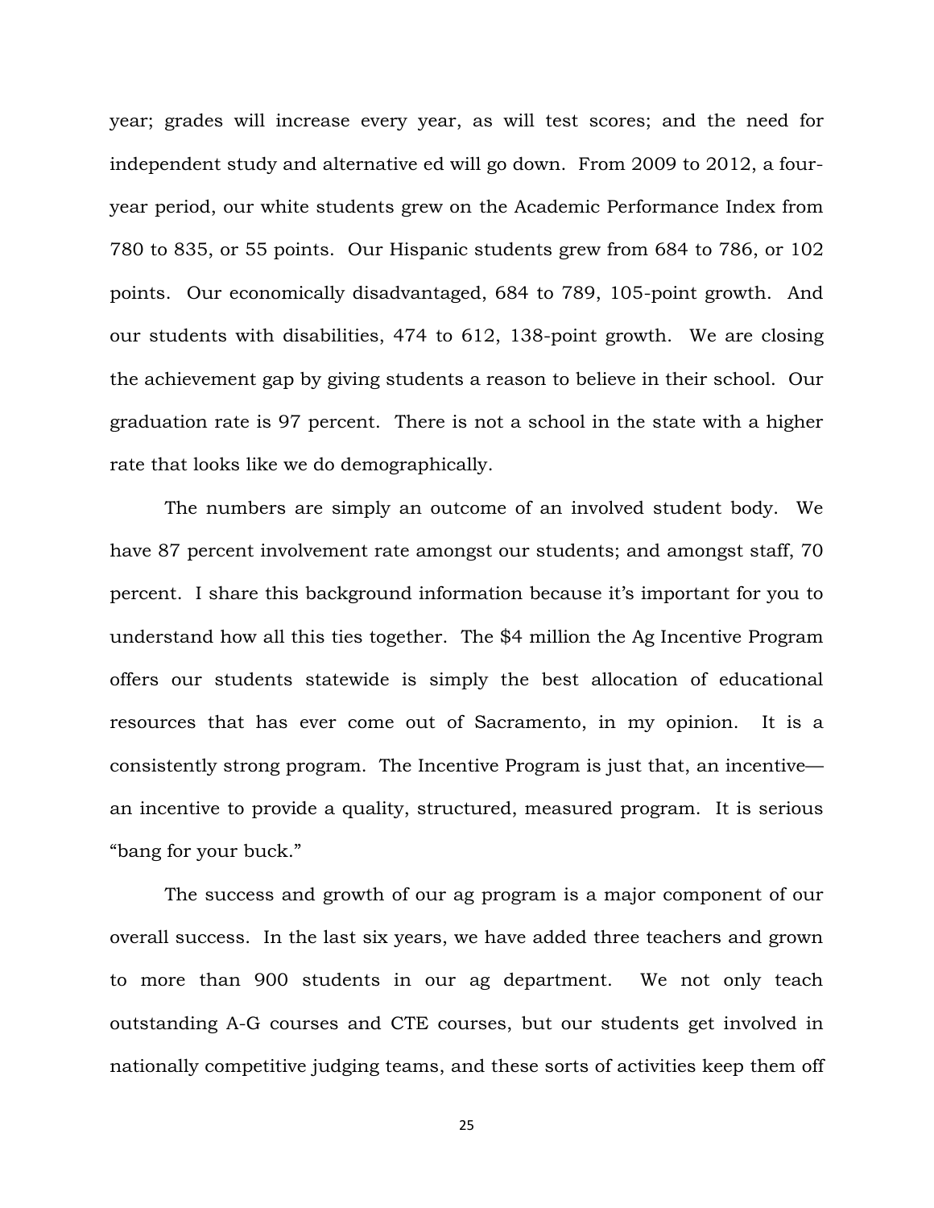year; grades will increase every year, as will test scores; and the need for independent study and alternative ed will go down. From 2009 to 2012, a four-year period, our white students grew on the Academic Performance Index from 780 to 835, or 55 points. Our Hispanic students grew from 684 to 786, or 102 points. Our economically disadvantaged, 684 to 789, 105-point growth. And our students with disabilities, 474 to 612, 138-point growth. We are closing the achievement gap by giving students a reason to believe in their school. Our graduation rate is 97 percent. There is not a school in the state with a higher rate that looks like we do demographically.

The numbers are simply an outcome of an involved student body. We have 87 percent involvement rate amongst our students; and amongst staff, 70 percent. I share this background information because it's important for you to understand how all this ties together. The $4 million the Ag Incentive Program offers our students statewide is simply the best allocation of educational resources that has ever come out of Sacramento, in my opinion. It is a consistently strong program. The Incentive Program is just that, an incentive—an incentive to provide a quality, structured, measured program. It is serious "bang for your buck."

The success and growth of our ag program is a major component of our overall success. In the last six years, we have added three teachers and grown to more than 900 students in our ag department. We not only teach outstanding A-G courses and CTE courses, but our students get involved in nationally competitive judging teams, and these sorts of activities keep them off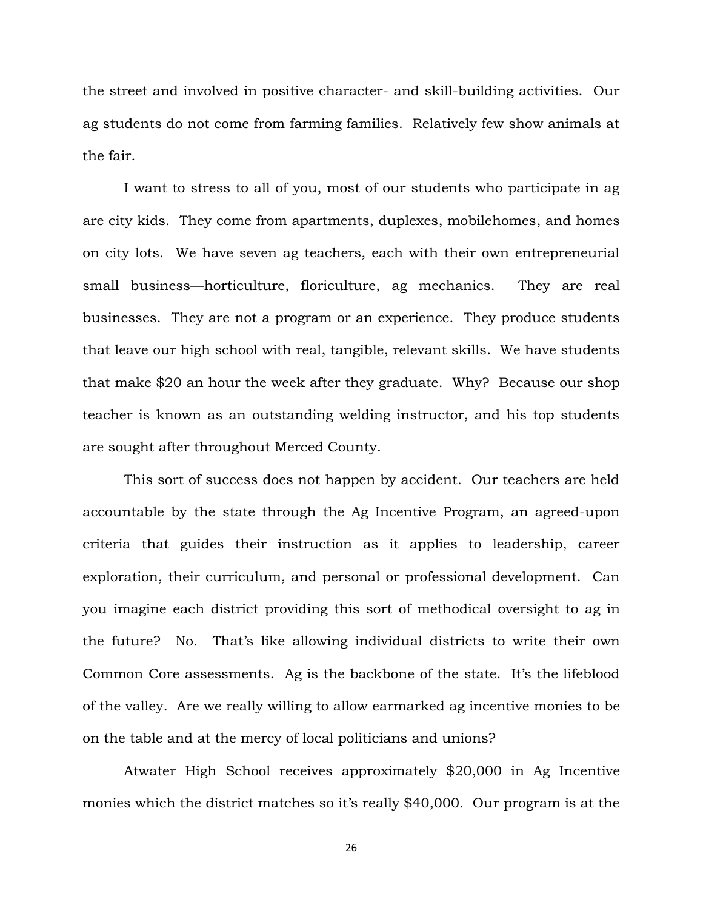the street and involved in positive character- and skill-building activities. Our ag students do not come from farming families. Relatively few show animals at the fair.

I want to stress to all of you, most of our students who participate in ag are city kids. They come from apartments, duplexes, mobilehomes, and homes on city lots. We have seven ag teachers, each with their own entrepreneurial small business—horticulture, floriculture, ag mechanics. They are real businesses. They are not a program or an experience. They produce students that leave our high school with real, tangible, relevant skills. We have students that make $20 an hour the week after they graduate. Why? Because our shop teacher is known as an outstanding welding instructor, and his top students are sought after throughout Merced County.

This sort of success does not happen by accident. Our teachers are held accountable by the state through the Ag Incentive Program, an agreed-upon criteria that guides their instruction as it applies to leadership, career exploration, their curriculum, and personal or professional development. Can you imagine each district providing this sort of methodical oversight to ag in the future? No. That's like allowing individual districts to write their own Common Core assessments. Ag is the backbone of the state. It's the lifeblood of the valley. Are we really willing to allow earmarked ag incentive monies to be on the table and at the mercy of local politicians and unions?

Atwater High School receives approximately $20,000 in Ag Incentive monies which the district matches so it's really $40,000. Our program is at the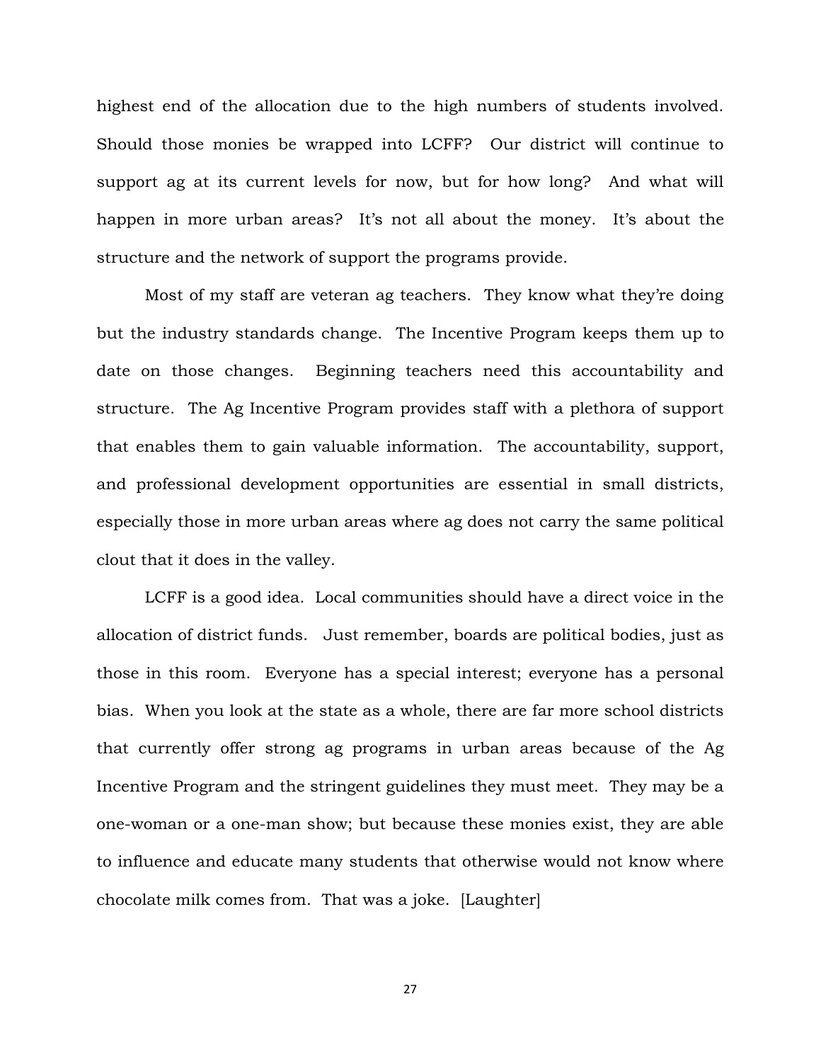highest end of the allocation due to the high numbers of students involved. Should those monies be wrapped into LCFF? Our district will continue to support ag at its current levels for now, but for how long? And what will happen in more urban areas? It's not all about the money. It's about the structure and the network of support the programs provide.

Most of my staff are veteran ag teachers. They know what they're doing but the industry standards change. The Incentive Program keeps them up to date on those changes. Beginning teachers need this accountability and structure. The Ag Incentive Program provides staff with a plethora of support that enables them to gain valuable information. The accountability, support, and professional development opportunities are essential in small districts, especially those in more urban areas where ag does not carry the same political clout that it does in the valley.

LCFF is a good idea. Local communities should have a direct voice in the allocation of district funds. Just remember, boards are political bodies, just as those in this room. Everyone has a special interest; everyone has a personal bias. When you look at the state as a whole, there are far more school districts that currently offer strong ag programs in urban areas because of the Ag Incentive Program and the stringent guidelines they must meet. They may be a one-woman or a one-man show; but because these monies exist, they are able to influence and educate many students that otherwise would not know where chocolate milk comes from. That was a joke. [Laughter]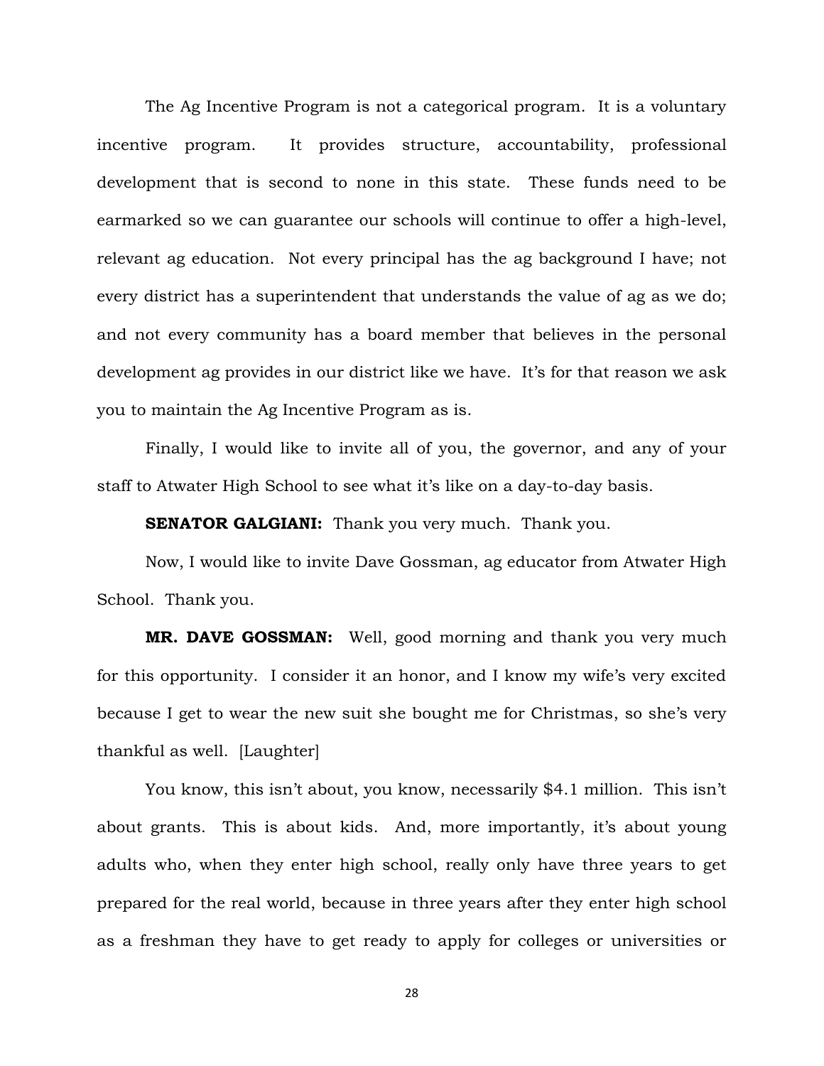The Ag Incentive Program is not a categorical program. It is a voluntary incentive program. It provides structure, accountability, professional development that is second to none in this state. These funds need to be earmarked so we can guarantee our schools will continue to offer a high-level, relevant ag education. Not every principal has the ag background I have; not every district has a superintendent that understands the value of ag as we do; and not every community has a board member that believes in the personal development ag provides in our district like we have. It's for that reason we ask you to maintain the Ag Incentive Program as is.

Finally, I would like to invite all of you, the governor, and any of your staff to Atwater High School to see what it's like on a day-to-day basis.

**SENATOR GALGIANI:** Thank you very much. Thank you.

Now, I would like to invite Dave Gossman, ag educator from Atwater High School. Thank you.

**MR. DAVE GOSSMAN:** Well, good morning and thank you very much for this opportunity. I consider it an honor, and I know my wife's very excited because I get to wear the new suit she bought me for Christmas, so she's very thankful as well. [Laughter]

You know, this isn't about, you know, necessarily $4.1 million. This isn't about grants. This is about kids. And, more importantly, it's about young adults who, when they enter high school, really only have three years to get prepared for the real world, because in three years after they enter high school as a freshman they have to get ready to apply for colleges or universities or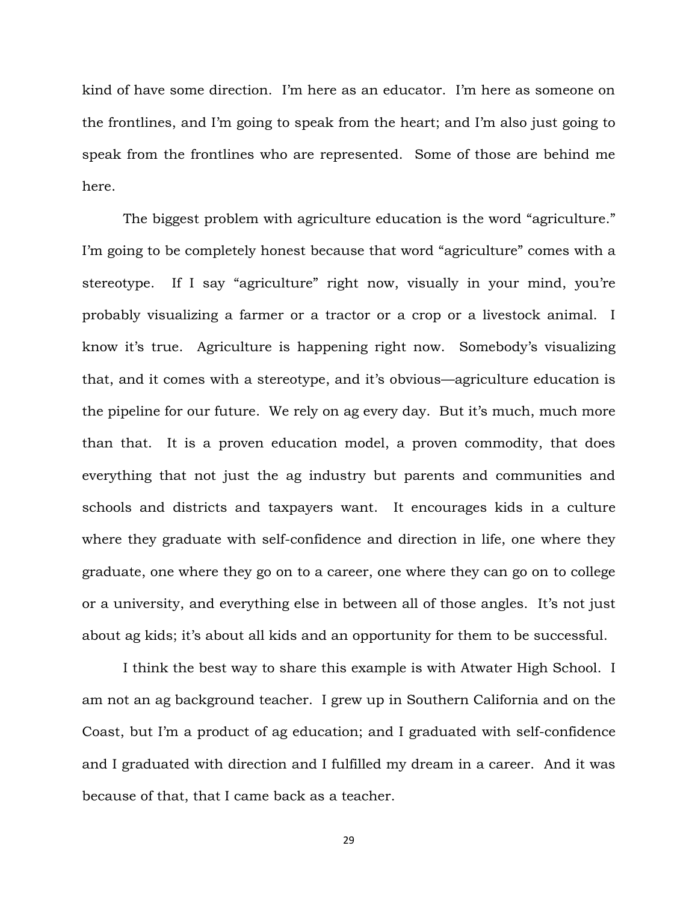kind of have some direction. I'm here as an educator. I'm here as someone on the frontlines, and I'm going to speak from the heart; and I'm also just going to speak from the frontlines who are represented. Some of those are behind me here.

The biggest problem with agriculture education is the word "agriculture." I'm going to be completely honest because that word "agriculture" comes with a stereotype. If I say "agriculture" right now, visually in your mind, you're probably visualizing a farmer or a tractor or a crop or a livestock animal. I know it's true. Agriculture is happening right now. Somebody's visualizing that, and it comes with a stereotype, and it's obvious—agriculture education is the pipeline for our future. We rely on ag every day. But it's much, much more than that. It is a proven education model, a proven commodity, that does everything that not just the ag industry but parents and communities and schools and districts and taxpayers want. It encourages kids in a culture where they graduate with self-confidence and direction in life, one where they graduate, one where they go on to a career, one where they can go on to college or a university, and everything else in between all of those angles. It's not just about ag kids; it's about all kids and an opportunity for them to be successful.

I think the best way to share this example is with Atwater High School. I am not an ag background teacher. I grew up in Southern California and on the Coast, but I'm a product of ag education; and I graduated with self-confidence and I graduated with direction and I fulfilled my dream in a career. And it was because of that, that I came back as a teacher.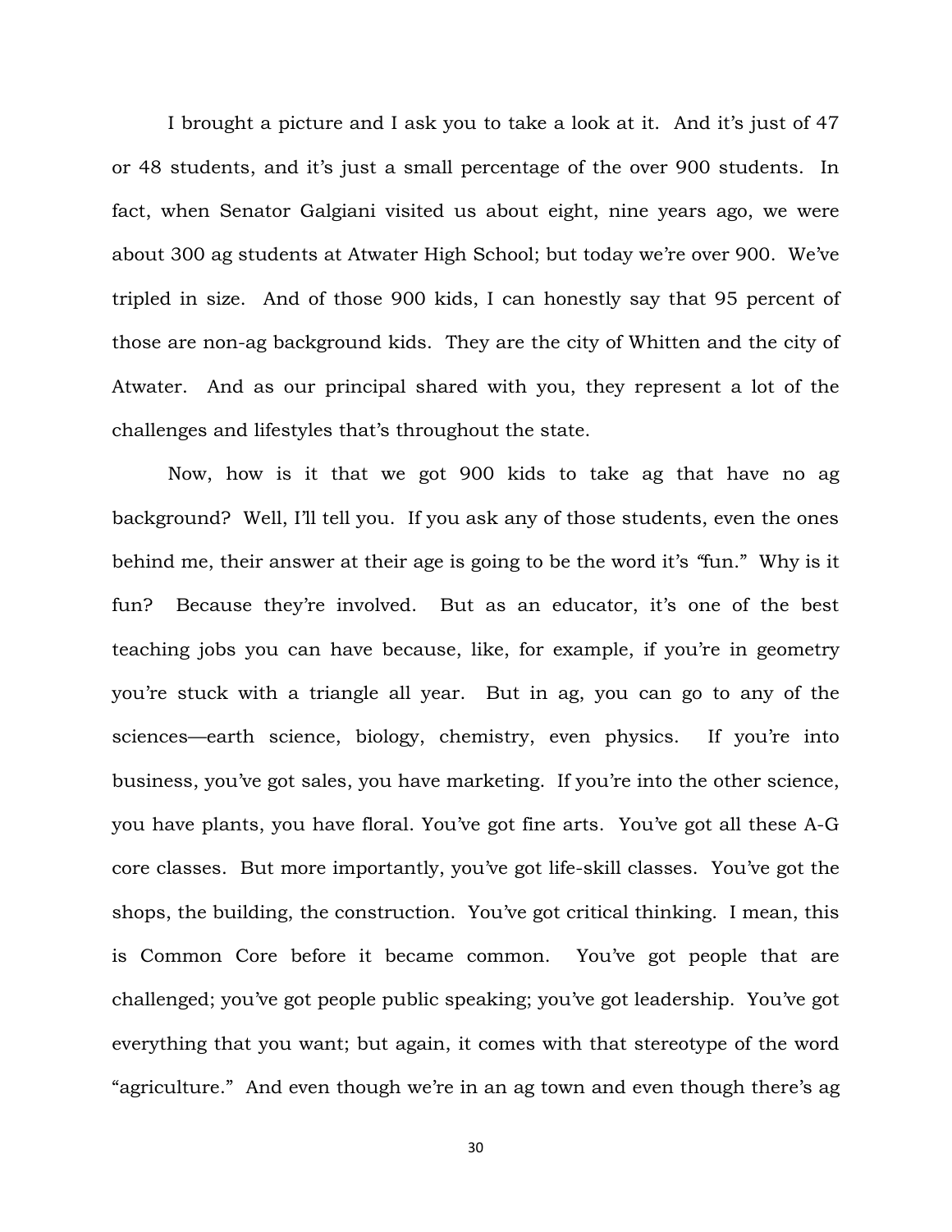I brought a picture and I ask you to take a look at it. And it's just of 47 or 48 students, and it's just a small percentage of the over 900 students. In fact, when Senator Galgiani visited us about eight, nine years ago, we were about 300 ag students at Atwater High School; but today we're over 900. We've tripled in size. And of those 900 kids, I can honestly say that 95 percent of those are non-ag background kids. They are the city of Whitten and the city of Atwater. And as our principal shared with you, they represent a lot of the challenges and lifestyles that's throughout the state.

Now, how is it that we got 900 kids to take ag that have no ag background? Well, I'll tell you. If you ask any of those students, even the ones behind me, their answer at their age is going to be the word it's "fun." Why is it fun? Because they're involved. But as an educator, it's one of the best teaching jobs you can have because, like, for example, if you're in geometry you're stuck with a triangle all year. But in ag, you can go to any of the sciences—earth science, biology, chemistry, even physics. If you're into business, you've got sales, you have marketing. If you're into the other science, you have plants, you have floral. You've got fine arts. You've got all these A-G core classes. But more importantly, you've got life-skill classes. You've got the shops, the building, the construction. You've got critical thinking. I mean, this is Common Core before it became common. You've got people that are challenged; you've got people public speaking; you've got leadership. You've got everything that you want; but again, it comes with that stereotype of the word "agriculture." And even though we're in an ag town and even though there's ag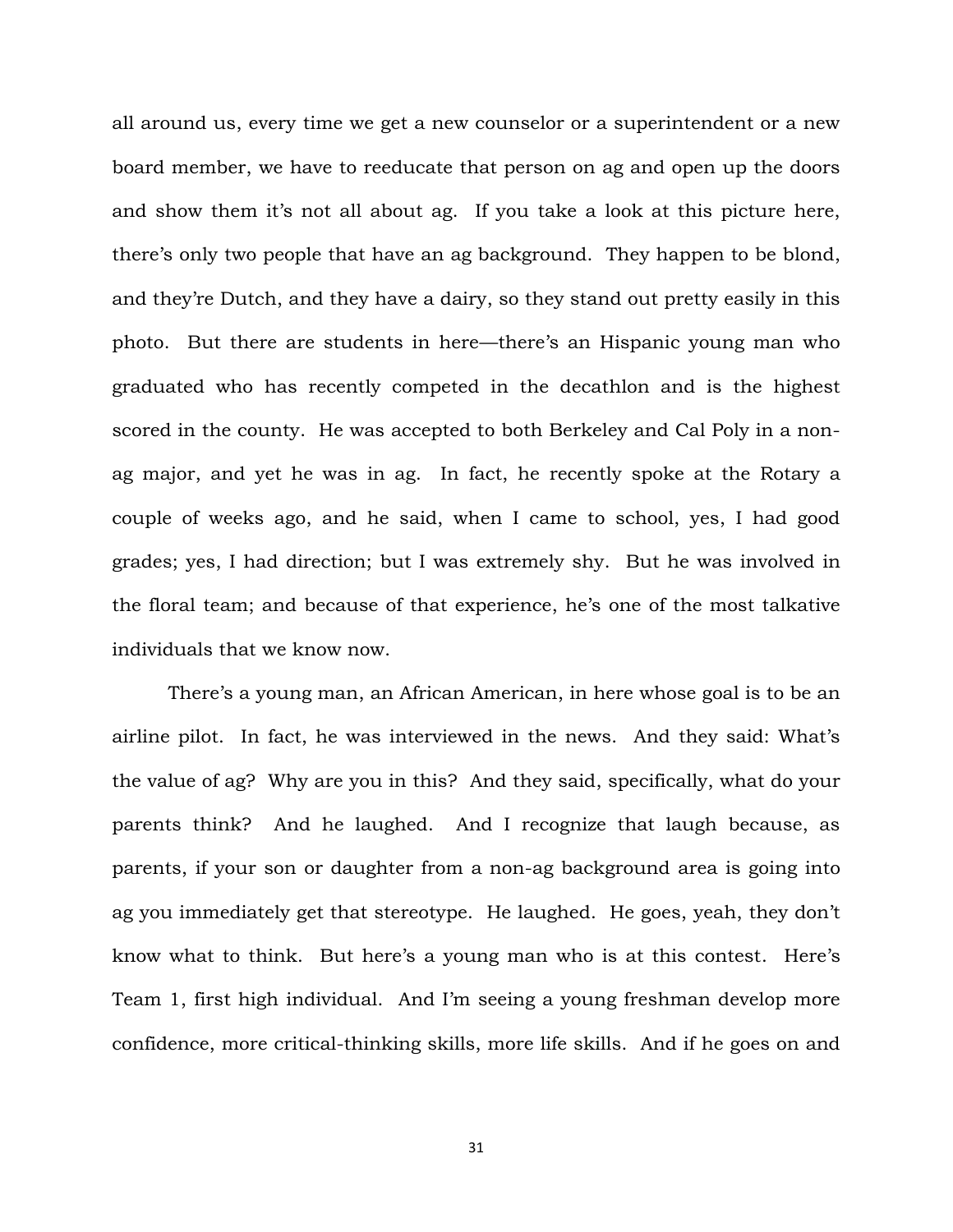all around us, every time we get a new counselor or a superintendent or a new board member, we have to reeducate that person on ag and open up the doors and show them it's not all about ag. If you take a look at this picture here, there's only two people that have an ag background. They happen to be blond, and they're Dutch, and they have a dairy, so they stand out pretty easily in this photo. But there are students in here—there's an Hispanic young man who graduated who has recently competed in the decathlon and is the highest scored in the county. He was accepted to both Berkeley and Cal Poly in a non-ag major, and yet he was in ag. In fact, he recently spoke at the Rotary a couple of weeks ago, and he said, when I came to school, yes, I had good grades; yes, I had direction; but I was extremely shy. But he was involved in the floral team; and because of that experience, he's one of the most talkative individuals that we know now.

There's a young man, an African American, in here whose goal is to be an airline pilot. In fact, he was interviewed in the news. And they said: What's the value of ag? Why are you in this? And they said, specifically, what do your parents think? And he laughed. And I recognize that laugh because, as parents, if your son or daughter from a non-ag background area is going into ag you immediately get that stereotype. He laughed. He goes, yeah, they don't know what to think. But here's a young man who is at this contest. Here's Team 1, first high individual. And I'm seeing a young freshman develop more confidence, more critical-thinking skills, more life skills. And if he goes on and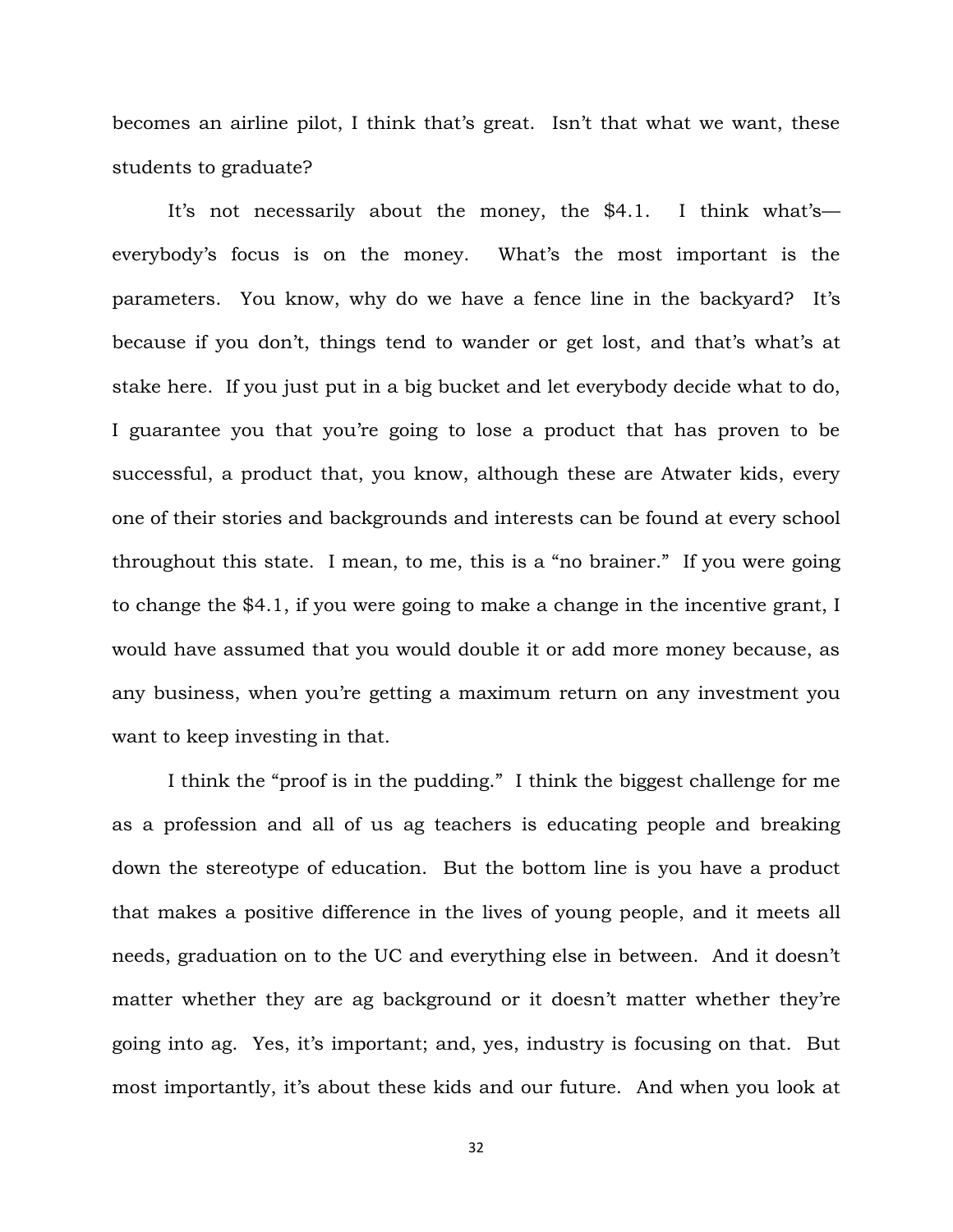becomes an airline pilot, I think that's great. Isn't that what we want, these students to graduate?

It's not necessarily about the money, the $4.1. I think what's—everybody's focus is on the money. What's the most important is the parameters. You know, why do we have a fence line in the backyard? It's because if you don't, things tend to wander or get lost, and that's what's at stake here. If you just put in a big bucket and let everybody decide what to do, I guarantee you that you're going to lose a product that has proven to be successful, a product that, you know, although these are Atwater kids, every one of their stories and backgrounds and interests can be found at every school throughout this state. I mean, to me, this is a "no brainer." If you were going to change the $4.1, if you were going to make a change in the incentive grant, I would have assumed that you would double it or add more money because, as any business, when you're getting a maximum return on any investment you want to keep investing in that.

I think the "proof is in the pudding." I think the biggest challenge for me as a profession and all of us ag teachers is educating people and breaking down the stereotype of education. But the bottom line is you have a product that makes a positive difference in the lives of young people, and it meets all needs, graduation on to the UC and everything else in between. And it doesn't matter whether they are ag background or it doesn't matter whether they're going into ag. Yes, it's important; and, yes, industry is focusing on that. But most importantly, it's about these kids and our future. And when you look at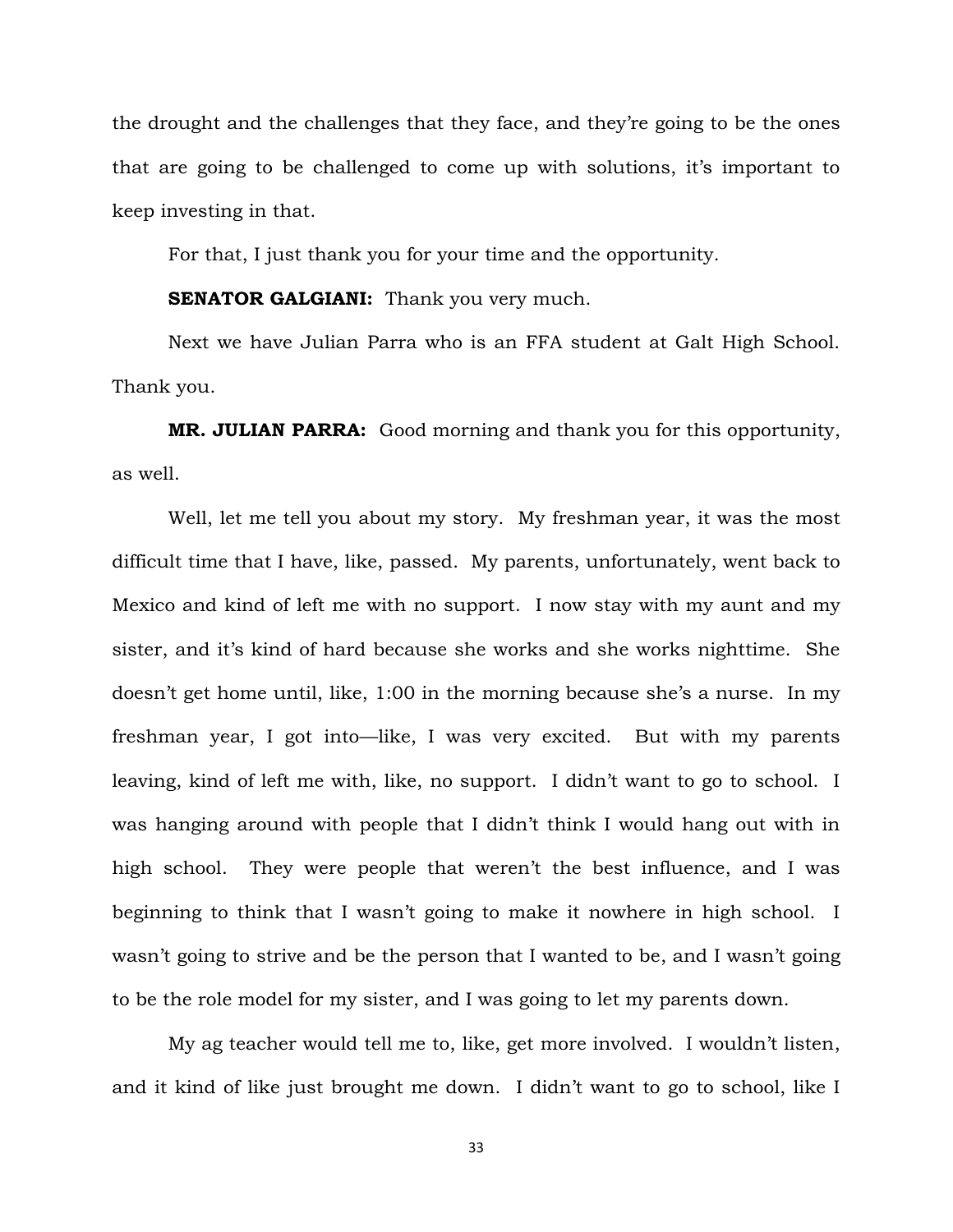the drought and the challenges that they face, and they're going to be the ones that are going to be challenged to come up with solutions, it's important to keep investing in that.

For that, I just thank you for your time and the opportunity.

**SENATOR GALGIANI:** Thank you very much.

Next we have Julian Parra who is an FFA student at Galt High School. Thank you.

**MR. JULIAN PARRA:** Good morning and thank you for this opportunity, as well.

Well, let me tell you about my story. My freshman year, it was the most difficult time that I have, like, passed. My parents, unfortunately, went back to Mexico and kind of left me with no support. I now stay with my aunt and my sister, and it's kind of hard because she works and she works nighttime. She doesn't get home until, like, 1:00 in the morning because she's a nurse. In my freshman year, I got into—like, I was very excited. But with my parents leaving, kind of left me with, like, no support. I didn't want to go to school. I was hanging around with people that I didn't think I would hang out with in high school. They were people that weren't the best influence, and I was beginning to think that I wasn't going to make it nowhere in high school. I wasn't going to strive and be the person that I wanted to be, and I wasn't going to be the role model for my sister, and I was going to let my parents down.

My ag teacher would tell me to, like, get more involved. I wouldn't listen, and it kind of like just brought me down. I didn't want to go to school, like I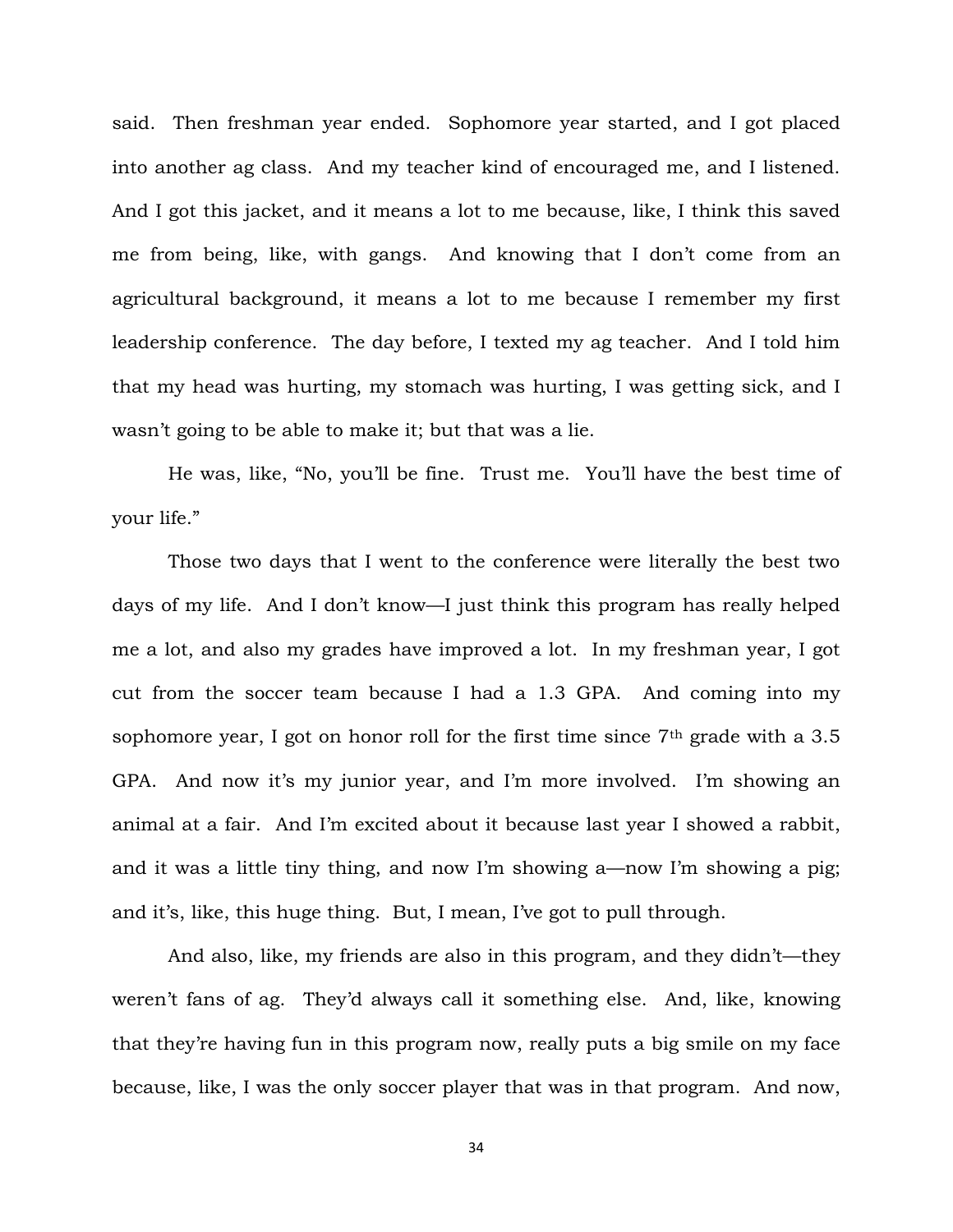said. Then freshman year ended. Sophomore year started, and I got placed into another ag class. And my teacher kind of encouraged me, and I listened. And I got this jacket, and it means a lot to me because, like, I think this saved me from being, like, with gangs. And knowing that I don't come from an agricultural background, it means a lot to me because I remember my first leadership conference. The day before, I texted my ag teacher. And I told him that my head was hurting, my stomach was hurting, I was getting sick, and I wasn't going to be able to make it; but that was a lie.

He was, like, "No, you'll be fine. Trust me. You'll have the best time of your life."

Those two days that I went to the conference were literally the best two days of my life. And I don't know—I just think this program has really helped me a lot, and also my grades have improved a lot. In my freshman year, I got cut from the soccer team because I had a 1.3 GPA. And coming into my sophomore year, I got on honor roll for the first time since 7th grade with a 3.5 GPA. And now it's my junior year, and I'm more involved. I'm showing an animal at a fair. And I'm excited about it because last year I showed a rabbit, and it was a little tiny thing, and now I'm showing a—now I'm showing a pig; and it's, like, this huge thing. But, I mean, I've got to pull through.

And also, like, my friends are also in this program, and they didn't—they weren't fans of ag. They'd always call it something else. And, like, knowing that they're having fun in this program now, really puts a big smile on my face because, like, I was the only soccer player that was in that program. And now,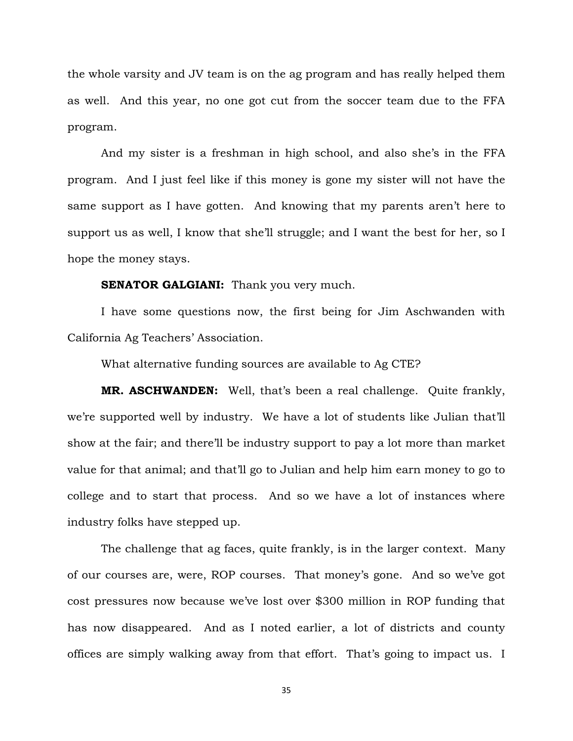the whole varsity and JV team is on the ag program and has really helped them as well. And this year, no one got cut from the soccer team due to the FFA program.

And my sister is a freshman in high school, and also she's in the FFA program. And I just feel like if this money is gone my sister will not have the same support as I have gotten. And knowing that my parents aren't here to support us as well, I know that she'll struggle; and I want the best for her, so I hope the money stays.

**SENATOR GALGIANI:** Thank you very much.

I have some questions now, the first being for Jim Aschwanden with California Ag Teachers' Association.

What alternative funding sources are available to Ag CTE?

**MR. ASCHWANDEN:** Well, that's been a real challenge. Quite frankly, we're supported well by industry. We have a lot of students like Julian that'll show at the fair; and there'll be industry support to pay a lot more than market value for that animal; and that'll go to Julian and help him earn money to go to college and to start that process. And so we have a lot of instances where industry folks have stepped up.

The challenge that ag faces, quite frankly, is in the larger context. Many of our courses are, were, ROP courses. That money's gone. And so we've got cost pressures now because we've lost over $300 million in ROP funding that has now disappeared. And as I noted earlier, a lot of districts and county offices are simply walking away from that effort. That's going to impact us. I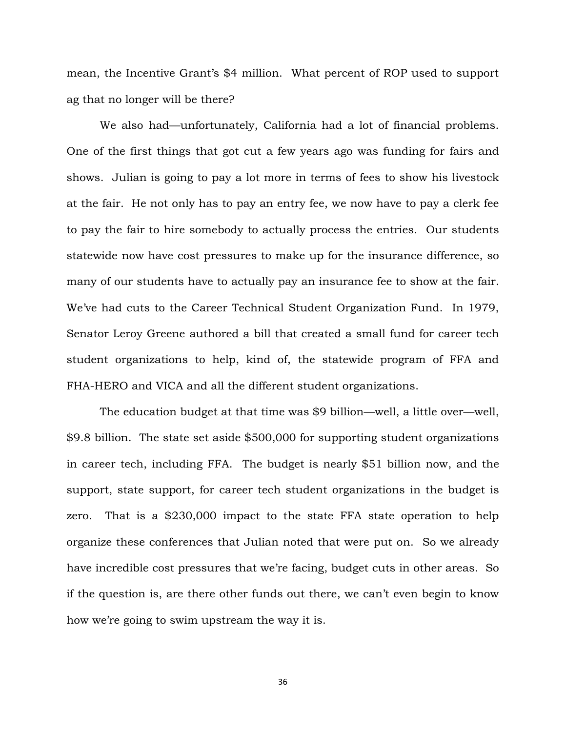mean, the Incentive Grant's $4 million. What percent of ROP used to support ag that no longer will be there?

We also had—unfortunately, California had a lot of financial problems. One of the first things that got cut a few years ago was funding for fairs and shows. Julian is going to pay a lot more in terms of fees to show his livestock at the fair. He not only has to pay an entry fee, we now have to pay a clerk fee to pay the fair to hire somebody to actually process the entries. Our students statewide now have cost pressures to make up for the insurance difference, so many of our students have to actually pay an insurance fee to show at the fair. We've had cuts to the Career Technical Student Organization Fund. In 1979, Senator Leroy Greene authored a bill that created a small fund for career tech student organizations to help, kind of, the statewide program of FFA and FHA-HERO and VICA and all the different student organizations.

The education budget at that time was $9 billion—well, a little over—well, $9.8 billion. The state set aside $500,000 for supporting student organizations in career tech, including FFA. The budget is nearly $51 billion now, and the support, state support, for career tech student organizations in the budget is zero. That is a $230,000 impact to the state FFA state operation to help organize these conferences that Julian noted that were put on. So we already have incredible cost pressures that we're facing, budget cuts in other areas. So if the question is, are there other funds out there, we can't even begin to know how we're going to swim upstream the way it is.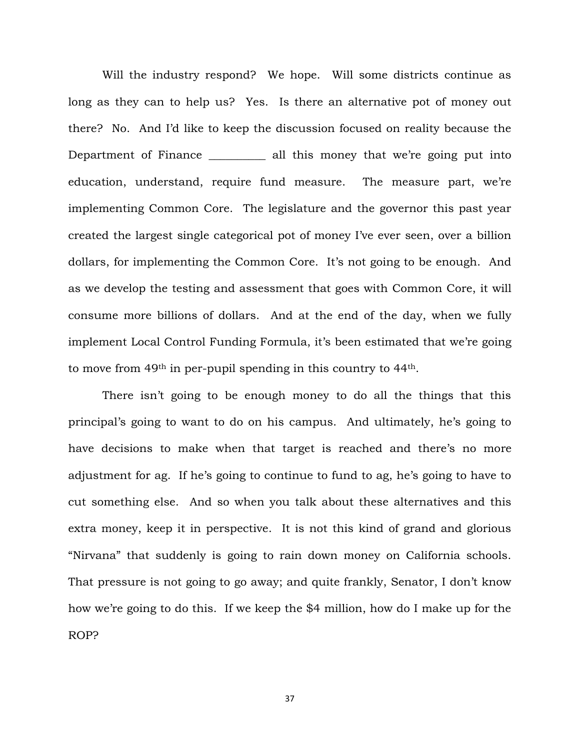Will the industry respond? We hope. Will some districts continue as long as they can to help us? Yes. Is there an alternative pot of money out there? No. And I'd like to keep the discussion focused on reality because the Department of Finance __________ all this money that we're going put into education, understand, require fund measure. The measure part, we're implementing Common Core. The legislature and the governor this past year created the largest single categorical pot of money I've ever seen, over a billion dollars, for implementing the Common Core. It's not going to be enough. And as we develop the testing and assessment that goes with Common Core, it will consume more billions of dollars. And at the end of the day, when we fully implement Local Control Funding Formula, it's been estimated that we're going to move from 49th in per-pupil spending in this country to 44th.

There isn't going to be enough money to do all the things that this principal's going to want to do on his campus. And ultimately, he's going to have decisions to make when that target is reached and there's no more adjustment for ag. If he's going to continue to fund to ag, he's going to have to cut something else. And so when you talk about these alternatives and this extra money, keep it in perspective. It is not this kind of grand and glorious "Nirvana" that suddenly is going to rain down money on California schools. That pressure is not going to go away; and quite frankly, Senator, I don't know how we're going to do this. If we keep the $4 million, how do I make up for the ROP?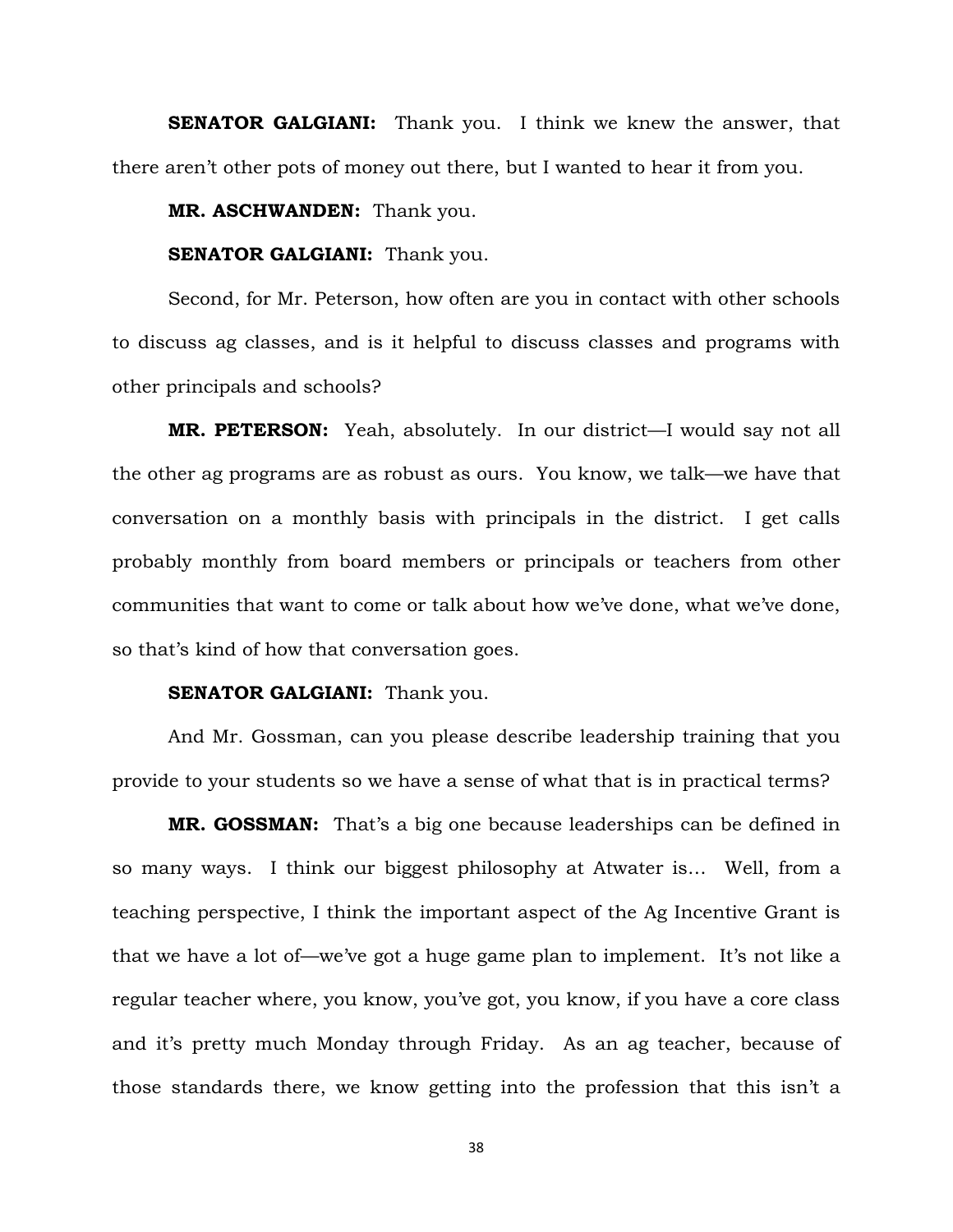**SENATOR GALGIANI:** Thank you. I think we knew the answer, that there aren't other pots of money out there, but I wanted to hear it from you.

**MR. ASCHWANDEN:** Thank you.

**SENATOR GALGIANI:** Thank you.

Second, for Mr. Peterson, how often are you in contact with other schools to discuss ag classes, and is it helpful to discuss classes and programs with other principals and schools?

**MR. PETERSON:** Yeah, absolutely. In our district—I would say not all the other ag programs are as robust as ours. You know, we talk—we have that conversation on a monthly basis with principals in the district. I get calls probably monthly from board members or principals or teachers from other communities that want to come or talk about how we've done, what we've done, so that's kind of how that conversation goes.

**SENATOR GALGIANI:** Thank you.

And Mr. Gossman, can you please describe leadership training that you provide to your students so we have a sense of what that is in practical terms?

**MR. GOSSMAN:** That's a big one because leaderships can be defined in so many ways. I think our biggest philosophy at Atwater is... Well, from a teaching perspective, I think the important aspect of the Ag Incentive Grant is that we have a lot of—we've got a huge game plan to implement. It's not like a regular teacher where, you know, you've got, you know, if you have a core class and it's pretty much Monday through Friday. As an ag teacher, because of those standards there, we know getting into the profession that this isn't a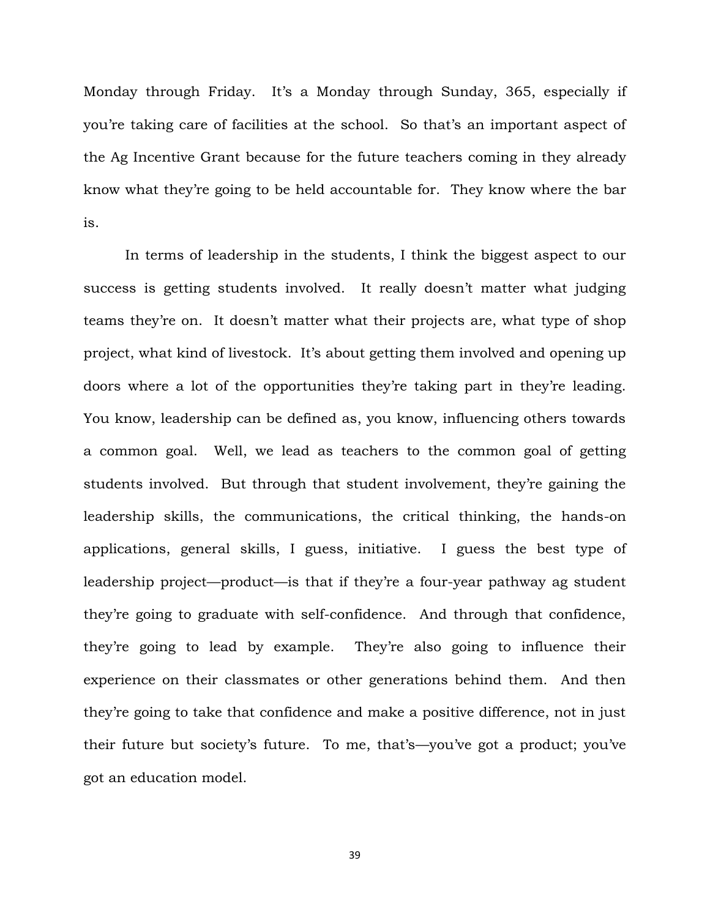Monday through Friday. It's a Monday through Sunday, 365, especially if you're taking care of facilities at the school. So that's an important aspect of the Ag Incentive Grant because for the future teachers coming in they already know what they're going to be held accountable for. They know where the bar is.

In terms of leadership in the students, I think the biggest aspect to our success is getting students involved. It really doesn't matter what judging teams they're on. It doesn't matter what their projects are, what type of shop project, what kind of livestock. It's about getting them involved and opening up doors where a lot of the opportunities they're taking part in they're leading. You know, leadership can be defined as, you know, influencing others towards a common goal. Well, we lead as teachers to the common goal of getting students involved. But through that student involvement, they're gaining the leadership skills, the communications, the critical thinking, the hands-on applications, general skills, I guess, initiative. I guess the best type of leadership project—product—is that if they're a four-year pathway ag student they're going to graduate with self-confidence. And through that confidence, they're going to lead by example. They're also going to influence their experience on their classmates or other generations behind them. And then they're going to take that confidence and make a positive difference, not in just their future but society's future. To me, that's—you've got a product; you've got an education model.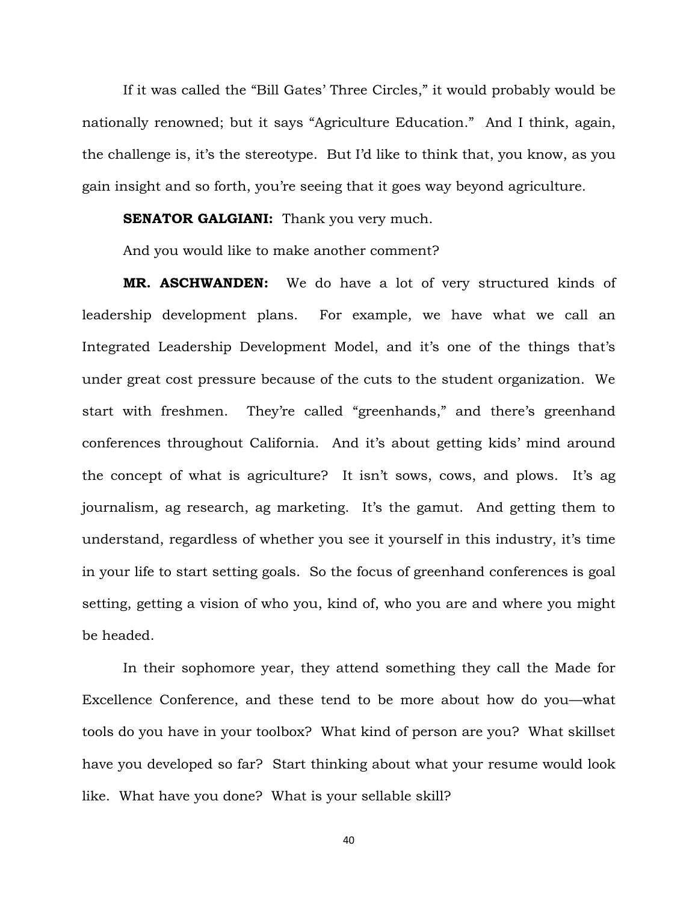If it was called the "Bill Gates' Three Circles," it would probably would be nationally renowned; but it says "Agriculture Education." And I think, again, the challenge is, it's the stereotype. But I'd like to think that, you know, as you gain insight and so forth, you're seeing that it goes way beyond agriculture.

**SENATOR GALGIANI:** Thank you very much.

And you would like to make another comment?

**MR. ASCHWANDEN:** We do have a lot of very structured kinds of leadership development plans. For example, we have what we call an Integrated Leadership Development Model, and it's one of the things that's under great cost pressure because of the cuts to the student organization. We start with freshmen. They're called "greenhands," and there's greenhand conferences throughout California. And it's about getting kids' mind around the concept of what is agriculture? It isn't sows, cows, and plows. It's ag journalism, ag research, ag marketing. It's the gamut. And getting them to understand, regardless of whether you see it yourself in this industry, it's time in your life to start setting goals. So the focus of greenhand conferences is goal setting, getting a vision of who you, kind of, who you are and where you might be headed.

In their sophomore year, they attend something they call the Made for Excellence Conference, and these tend to be more about how do you—what tools do you have in your toolbox? What kind of person are you? What skillset have you developed so far? Start thinking about what your resume would look like. What have you done? What is your sellable skill?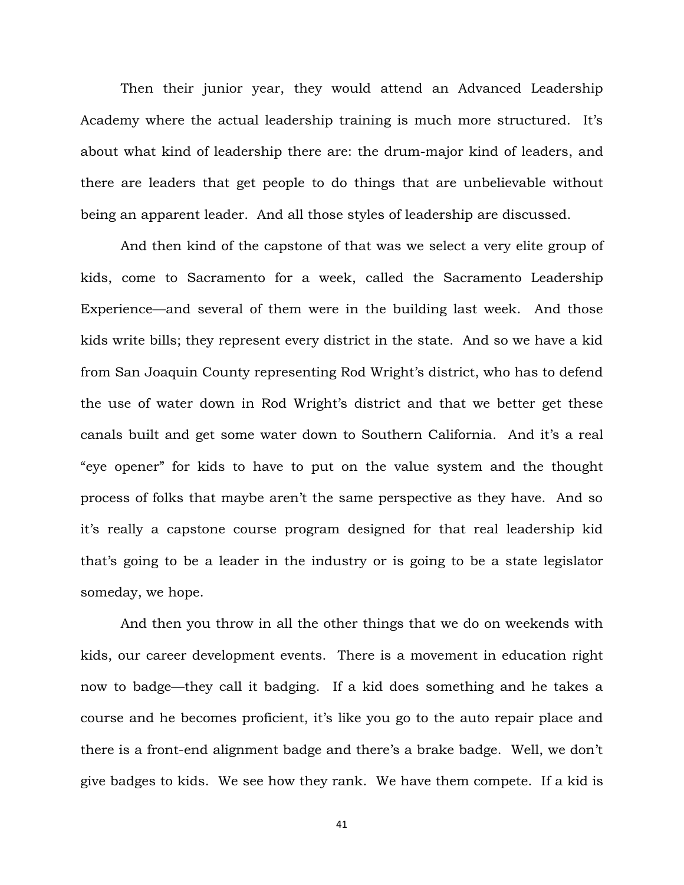Then their junior year, they would attend an Advanced Leadership Academy where the actual leadership training is much more structured. It's about what kind of leadership there are: the drum-major kind of leaders, and there are leaders that get people to do things that are unbelievable without being an apparent leader. And all those styles of leadership are discussed.

And then kind of the capstone of that was we select a very elite group of kids, come to Sacramento for a week, called the Sacramento Leadership Experience—and several of them were in the building last week. And those kids write bills; they represent every district in the state. And so we have a kid from San Joaquin County representing Rod Wright's district, who has to defend the use of water down in Rod Wright's district and that we better get these canals built and get some water down to Southern California. And it's a real "eye opener" for kids to have to put on the value system and the thought process of folks that maybe aren't the same perspective as they have. And so it's really a capstone course program designed for that real leadership kid that's going to be a leader in the industry or is going to be a state legislator someday, we hope.

And then you throw in all the other things that we do on weekends with kids, our career development events. There is a movement in education right now to badge—they call it badging. If a kid does something and he takes a course and he becomes proficient, it's like you go to the auto repair place and there is a front-end alignment badge and there's a brake badge. Well, we don't give badges to kids. We see how they rank. We have them compete. If a kid is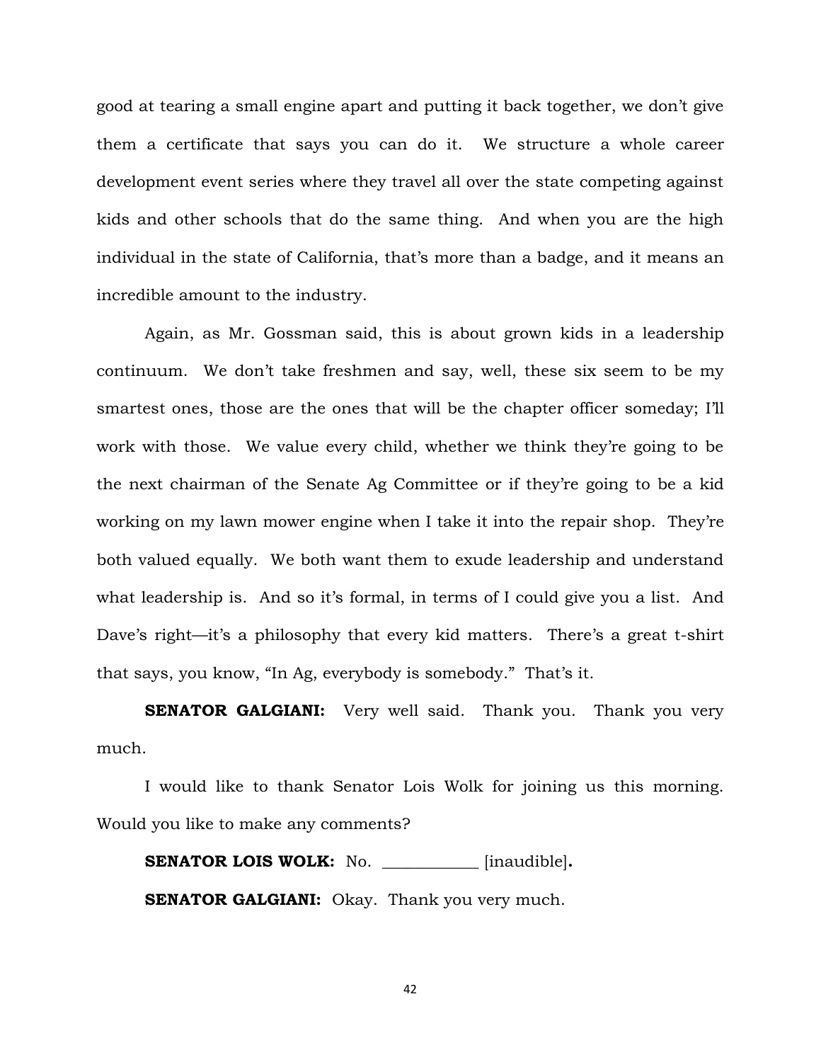good at tearing a small engine apart and putting it back together, we don't give them a certificate that says you can do it. We structure a whole career development event series where they travel all over the state competing against kids and other schools that do the same thing. And when you are the high individual in the state of California, that's more than a badge, and it means an incredible amount to the industry.

Again, as Mr. Gossman said, this is about grown kids in a leadership continuum. We don't take freshmen and say, well, these six seem to be my smartest ones, those are the ones that will be the chapter officer someday; I'll work with those. We value every child, whether we think they're going to be the next chairman of the Senate Ag Committee or if they're going to be a kid working on my lawn mower engine when I take it into the repair shop. They're both valued equally. We both want them to exude leadership and understand what leadership is. And so it's formal, in terms of I could give you a list. And Dave's right—it's a philosophy that every kid matters. There's a great t-shirt that says, you know, "In Ag, everybody is somebody." That's it.

**SENATOR GALGIANI:** Very well said. Thank you. Thank you very much.

I would like to thank Senator Lois Wolk for joining us this morning. Would you like to make any comments?

**SENATOR LOIS WOLK:** No. ____________ [inaudible]**.**

**SENATOR GALGIANI:** Okay. Thank you very much.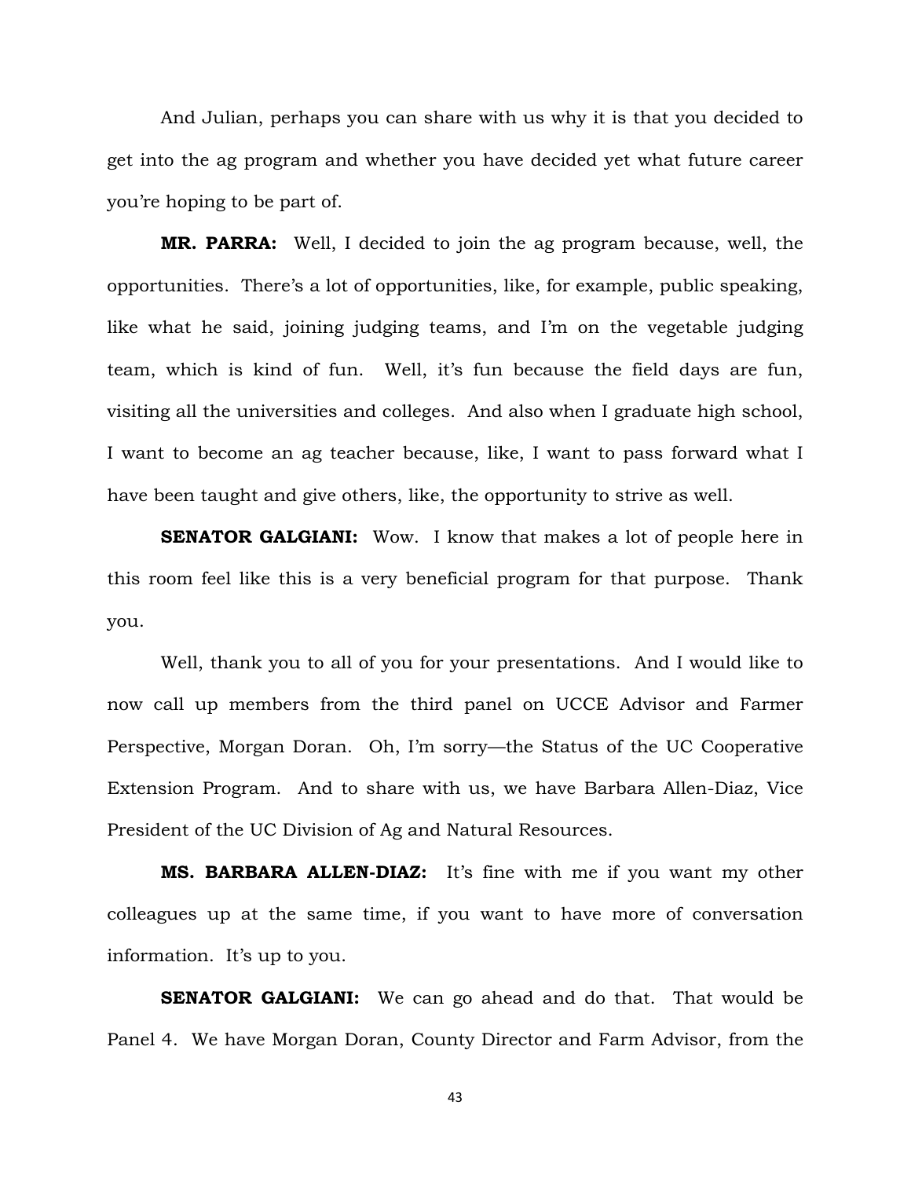And Julian, perhaps you can share with us why it is that you decided to get into the ag program and whether you have decided yet what future career you're hoping to be part of.

**MR. PARRA:** Well, I decided to join the ag program because, well, the opportunities. There's a lot of opportunities, like, for example, public speaking, like what he said, joining judging teams, and I'm on the vegetable judging team, which is kind of fun. Well, it's fun because the field days are fun, visiting all the universities and colleges. And also when I graduate high school, I want to become an ag teacher because, like, I want to pass forward what I have been taught and give others, like, the opportunity to strive as well.

**SENATOR GALGIANI:** Wow. I know that makes a lot of people here in this room feel like this is a very beneficial program for that purpose. Thank you.

Well, thank you to all of you for your presentations. And I would like to now call up members from the third panel on UCCE Advisor and Farmer Perspective, Morgan Doran. Oh, I'm sorry—the Status of the UC Cooperative Extension Program. And to share with us, we have Barbara Allen-Diaz, Vice President of the UC Division of Ag and Natural Resources.

**MS. BARBARA ALLEN-DIAZ:** It's fine with me if you want my other colleagues up at the same time, if you want to have more of conversation information. It's up to you.

**SENATOR GALGIANI:** We can go ahead and do that. That would be Panel 4. We have Morgan Doran, County Director and Farm Advisor, from the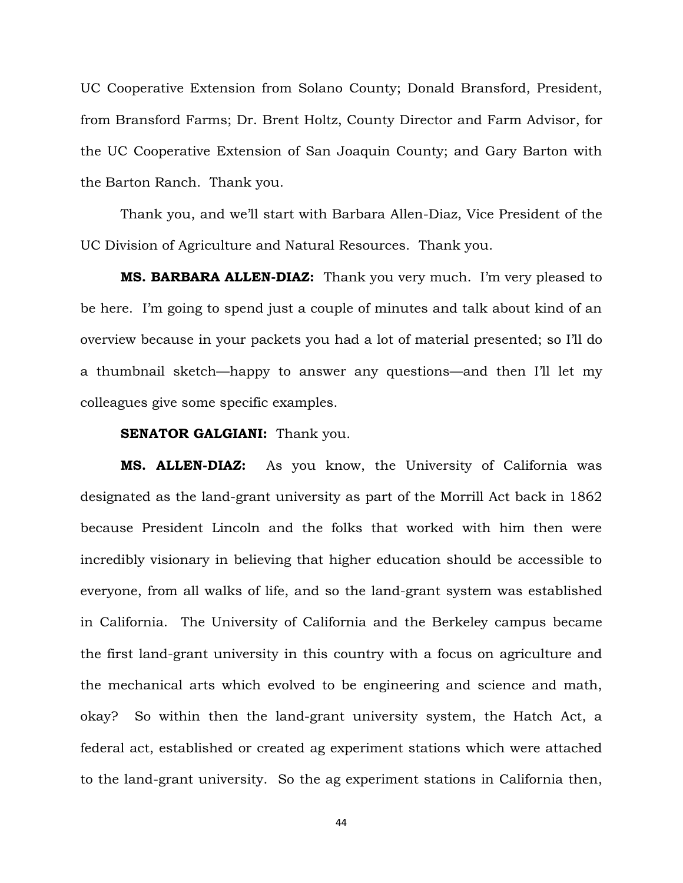UC Cooperative Extension from Solano County; Donald Bransford, President, from Bransford Farms; Dr. Brent Holtz, County Director and Farm Advisor, for the UC Cooperative Extension of San Joaquin County; and Gary Barton with the Barton Ranch. Thank you.

Thank you, and we'll start with Barbara Allen-Diaz, Vice President of the UC Division of Agriculture and Natural Resources. Thank you.

**MS. BARBARA ALLEN-DIAZ:** Thank you very much. I'm very pleased to be here. I'm going to spend just a couple of minutes and talk about kind of an overview because in your packets you had a lot of material presented; so I'll do a thumbnail sketch—happy to answer any questions—and then I'll let my colleagues give some specific examples.

**SENATOR GALGIANI:** Thank you.

**MS. ALLEN-DIAZ:** As you know, the University of California was designated as the land-grant university as part of the Morrill Act back in 1862 because President Lincoln and the folks that worked with him then were incredibly visionary in believing that higher education should be accessible to everyone, from all walks of life, and so the land-grant system was established in California. The University of California and the Berkeley campus became the first land-grant university in this country with a focus on agriculture and the mechanical arts which evolved to be engineering and science and math, okay? So within then the land-grant university system, the Hatch Act, a federal act, established or created ag experiment stations which were attached to the land-grant university. So the ag experiment stations in California then,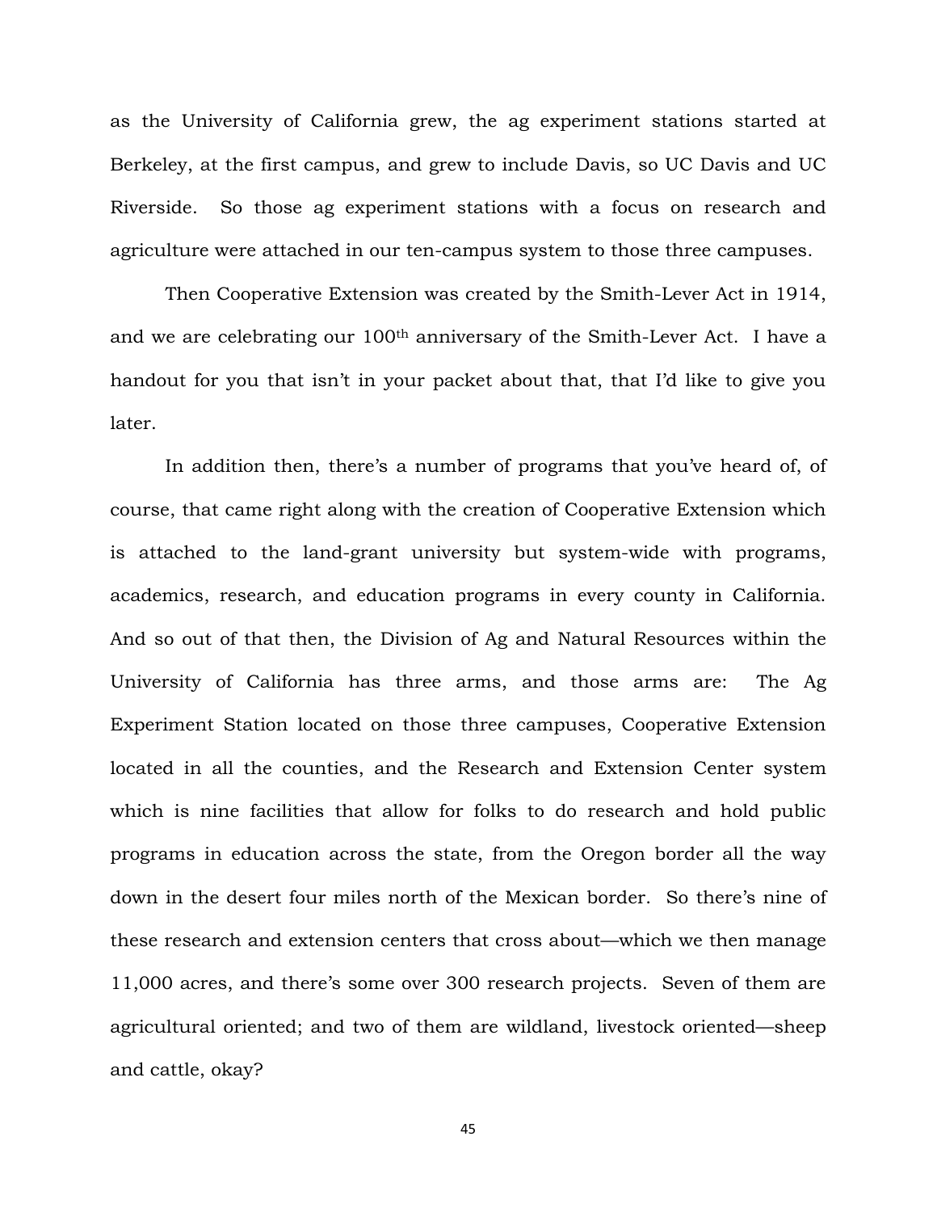as the University of California grew, the ag experiment stations started at Berkeley, at the first campus, and grew to include Davis, so UC Davis and UC Riverside. So those ag experiment stations with a focus on research and agriculture were attached in our ten-campus system to those three campuses.

Then Cooperative Extension was created by the Smith-Lever Act in 1914, and we are celebrating our 100th anniversary of the Smith-Lever Act. I have a handout for you that isn't in your packet about that, that I'd like to give you later.

In addition then, there's a number of programs that you've heard of, of course, that came right along with the creation of Cooperative Extension which is attached to the land-grant university but system-wide with programs, academics, research, and education programs in every county in California. And so out of that then, the Division of Ag and Natural Resources within the University of California has three arms, and those arms are: The Ag Experiment Station located on those three campuses, Cooperative Extension located in all the counties, and the Research and Extension Center system which is nine facilities that allow for folks to do research and hold public programs in education across the state, from the Oregon border all the way down in the desert four miles north of the Mexican border. So there's nine of these research and extension centers that cross about—which we then manage 11,000 acres, and there's some over 300 research projects. Seven of them are agricultural oriented; and two of them are wildland, livestock oriented—sheep and cattle, okay?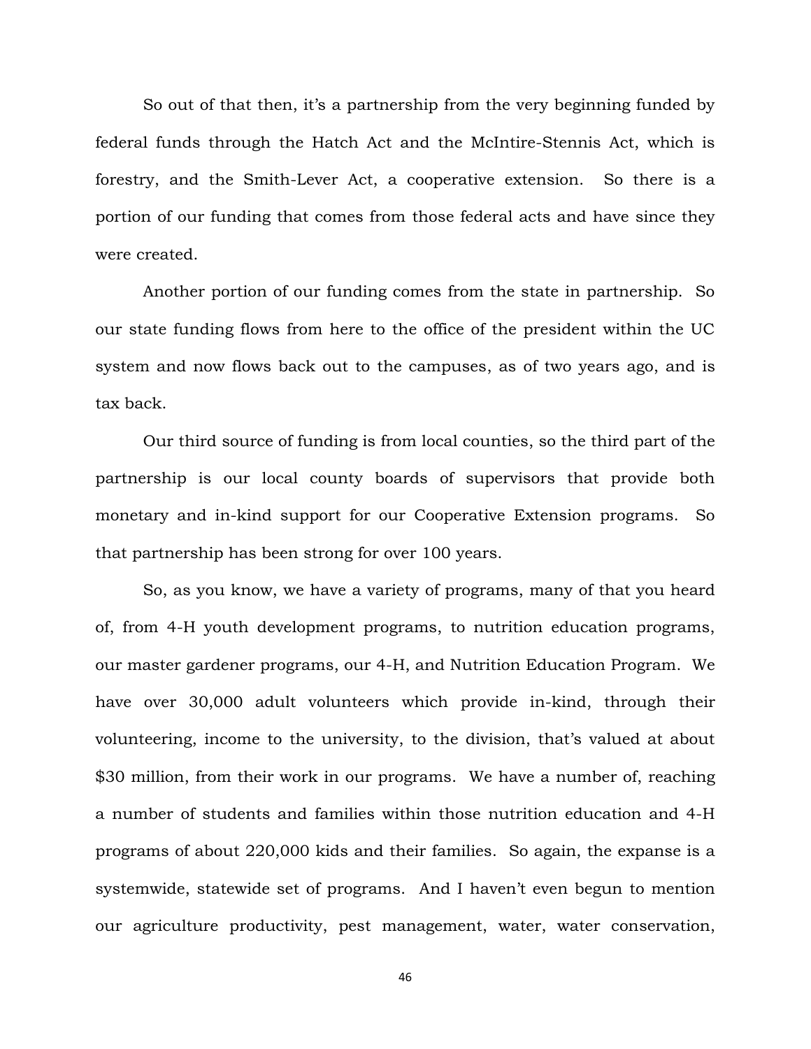So out of that then, it's a partnership from the very beginning funded by federal funds through the Hatch Act and the McIntire-Stennis Act, which is forestry, and the Smith-Lever Act, a cooperative extension. So there is a portion of our funding that comes from those federal acts and have since they were created.

Another portion of our funding comes from the state in partnership. So our state funding flows from here to the office of the president within the UC system and now flows back out to the campuses, as of two years ago, and is tax back.

Our third source of funding is from local counties, so the third part of the partnership is our local county boards of supervisors that provide both monetary and in-kind support for our Cooperative Extension programs. So that partnership has been strong for over 100 years.

So, as you know, we have a variety of programs, many of that you heard of, from 4-H youth development programs, to nutrition education programs, our master gardener programs, our 4-H, and Nutrition Education Program. We have over 30,000 adult volunteers which provide in-kind, through their volunteering, income to the university, to the division, that's valued at about $30 million, from their work in our programs. We have a number of, reaching a number of students and families within those nutrition education and 4-H programs of about 220,000 kids and their families. So again, the expanse is a systemwide, statewide set of programs. And I haven't even begun to mention our agriculture productivity, pest management, water, water conservation,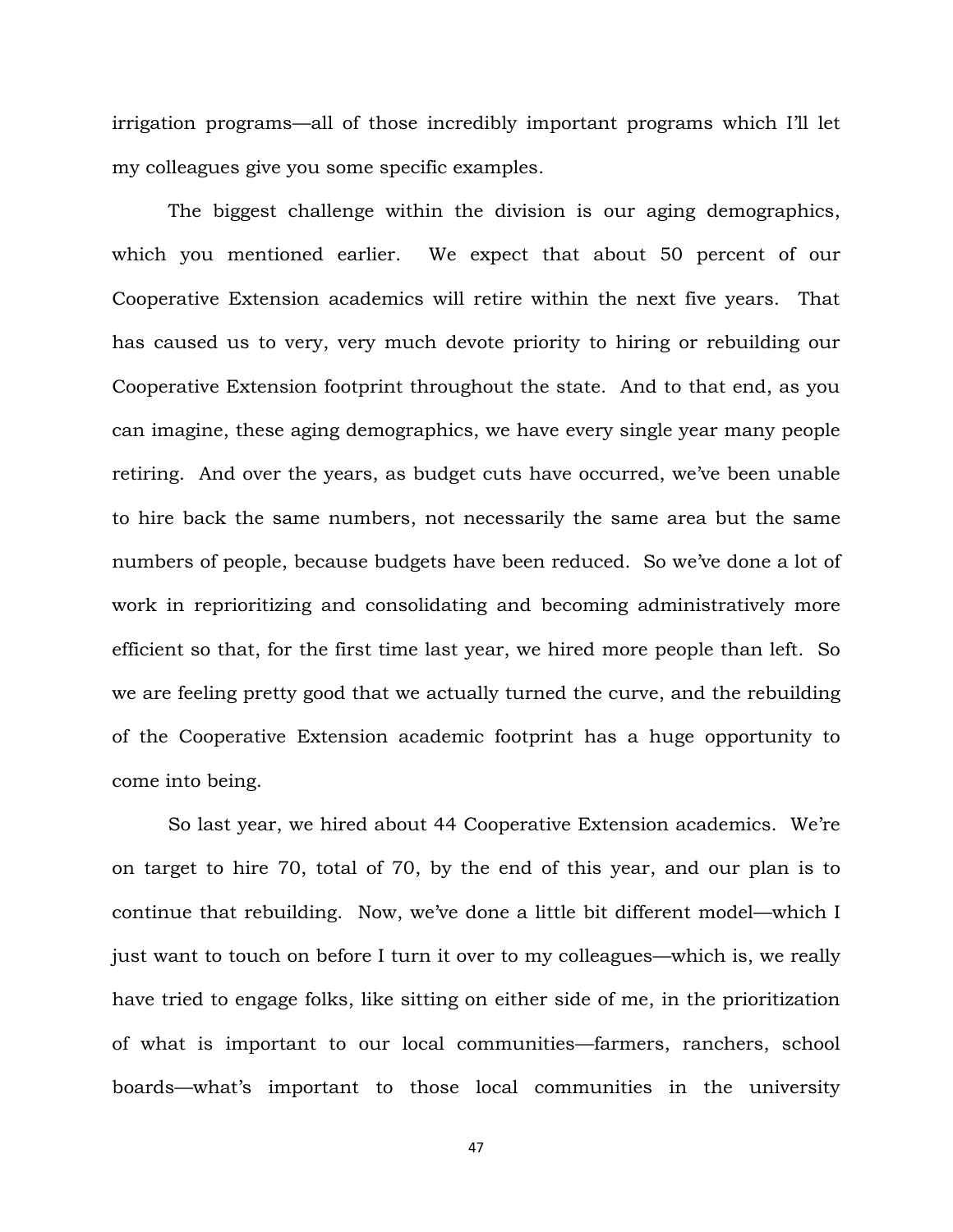irrigation programs—all of those incredibly important programs which I'll let my colleagues give you some specific examples.

The biggest challenge within the division is our aging demographics, which you mentioned earlier. We expect that about 50 percent of our Cooperative Extension academics will retire within the next five years. That has caused us to very, very much devote priority to hiring or rebuilding our Cooperative Extension footprint throughout the state. And to that end, as you can imagine, these aging demographics, we have every single year many people retiring. And over the years, as budget cuts have occurred, we've been unable to hire back the same numbers, not necessarily the same area but the same numbers of people, because budgets have been reduced. So we've done a lot of work in reprioritizing and consolidating and becoming administratively more efficient so that, for the first time last year, we hired more people than left. So we are feeling pretty good that we actually turned the curve, and the rebuilding of the Cooperative Extension academic footprint has a huge opportunity to come into being.

So last year, we hired about 44 Cooperative Extension academics. We're on target to hire 70, total of 70, by the end of this year, and our plan is to continue that rebuilding. Now, we've done a little bit different model—which I just want to touch on before I turn it over to my colleagues—which is, we really have tried to engage folks, like sitting on either side of me, in the prioritization of what is important to our local communities—farmers, ranchers, school boards—what's important to those local communities in the university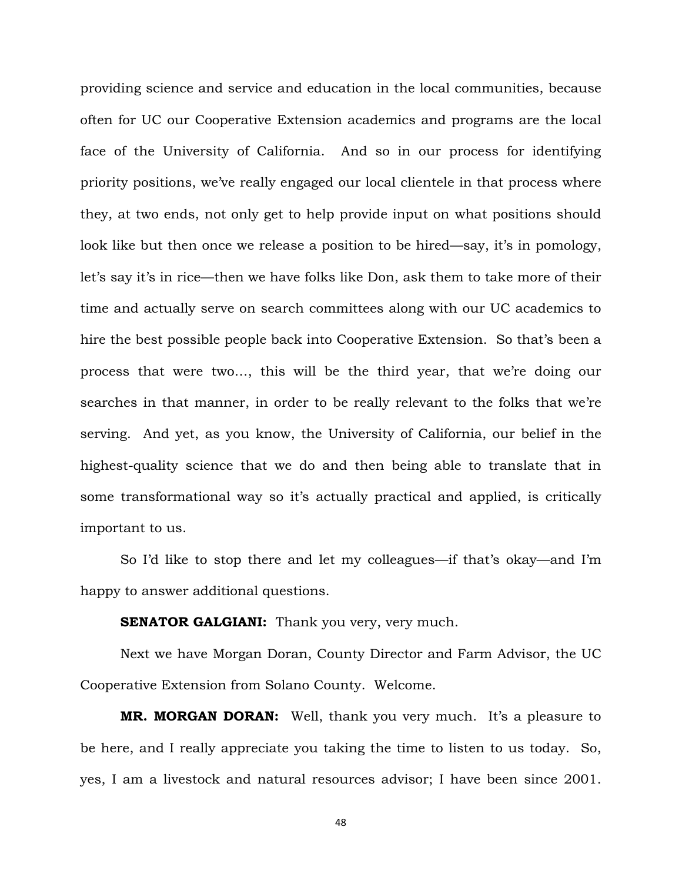providing science and service and education in the local communities, because often for UC our Cooperative Extension academics and programs are the local face of the University of California. And so in our process for identifying priority positions, we've really engaged our local clientele in that process where they, at two ends, not only get to help provide input on what positions should look like but then once we release a position to be hired—say, it's in pomology, let's say it's in rice—then we have folks like Don, ask them to take more of their time and actually serve on search committees along with our UC academics to hire the best possible people back into Cooperative Extension. So that's been a process that were two…, this will be the third year, that we're doing our searches in that manner, in order to be really relevant to the folks that we're serving. And yet, as you know, the University of California, our belief in the highest-quality science that we do and then being able to translate that in some transformational way so it's actually practical and applied, is critically important to us.

So I'd like to stop there and let my colleagues—if that's okay—and I'm happy to answer additional questions.

**SENATOR GALGIANI:** Thank you very, very much.

Next we have Morgan Doran, County Director and Farm Advisor, the UC Cooperative Extension from Solano County. Welcome.

**MR. MORGAN DORAN:** Well, thank you very much. It's a pleasure to be here, and I really appreciate you taking the time to listen to us today. So, yes, I am a livestock and natural resources advisor; I have been since 2001.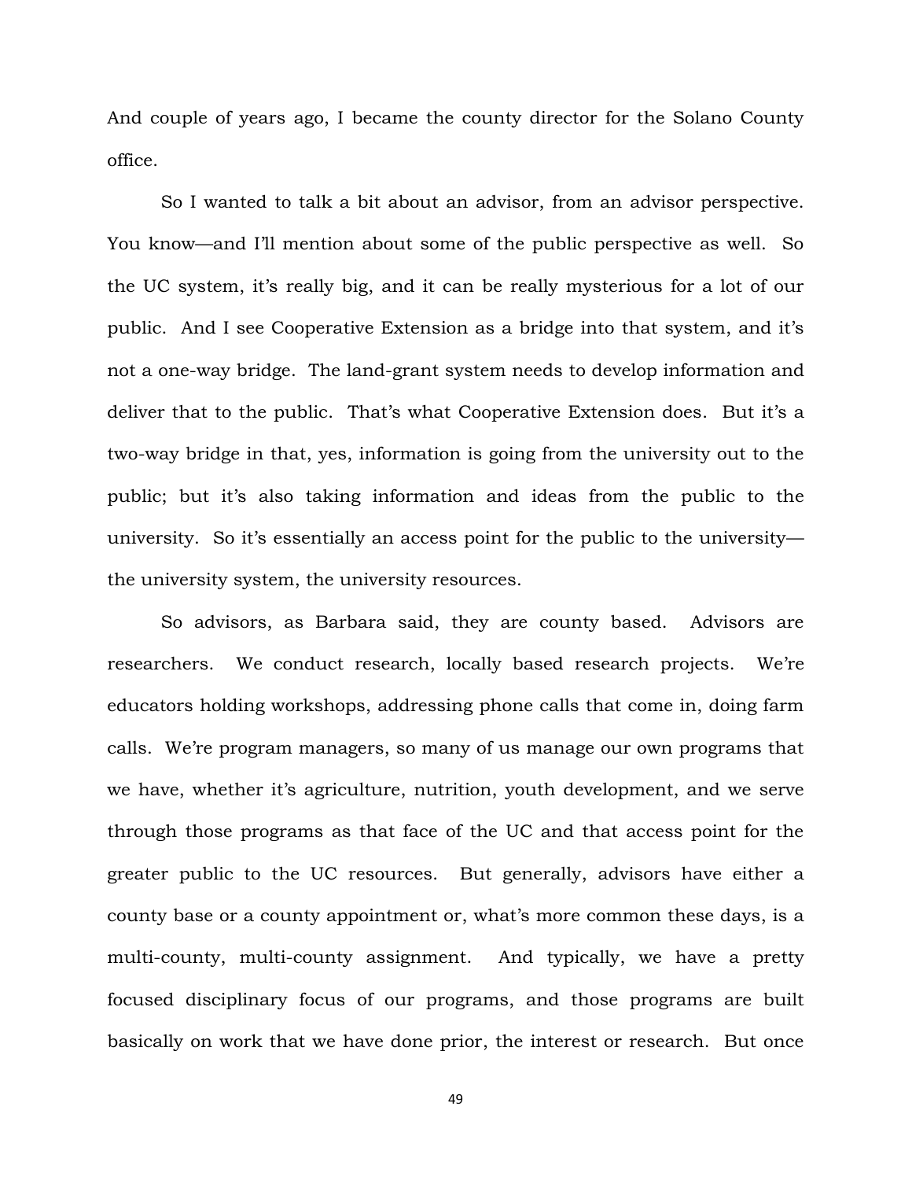And couple of years ago, I became the county director for the Solano County office.

So I wanted to talk a bit about an advisor, from an advisor perspective. You know—and I'll mention about some of the public perspective as well. So the UC system, it's really big, and it can be really mysterious for a lot of our public. And I see Cooperative Extension as a bridge into that system, and it's not a one-way bridge. The land-grant system needs to develop information and deliver that to the public. That's what Cooperative Extension does. But it's a two-way bridge in that, yes, information is going from the university out to the public; but it's also taking information and ideas from the public to the university. So it's essentially an access point for the public to the university—the university system, the university resources.

So advisors, as Barbara said, they are county based. Advisors are researchers. We conduct research, locally based research projects. We're educators holding workshops, addressing phone calls that come in, doing farm calls. We're program managers, so many of us manage our own programs that we have, whether it's agriculture, nutrition, youth development, and we serve through those programs as that face of the UC and that access point for the greater public to the UC resources. But generally, advisors have either a county base or a county appointment or, what's more common these days, is a multi-county, multi-county assignment. And typically, we have a pretty focused disciplinary focus of our programs, and those programs are built basically on work that we have done prior, the interest or research. But once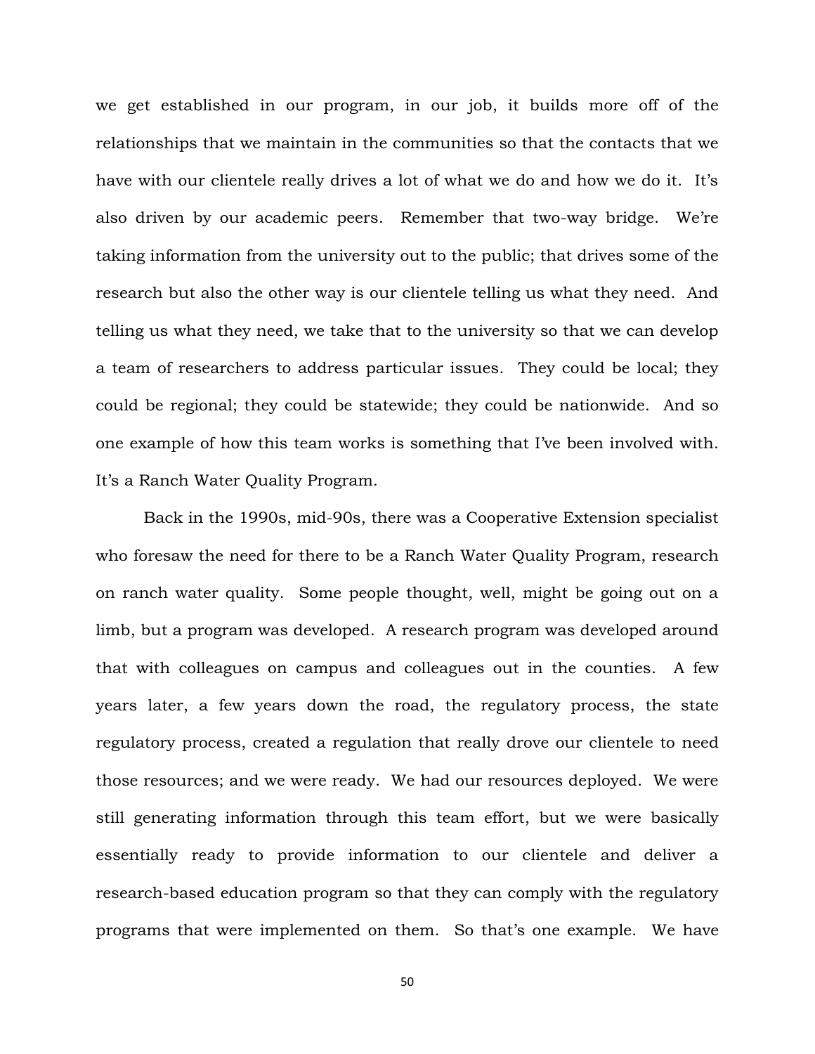we get established in our program, in our job, it builds more off of the relationships that we maintain in the communities so that the contacts that we have with our clientele really drives a lot of what we do and how we do it. It's also driven by our academic peers. Remember that two-way bridge. We're taking information from the university out to the public; that drives some of the research but also the other way is our clientele telling us what they need. And telling us what they need, we take that to the university so that we can develop a team of researchers to address particular issues. They could be local; they could be regional; they could be statewide; they could be nationwide. And so one example of how this team works is something that I've been involved with. It's a Ranch Water Quality Program.

Back in the 1990s, mid-90s, there was a Cooperative Extension specialist who foresaw the need for there to be a Ranch Water Quality Program, research on ranch water quality. Some people thought, well, might be going out on a limb, but a program was developed. A research program was developed around that with colleagues on campus and colleagues out in the counties. A few years later, a few years down the road, the regulatory process, the state regulatory process, created a regulation that really drove our clientele to need those resources; and we were ready. We had our resources deployed. We were still generating information through this team effort, but we were basically essentially ready to provide information to our clientele and deliver a research-based education program so that they can comply with the regulatory programs that were implemented on them. So that's one example. We have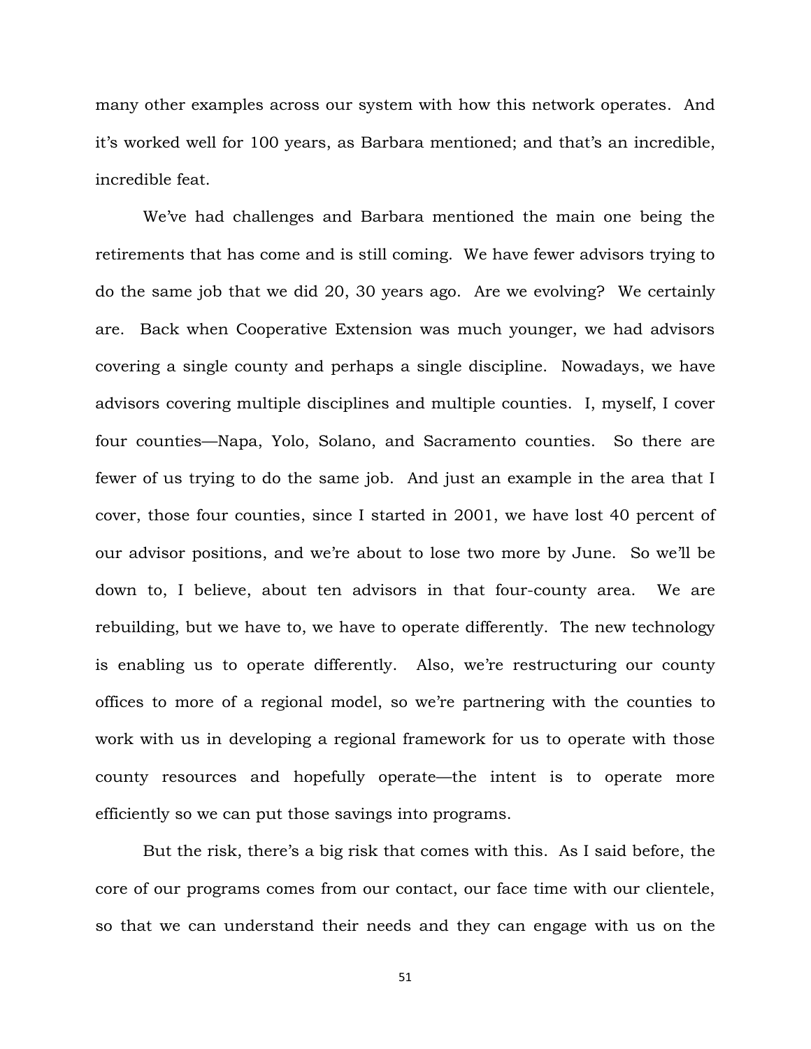many other examples across our system with how this network operates. And it's worked well for 100 years, as Barbara mentioned; and that's an incredible, incredible feat.

We've had challenges and Barbara mentioned the main one being the retirements that has come and is still coming. We have fewer advisors trying to do the same job that we did 20, 30 years ago. Are we evolving? We certainly are. Back when Cooperative Extension was much younger, we had advisors covering a single county and perhaps a single discipline. Nowadays, we have advisors covering multiple disciplines and multiple counties. I, myself, I cover four counties—Napa, Yolo, Solano, and Sacramento counties. So there are fewer of us trying to do the same job. And just an example in the area that I cover, those four counties, since I started in 2001, we have lost 40 percent of our advisor positions, and we're about to lose two more by June. So we'll be down to, I believe, about ten advisors in that four-county area. We are rebuilding, but we have to, we have to operate differently. The new technology is enabling us to operate differently. Also, we're restructuring our county offices to more of a regional model, so we're partnering with the counties to work with us in developing a regional framework for us to operate with those county resources and hopefully operate—the intent is to operate more efficiently so we can put those savings into programs.

But the risk, there's a big risk that comes with this. As I said before, the core of our programs comes from our contact, our face time with our clientele, so that we can understand their needs and they can engage with us on the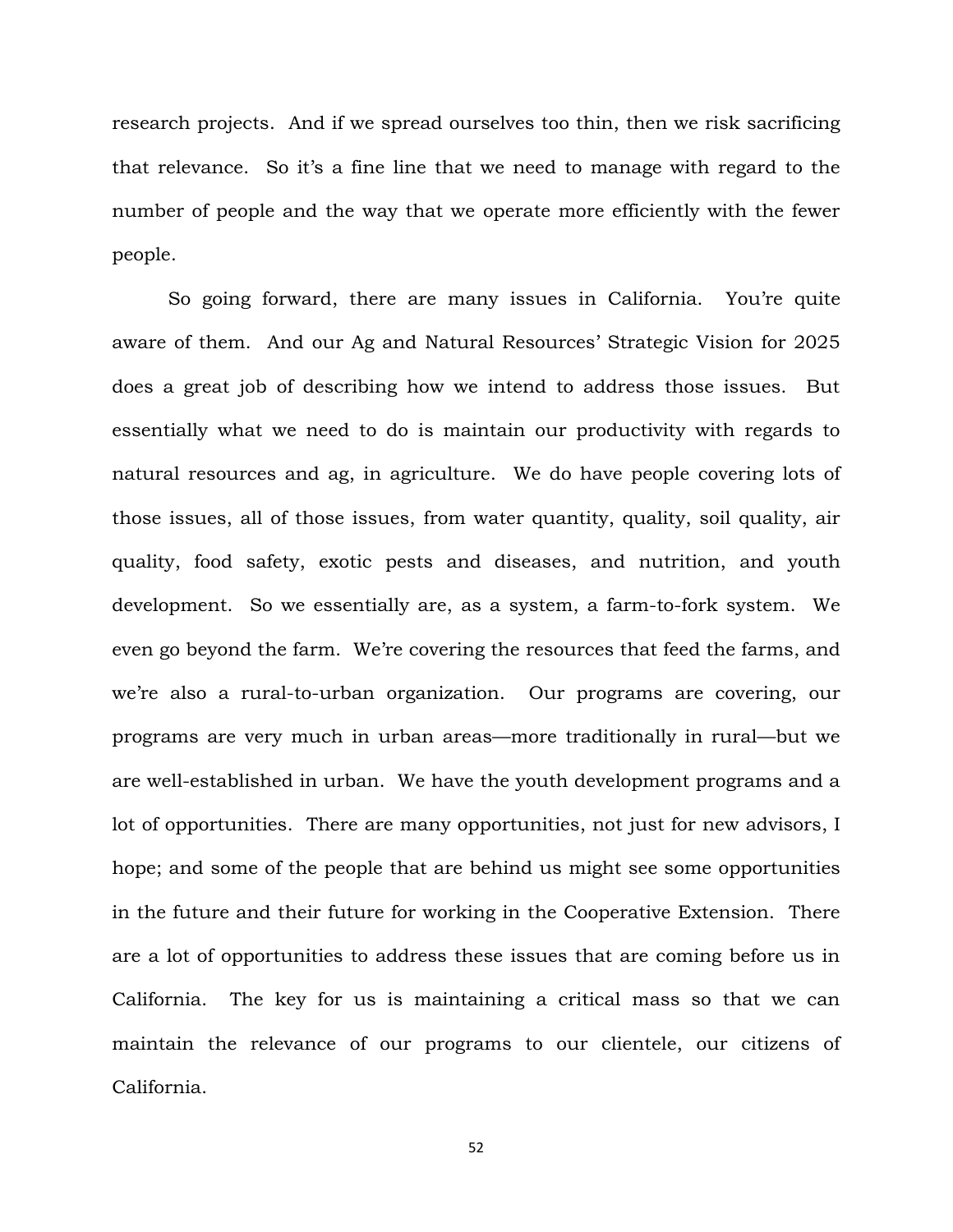research projects. And if we spread ourselves too thin, then we risk sacrificing that relevance. So it's a fine line that we need to manage with regard to the number of people and the way that we operate more efficiently with the fewer people.

So going forward, there are many issues in California. You're quite aware of them. And our Ag and Natural Resources' Strategic Vision for 2025 does a great job of describing how we intend to address those issues. But essentially what we need to do is maintain our productivity with regards to natural resources and ag, in agriculture. We do have people covering lots of those issues, all of those issues, from water quantity, quality, soil quality, air quality, food safety, exotic pests and diseases, and nutrition, and youth development. So we essentially are, as a system, a farm-to-fork system. We even go beyond the farm. We're covering the resources that feed the farms, and we're also a rural-to-urban organization. Our programs are covering, our programs are very much in urban areas—more traditionally in rural—but we are well-established in urban. We have the youth development programs and a lot of opportunities. There are many opportunities, not just for new advisors, I hope; and some of the people that are behind us might see some opportunities in the future and their future for working in the Cooperative Extension. There are a lot of opportunities to address these issues that are coming before us in California. The key for us is maintaining a critical mass so that we can maintain the relevance of our programs to our clientele, our citizens of California.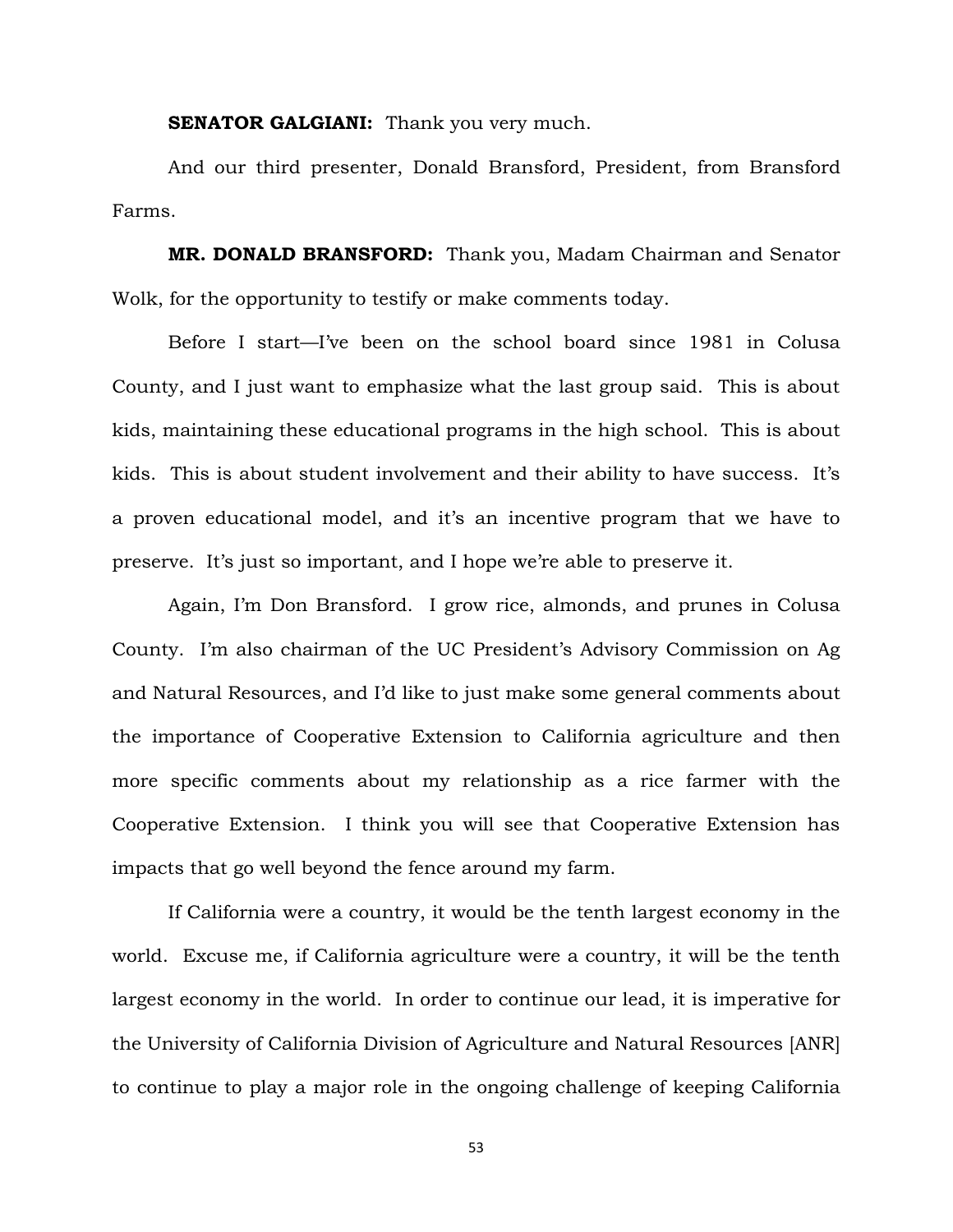**SENATOR GALGIANI:** Thank you very much.

And our third presenter, Donald Bransford, President, from Bransford Farms.

**MR. DONALD BRANSFORD:** Thank you, Madam Chairman and Senator Wolk, for the opportunity to testify or make comments today.

Before I start—I've been on the school board since 1981 in Colusa County, and I just want to emphasize what the last group said. This is about kids, maintaining these educational programs in the high school. This is about kids. This is about student involvement and their ability to have success. It's a proven educational model, and it's an incentive program that we have to preserve. It's just so important, and I hope we're able to preserve it.

Again, I'm Don Bransford. I grow rice, almonds, and prunes in Colusa County. I'm also chairman of the UC President's Advisory Commission on Ag and Natural Resources, and I'd like to just make some general comments about the importance of Cooperative Extension to California agriculture and then more specific comments about my relationship as a rice farmer with the Cooperative Extension. I think you will see that Cooperative Extension has impacts that go well beyond the fence around my farm.

If California were a country, it would be the tenth largest economy in the world. Excuse me, if California agriculture were a country, it will be the tenth largest economy in the world. In order to continue our lead, it is imperative for the University of California Division of Agriculture and Natural Resources [ANR] to continue to play a major role in the ongoing challenge of keeping California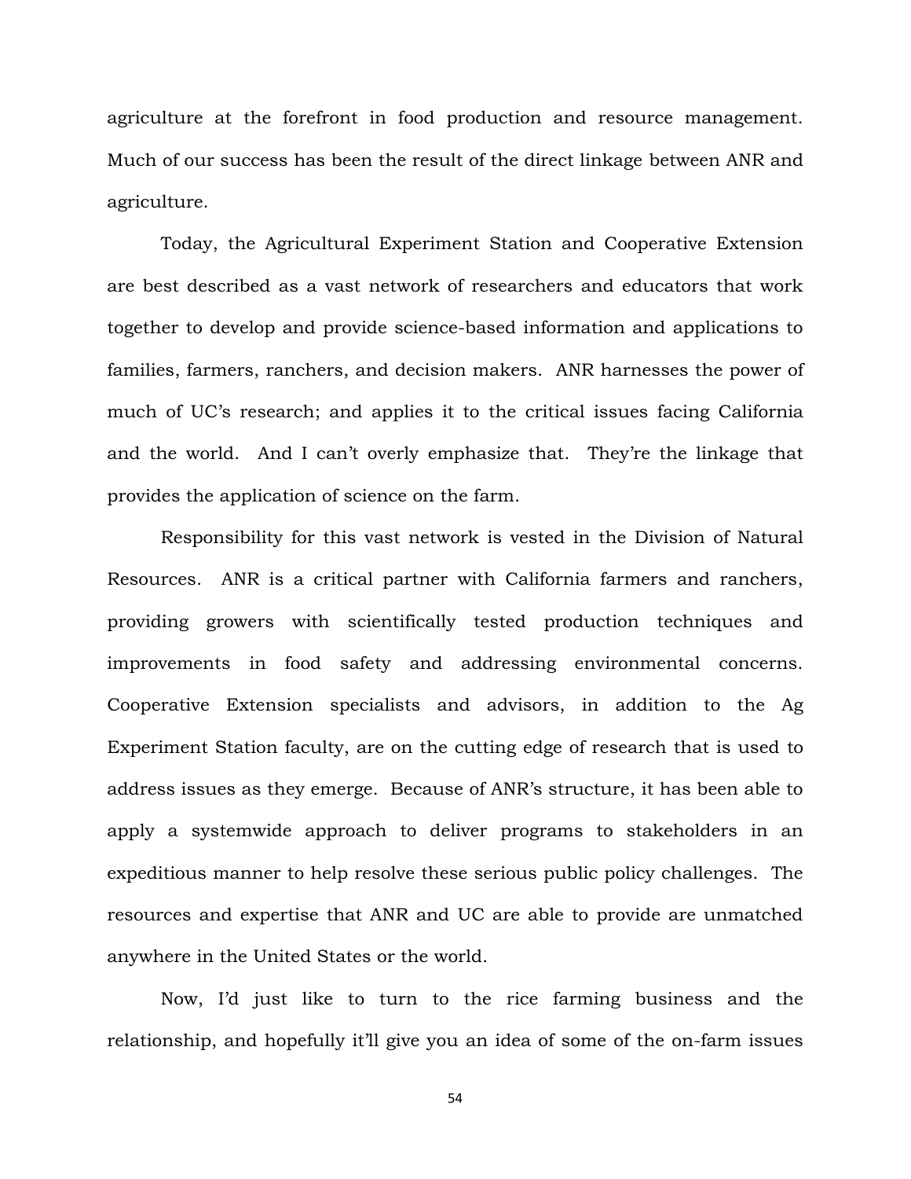agriculture at the forefront in food production and resource management. Much of our success has been the result of the direct linkage between ANR and agriculture.

Today, the Agricultural Experiment Station and Cooperative Extension are best described as a vast network of researchers and educators that work together to develop and provide science-based information and applications to families, farmers, ranchers, and decision makers. ANR harnesses the power of much of UC's research; and applies it to the critical issues facing California and the world. And I can't overly emphasize that. They're the linkage that provides the application of science on the farm.

Responsibility for this vast network is vested in the Division of Natural Resources. ANR is a critical partner with California farmers and ranchers, providing growers with scientifically tested production techniques and improvements in food safety and addressing environmental concerns. Cooperative Extension specialists and advisors, in addition to the Ag Experiment Station faculty, are on the cutting edge of research that is used to address issues as they emerge. Because of ANR's structure, it has been able to apply a systemwide approach to deliver programs to stakeholders in an expeditious manner to help resolve these serious public policy challenges. The resources and expertise that ANR and UC are able to provide are unmatched anywhere in the United States or the world.

Now, I'd just like to turn to the rice farming business and the relationship, and hopefully it'll give you an idea of some of the on-farm issues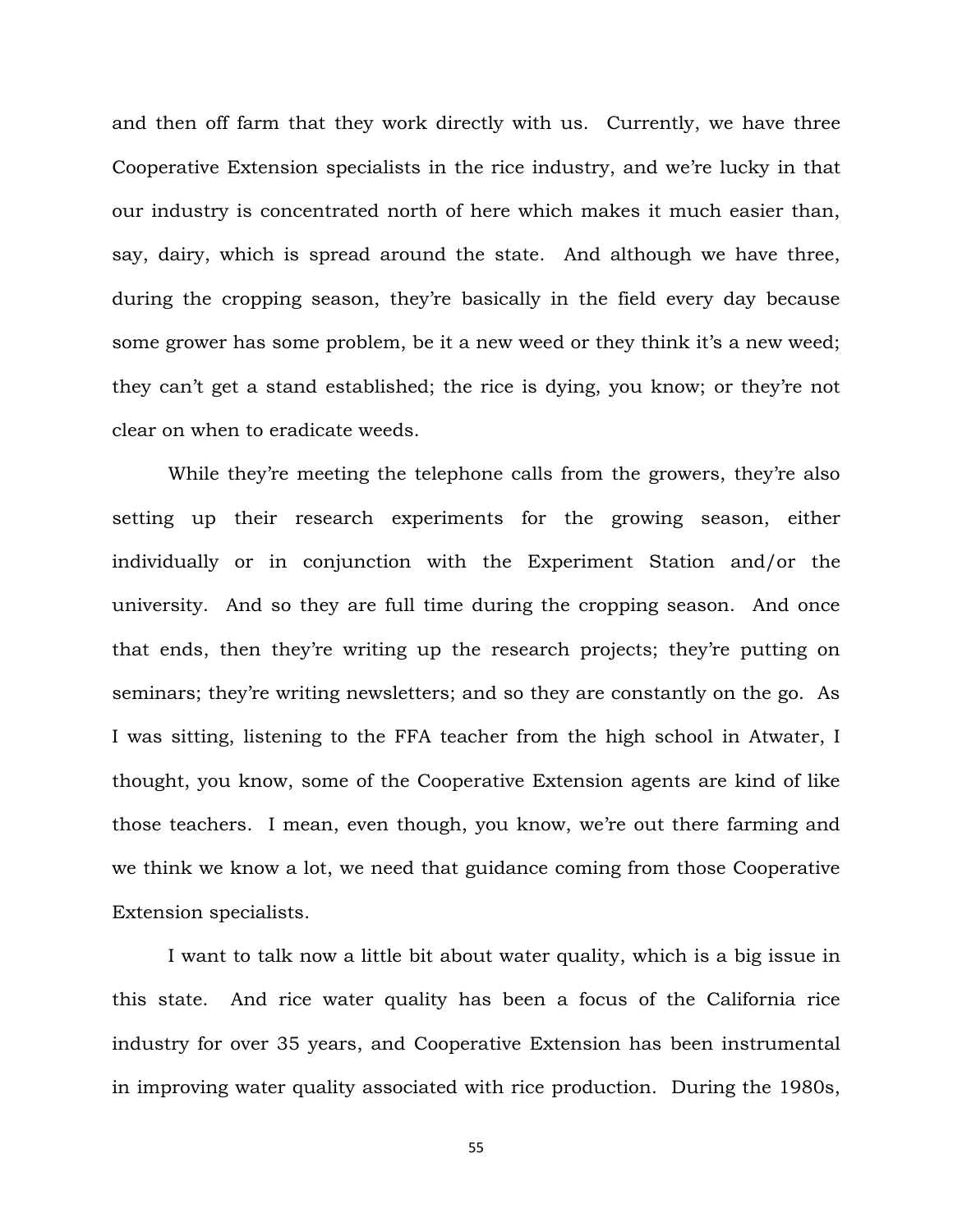and then off farm that they work directly with us. Currently, we have three Cooperative Extension specialists in the rice industry, and we're lucky in that our industry is concentrated north of here which makes it much easier than, say, dairy, which is spread around the state. And although we have three, during the cropping season, they're basically in the field every day because some grower has some problem, be it a new weed or they think it's a new weed; they can't get a stand established; the rice is dying, you know; or they're not clear on when to eradicate weeds.

While they're meeting the telephone calls from the growers, they're also setting up their research experiments for the growing season, either individually or in conjunction with the Experiment Station and/or the university. And so they are full time during the cropping season. And once that ends, then they're writing up the research projects; they're putting on seminars; they're writing newsletters; and so they are constantly on the go. As I was sitting, listening to the FFA teacher from the high school in Atwater, I thought, you know, some of the Cooperative Extension agents are kind of like those teachers. I mean, even though, you know, we're out there farming and we think we know a lot, we need that guidance coming from those Cooperative Extension specialists.

I want to talk now a little bit about water quality, which is a big issue in this state. And rice water quality has been a focus of the California rice industry for over 35 years, and Cooperative Extension has been instrumental in improving water quality associated with rice production. During the 1980s,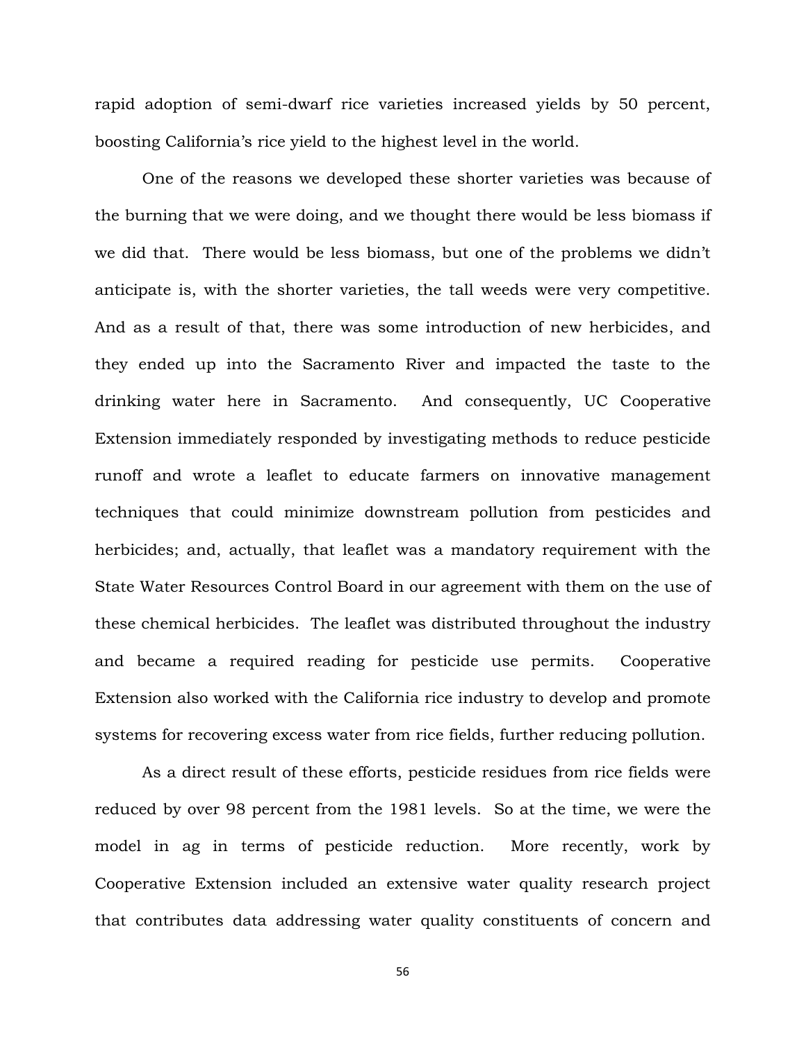rapid adoption of semi-dwarf rice varieties increased yields by 50 percent, boosting California's rice yield to the highest level in the world.

One of the reasons we developed these shorter varieties was because of the burning that we were doing, and we thought there would be less biomass if we did that. There would be less biomass, but one of the problems we didn't anticipate is, with the shorter varieties, the tall weeds were very competitive. And as a result of that, there was some introduction of new herbicides, and they ended up into the Sacramento River and impacted the taste to the drinking water here in Sacramento. And consequently, UC Cooperative Extension immediately responded by investigating methods to reduce pesticide runoff and wrote a leaflet to educate farmers on innovative management techniques that could minimize downstream pollution from pesticides and herbicides; and, actually, that leaflet was a mandatory requirement with the State Water Resources Control Board in our agreement with them on the use of these chemical herbicides. The leaflet was distributed throughout the industry and became a required reading for pesticide use permits. Cooperative Extension also worked with the California rice industry to develop and promote systems for recovering excess water from rice fields, further reducing pollution.

As a direct result of these efforts, pesticide residues from rice fields were reduced by over 98 percent from the 1981 levels. So at the time, we were the model in ag in terms of pesticide reduction. More recently, work by Cooperative Extension included an extensive water quality research project that contributes data addressing water quality constituents of concern and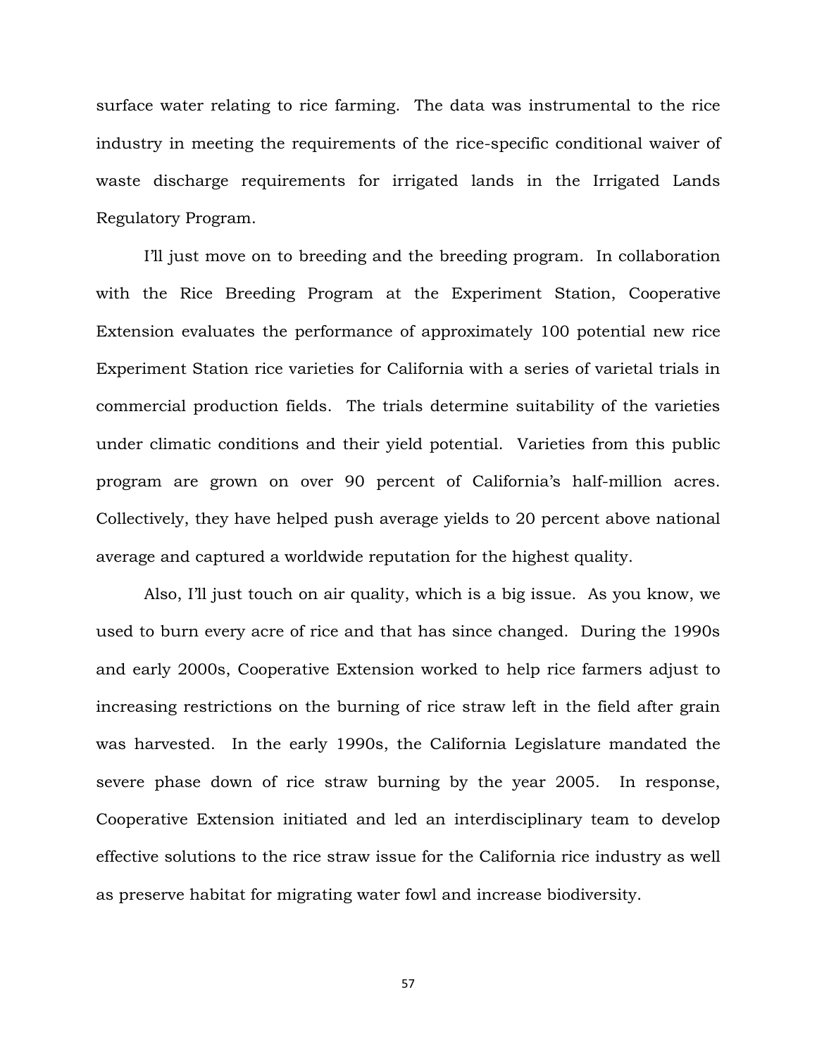surface water relating to rice farming. The data was instrumental to the rice industry in meeting the requirements of the rice-specific conditional waiver of waste discharge requirements for irrigated lands in the Irrigated Lands Regulatory Program.

I'll just move on to breeding and the breeding program. In collaboration with the Rice Breeding Program at the Experiment Station, Cooperative Extension evaluates the performance of approximately 100 potential new rice Experiment Station rice varieties for California with a series of varietal trials in commercial production fields. The trials determine suitability of the varieties under climatic conditions and their yield potential. Varieties from this public program are grown on over 90 percent of California's half-million acres. Collectively, they have helped push average yields to 20 percent above national average and captured a worldwide reputation for the highest quality.

Also, I'll just touch on air quality, which is a big issue. As you know, we used to burn every acre of rice and that has since changed. During the 1990s and early 2000s, Cooperative Extension worked to help rice farmers adjust to increasing restrictions on the burning of rice straw left in the field after grain was harvested. In the early 1990s, the California Legislature mandated the severe phase down of rice straw burning by the year 2005. In response, Cooperative Extension initiated and led an interdisciplinary team to develop effective solutions to the rice straw issue for the California rice industry as well as preserve habitat for migrating water fowl and increase biodiversity.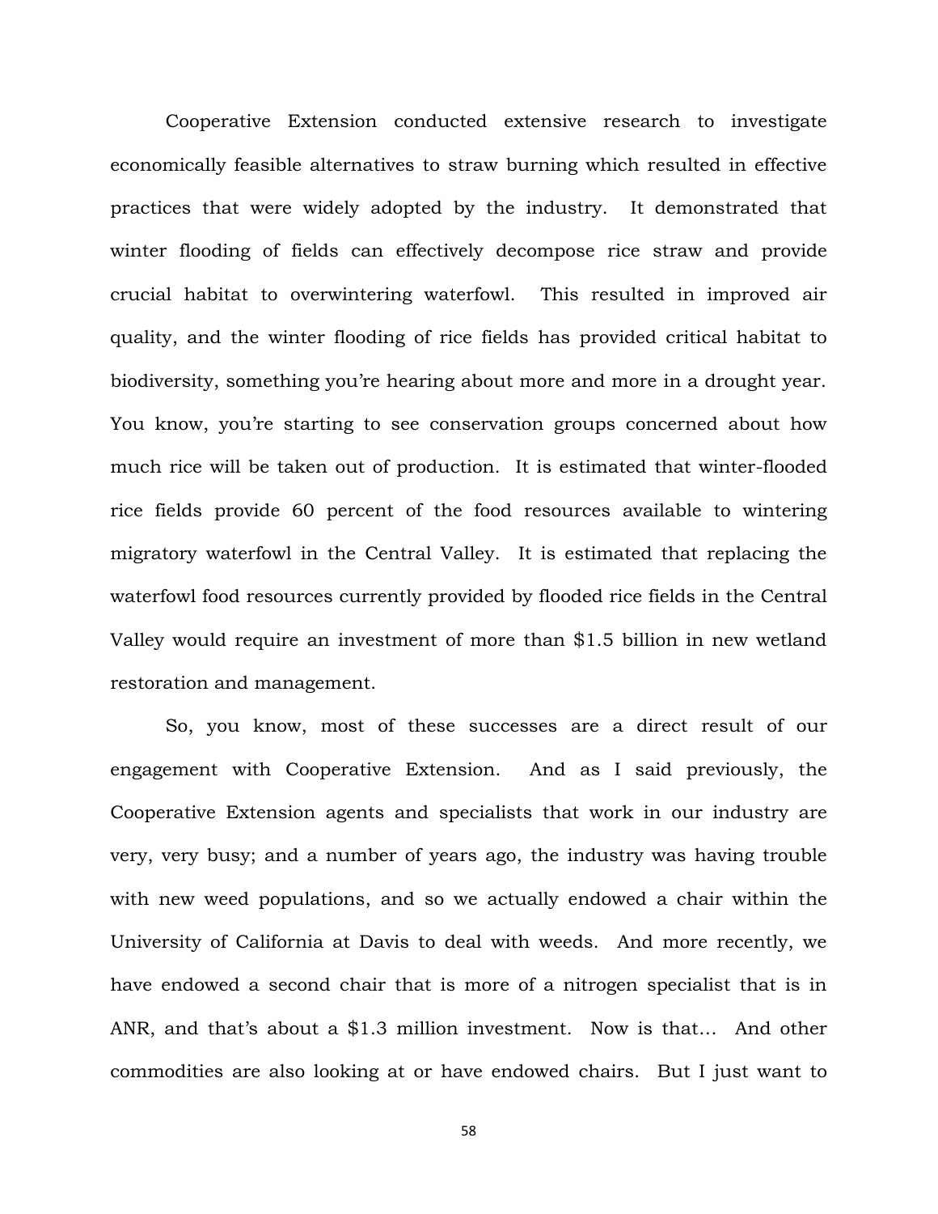Cooperative Extension conducted extensive research to investigate economically feasible alternatives to straw burning which resulted in effective practices that were widely adopted by the industry.  It demonstrated that winter flooding of fields can effectively decompose rice straw and provide crucial habitat to overwintering waterfowl.  This resulted in improved air quality, and the winter flooding of rice fields has provided critical habitat to biodiversity, something you're hearing about more and more in a drought year. You know, you're starting to see conservation groups concerned about how much rice will be taken out of production.  It is estimated that winter-flooded rice fields provide 60 percent of the food resources available to wintering migratory waterfowl in the Central Valley.  It is estimated that replacing the waterfowl food resources currently provided by flooded rice fields in the Central Valley would require an investment of more than $1.5 billion in new wetland restoration and management.

So, you know, most of these successes are a direct result of our engagement with Cooperative Extension.  And as I said previously, the Cooperative Extension agents and specialists that work in our industry are very, very busy; and a number of years ago, the industry was having trouble with new weed populations, and so we actually endowed a chair within the University of California at Davis to deal with weeds.  And more recently, we have endowed a second chair that is more of a nitrogen specialist that is in ANR, and that's about a $1.3 million investment.  Now is that…  And other commodities are also looking at or have endowed chairs.  But I just want to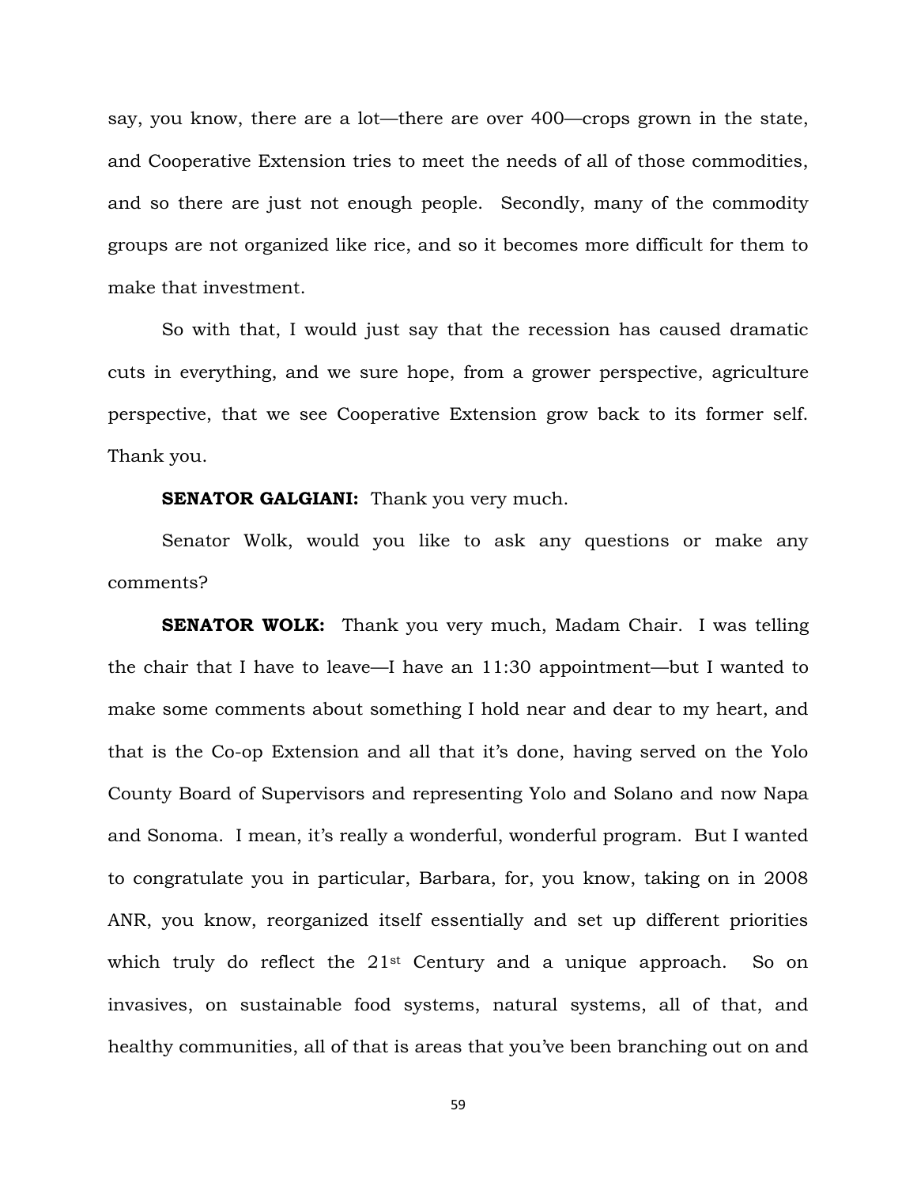say, you know, there are a lot—there are over 400—crops grown in the state, and Cooperative Extension tries to meet the needs of all of those commodities, and so there are just not enough people. Secondly, many of the commodity groups are not organized like rice, and so it becomes more difficult for them to make that investment.

So with that, I would just say that the recession has caused dramatic cuts in everything, and we sure hope, from a grower perspective, agriculture perspective, that we see Cooperative Extension grow back to its former self. Thank you.

**SENATOR GALGIANI:** Thank you very much.

Senator Wolk, would you like to ask any questions or make any comments?

**SENATOR WOLK:** Thank you very much, Madam Chair. I was telling the chair that I have to leave—I have an 11:30 appointment—but I wanted to make some comments about something I hold near and dear to my heart, and that is the Co-op Extension and all that it's done, having served on the Yolo County Board of Supervisors and representing Yolo and Solano and now Napa and Sonoma. I mean, it's really a wonderful, wonderful program. But I wanted to congratulate you in particular, Barbara, for, you know, taking on in 2008 ANR, you know, reorganized itself essentially and set up different priorities which truly do reflect the 21st Century and a unique approach. So on invasives, on sustainable food systems, natural systems, all of that, and healthy communities, all of that is areas that you've been branching out on and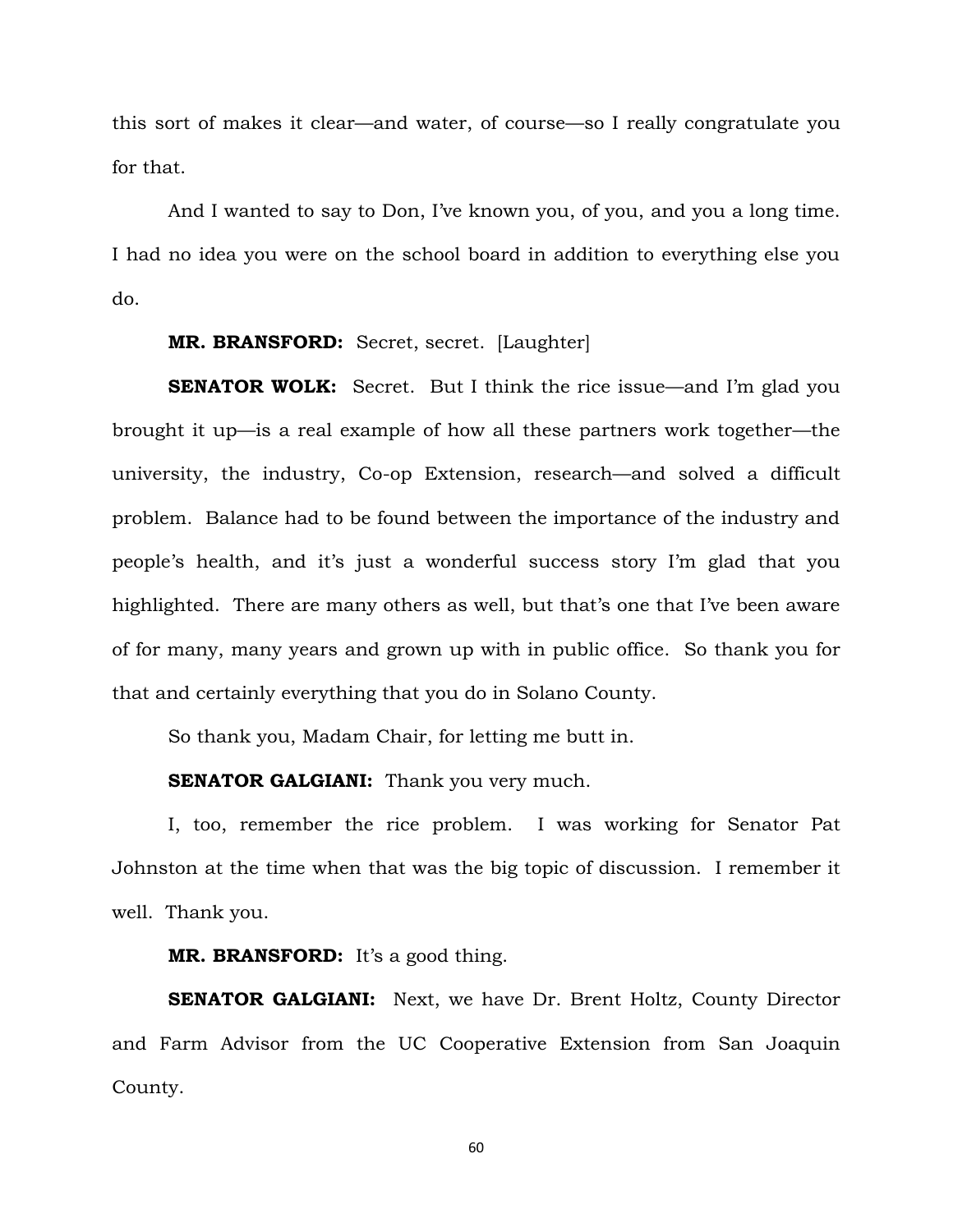this sort of makes it clear—and water, of course—so I really congratulate you for that.

And I wanted to say to Don, I've known you, of you, and you a long time. I had no idea you were on the school board in addition to everything else you do.

**MR. BRANSFORD:** Secret, secret. [Laughter]

**SENATOR WOLK:** Secret. But I think the rice issue—and I'm glad you brought it up—is a real example of how all these partners work together—the university, the industry, Co-op Extension, research—and solved a difficult problem. Balance had to be found between the importance of the industry and people's health, and it's just a wonderful success story I'm glad that you highlighted. There are many others as well, but that's one that I've been aware of for many, many years and grown up with in public office. So thank you for that and certainly everything that you do in Solano County.

So thank you, Madam Chair, for letting me butt in.

**SENATOR GALGIANI:** Thank you very much.

I, too, remember the rice problem. I was working for Senator Pat Johnston at the time when that was the big topic of discussion. I remember it well. Thank you.

**MR. BRANSFORD:** It's a good thing.

**SENATOR GALGIANI:** Next, we have Dr. Brent Holtz, County Director and Farm Advisor from the UC Cooperative Extension from San Joaquin County.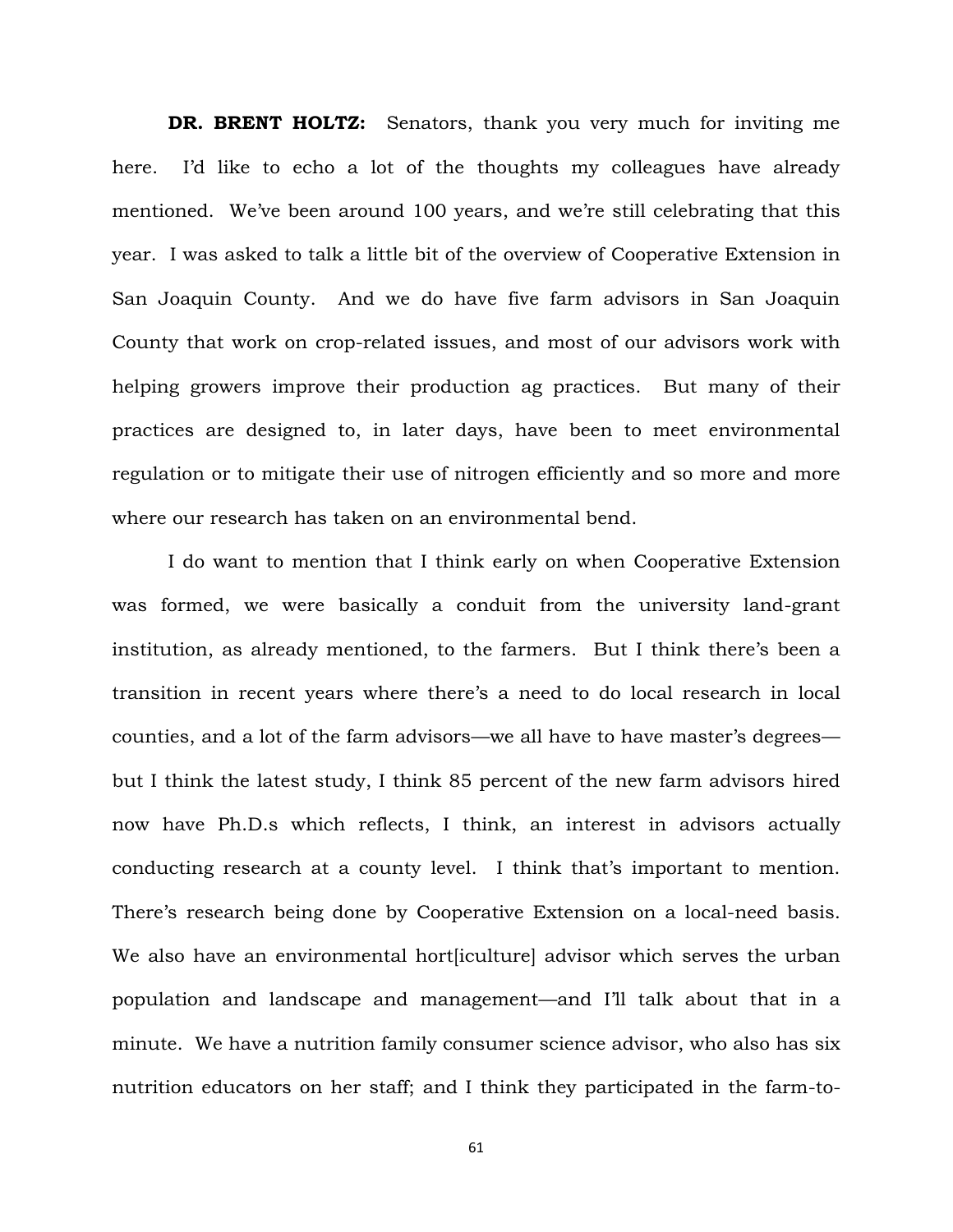**DR. BRENT HOLTZ:** Senators, thank you very much for inviting me here. I'd like to echo a lot of the thoughts my colleagues have already mentioned. We've been around 100 years, and we're still celebrating that this year. I was asked to talk a little bit of the overview of Cooperative Extension in San Joaquin County. And we do have five farm advisors in San Joaquin County that work on crop-related issues, and most of our advisors work with helping growers improve their production ag practices. But many of their practices are designed to, in later days, have been to meet environmental regulation or to mitigate their use of nitrogen efficiently and so more and more where our research has taken on an environmental bend.

I do want to mention that I think early on when Cooperative Extension was formed, we were basically a conduit from the university land-grant institution, as already mentioned, to the farmers. But I think there's been a transition in recent years where there's a need to do local research in local counties, and a lot of the farm advisors—we all have to have master's degrees—but I think the latest study, I think 85 percent of the new farm advisors hired now have Ph.D.s which reflects, I think, an interest in advisors actually conducting research at a county level. I think that's important to mention. There's research being done by Cooperative Extension on a local-need basis. We also have an environmental hort[iculture] advisor which serves the urban population and landscape and management—and I'll talk about that in a minute. We have a nutrition family consumer science advisor, who also has six nutrition educators on her staff; and I think they participated in the farm-to-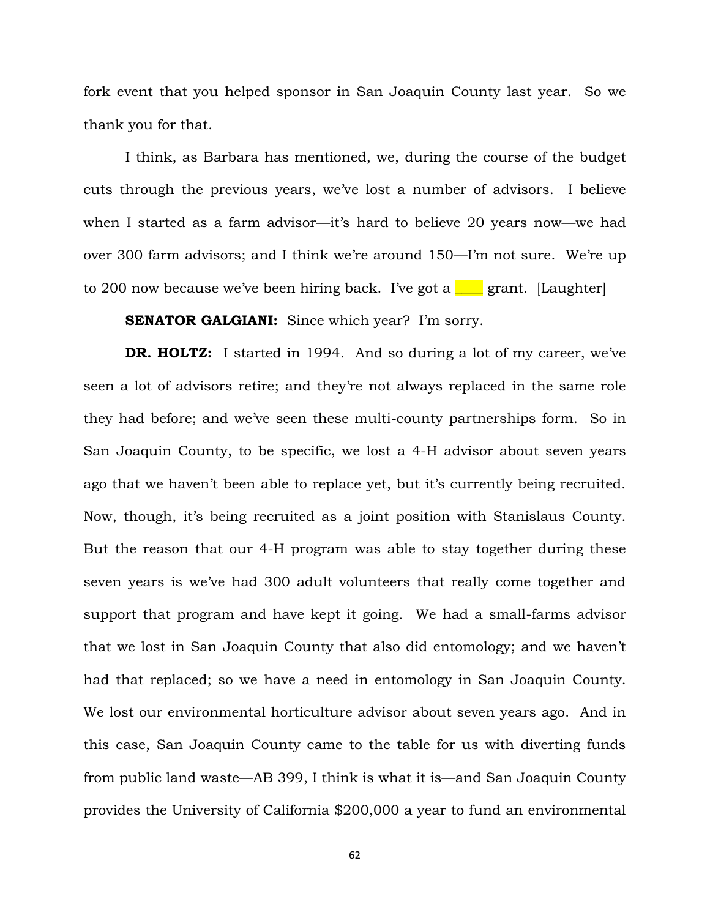fork event that you helped sponsor in San Joaquin County last year. So we thank you for that.

I think, as Barbara has mentioned, we, during the course of the budget cuts through the previous years, we've lost a number of advisors. I believe when I started as a farm advisor—it's hard to believe 20 years now—we had over 300 farm advisors; and I think we're around 150—I'm not sure. We're up to 200 now because we've been hiring back. I've got a ____ grant. [Laughter]

**SENATOR GALGIANI:** Since which year? I'm sorry.

**DR. HOLTZ:** I started in 1994. And so during a lot of my career, we've seen a lot of advisors retire; and they're not always replaced in the same role they had before; and we've seen these multi-county partnerships form. So in San Joaquin County, to be specific, we lost a 4-H advisor about seven years ago that we haven't been able to replace yet, but it's currently being recruited. Now, though, it's being recruited as a joint position with Stanislaus County. But the reason that our 4-H program was able to stay together during these seven years is we've had 300 adult volunteers that really come together and support that program and have kept it going. We had a small-farms advisor that we lost in San Joaquin County that also did entomology; and we haven't had that replaced; so we have a need in entomology in San Joaquin County. We lost our environmental horticulture advisor about seven years ago. And in this case, San Joaquin County came to the table for us with diverting funds from public land waste—AB 399, I think is what it is—and San Joaquin County provides the University of California $200,000 a year to fund an environmental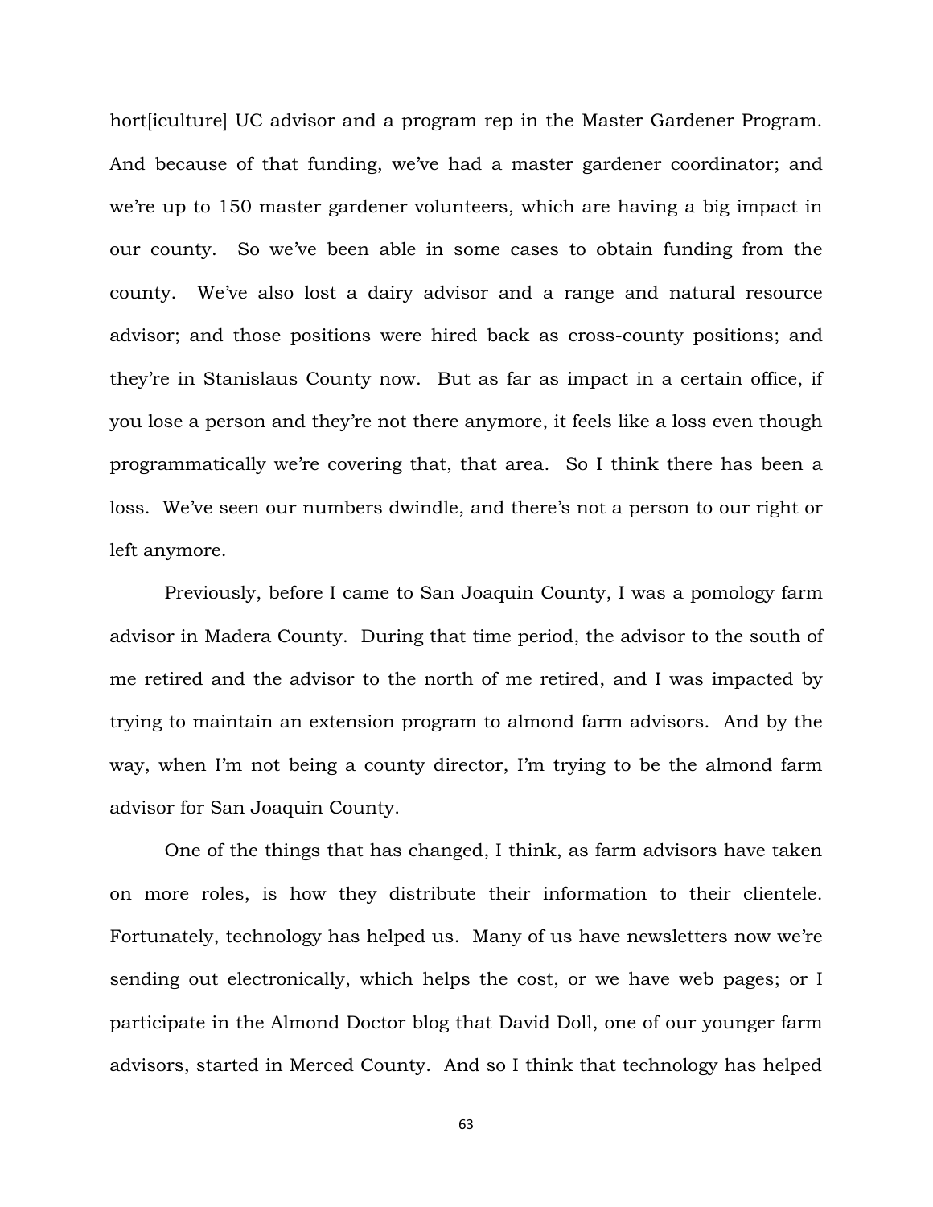hort[iculture] UC advisor and a program rep in the Master Gardener Program. And because of that funding, we've had a master gardener coordinator; and we're up to 150 master gardener volunteers, which are having a big impact in our county. So we've been able in some cases to obtain funding from the county. We've also lost a dairy advisor and a range and natural resource advisor; and those positions were hired back as cross-county positions; and they're in Stanislaus County now. But as far as impact in a certain office, if you lose a person and they're not there anymore, it feels like a loss even though programmatically we're covering that, that area. So I think there has been a loss. We've seen our numbers dwindle, and there's not a person to our right or left anymore.

Previously, before I came to San Joaquin County, I was a pomology farm advisor in Madera County. During that time period, the advisor to the south of me retired and the advisor to the north of me retired, and I was impacted by trying to maintain an extension program to almond farm advisors. And by the way, when I'm not being a county director, I'm trying to be the almond farm advisor for San Joaquin County.

One of the things that has changed, I think, as farm advisors have taken on more roles, is how they distribute their information to their clientele. Fortunately, technology has helped us. Many of us have newsletters now we're sending out electronically, which helps the cost, or we have web pages; or I participate in the Almond Doctor blog that David Doll, one of our younger farm advisors, started in Merced County. And so I think that technology has helped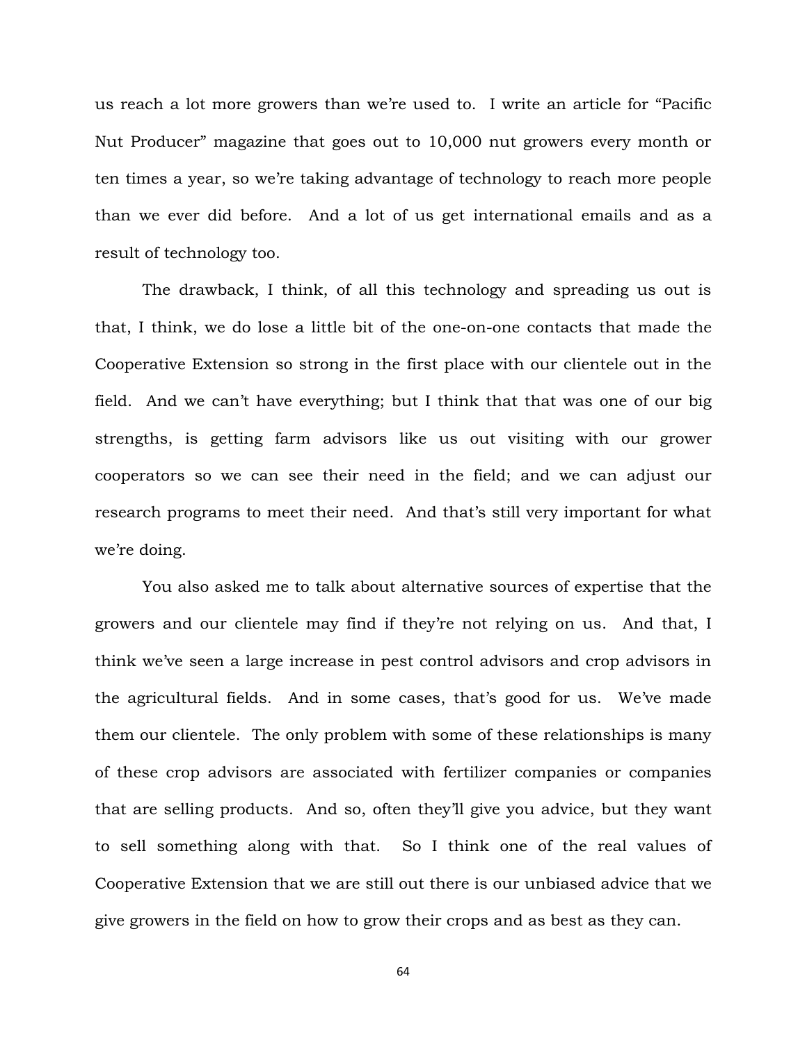us reach a lot more growers than we're used to. I write an article for "Pacific Nut Producer" magazine that goes out to 10,000 nut growers every month or ten times a year, so we're taking advantage of technology to reach more people than we ever did before. And a lot of us get international emails and as a result of technology too.

The drawback, I think, of all this technology and spreading us out is that, I think, we do lose a little bit of the one-on-one contacts that made the Cooperative Extension so strong in the first place with our clientele out in the field. And we can't have everything; but I think that that was one of our big strengths, is getting farm advisors like us out visiting with our grower cooperators so we can see their need in the field; and we can adjust our research programs to meet their need. And that's still very important for what we're doing.

You also asked me to talk about alternative sources of expertise that the growers and our clientele may find if they're not relying on us. And that, I think we've seen a large increase in pest control advisors and crop advisors in the agricultural fields. And in some cases, that's good for us. We've made them our clientele. The only problem with some of these relationships is many of these crop advisors are associated with fertilizer companies or companies that are selling products. And so, often they'll give you advice, but they want to sell something along with that. So I think one of the real values of Cooperative Extension that we are still out there is our unbiased advice that we give growers in the field on how to grow their crops and as best as they can.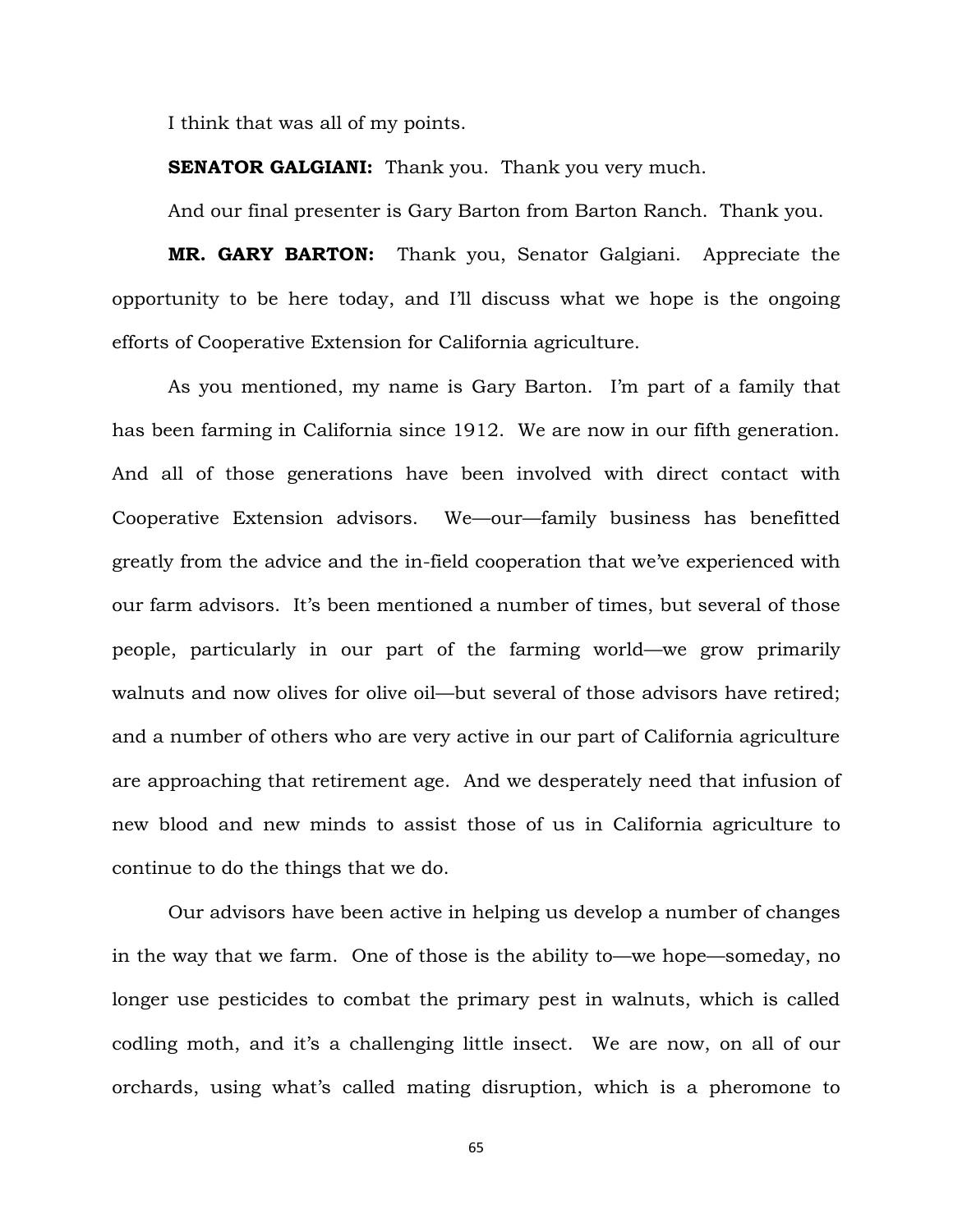I think that was all of my points.

**SENATOR GALGIANI:** Thank you. Thank you very much.

And our final presenter is Gary Barton from Barton Ranch. Thank you.

**MR. GARY BARTON:** Thank you, Senator Galgiani. Appreciate the opportunity to be here today, and I'll discuss what we hope is the ongoing efforts of Cooperative Extension for California agriculture.

As you mentioned, my name is Gary Barton. I'm part of a family that has been farming in California since 1912. We are now in our fifth generation. And all of those generations have been involved with direct contact with Cooperative Extension advisors. We—our—family business has benefitted greatly from the advice and the in-field cooperation that we've experienced with our farm advisors. It's been mentioned a number of times, but several of those people, particularly in our part of the farming world—we grow primarily walnuts and now olives for olive oil—but several of those advisors have retired; and a number of others who are very active in our part of California agriculture are approaching that retirement age. And we desperately need that infusion of new blood and new minds to assist those of us in California agriculture to continue to do the things that we do.

Our advisors have been active in helping us develop a number of changes in the way that we farm. One of those is the ability to—we hope—someday, no longer use pesticides to combat the primary pest in walnuts, which is called codling moth, and it's a challenging little insect. We are now, on all of our orchards, using what's called mating disruption, which is a pheromone to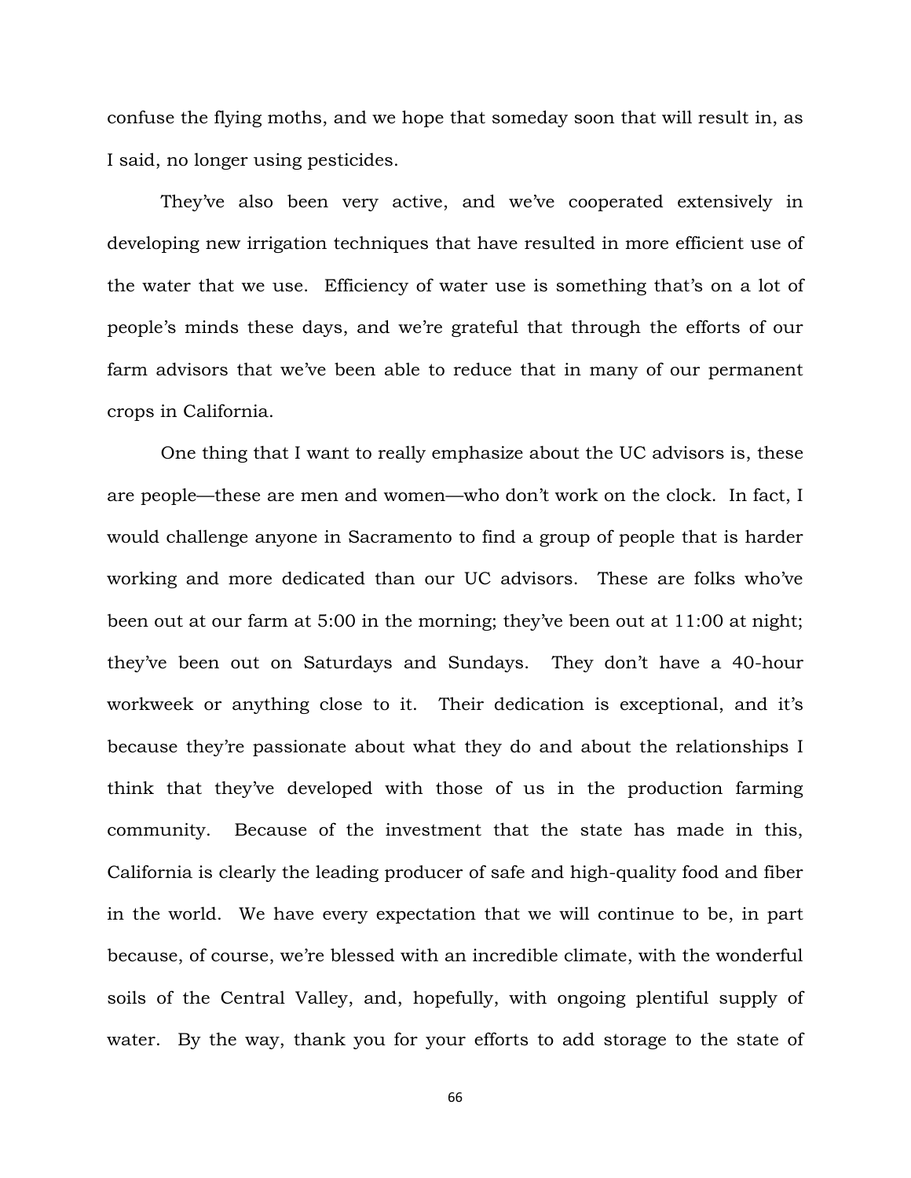confuse the flying moths, and we hope that someday soon that will result in, as I said, no longer using pesticides.

They've also been very active, and we've cooperated extensively in developing new irrigation techniques that have resulted in more efficient use of the water that we use. Efficiency of water use is something that's on a lot of people's minds these days, and we're grateful that through the efforts of our farm advisors that we've been able to reduce that in many of our permanent crops in California.

One thing that I want to really emphasize about the UC advisors is, these are people—these are men and women—who don't work on the clock. In fact, I would challenge anyone in Sacramento to find a group of people that is harder working and more dedicated than our UC advisors. These are folks who've been out at our farm at 5:00 in the morning; they've been out at 11:00 at night; they've been out on Saturdays and Sundays. They don't have a 40-hour workweek or anything close to it. Their dedication is exceptional, and it's because they're passionate about what they do and about the relationships I think that they've developed with those of us in the production farming community. Because of the investment that the state has made in this, California is clearly the leading producer of safe and high-quality food and fiber in the world. We have every expectation that we will continue to be, in part because, of course, we're blessed with an incredible climate, with the wonderful soils of the Central Valley, and, hopefully, with ongoing plentiful supply of water. By the way, thank you for your efforts to add storage to the state of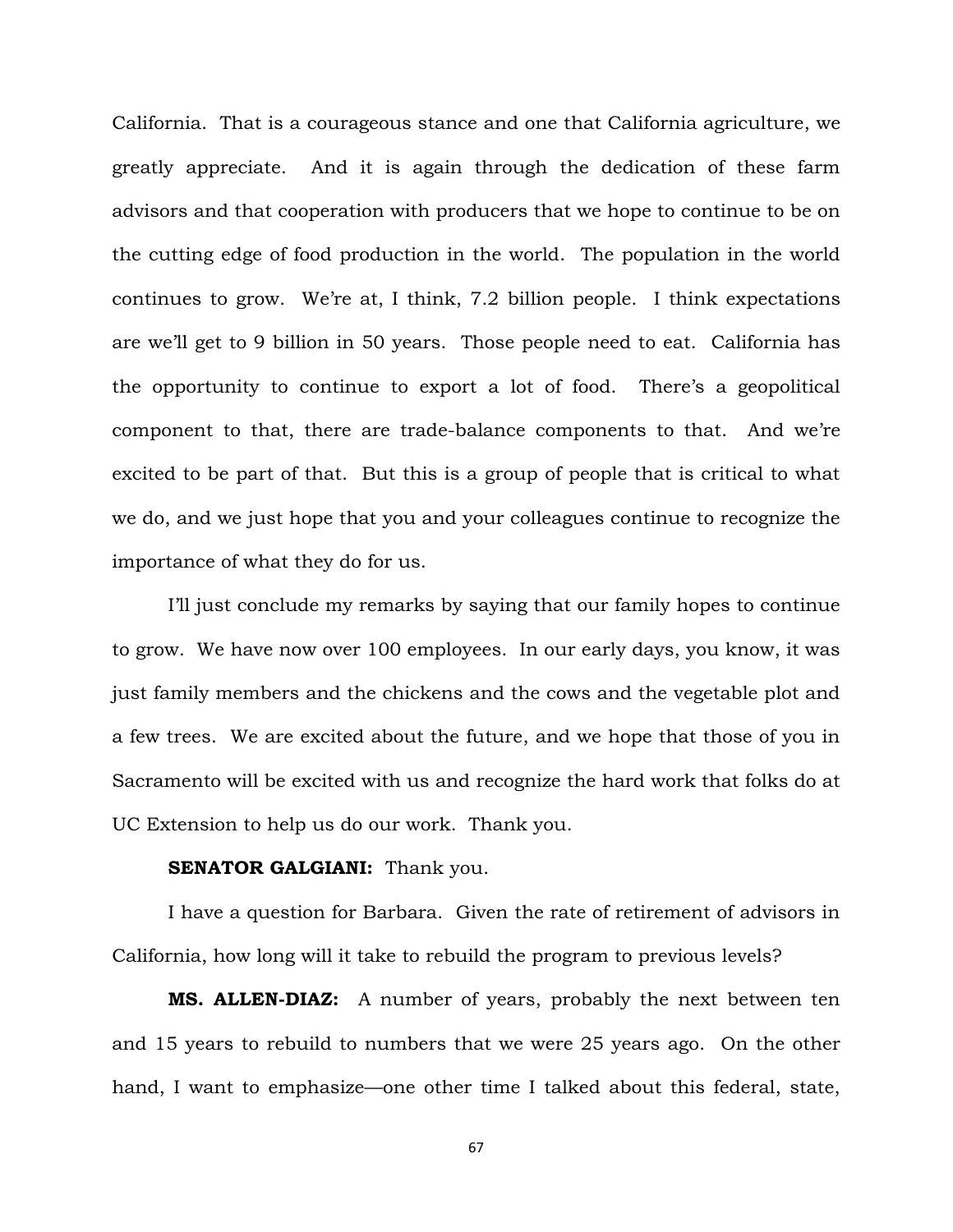California. That is a courageous stance and one that California agriculture, we greatly appreciate. And it is again through the dedication of these farm advisors and that cooperation with producers that we hope to continue to be on the cutting edge of food production in the world. The population in the world continues to grow. We're at, I think, 7.2 billion people. I think expectations are we'll get to 9 billion in 50 years. Those people need to eat. California has the opportunity to continue to export a lot of food. There's a geopolitical component to that, there are trade-balance components to that. And we're excited to be part of that. But this is a group of people that is critical to what we do, and we just hope that you and your colleagues continue to recognize the importance of what they do for us.

I'll just conclude my remarks by saying that our family hopes to continue to grow. We have now over 100 employees. In our early days, you know, it was just family members and the chickens and the cows and the vegetable plot and a few trees. We are excited about the future, and we hope that those of you in Sacramento will be excited with us and recognize the hard work that folks do at UC Extension to help us do our work. Thank you.

**SENATOR GALGIANI:** Thank you.

I have a question for Barbara. Given the rate of retirement of advisors in California, how long will it take to rebuild the program to previous levels?

**MS. ALLEN-DIAZ:** A number of years, probably the next between ten and 15 years to rebuild to numbers that we were 25 years ago. On the other hand, I want to emphasize—one other time I talked about this federal, state,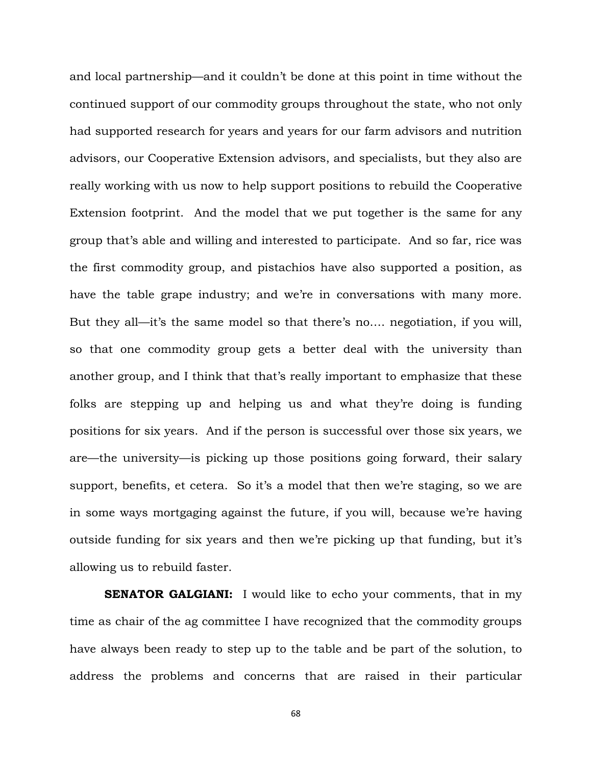and local partnership—and it couldn't be done at this point in time without the continued support of our commodity groups throughout the state, who not only had supported research for years and years for our farm advisors and nutrition advisors, our Cooperative Extension advisors, and specialists, but they also are really working with us now to help support positions to rebuild the Cooperative Extension footprint. And the model that we put together is the same for any group that's able and willing and interested to participate. And so far, rice was the first commodity group, and pistachios have also supported a position, as have the table grape industry; and we're in conversations with many more. But they all—it's the same model so that there's no…. negotiation, if you will, so that one commodity group gets a better deal with the university than another group, and I think that that's really important to emphasize that these folks are stepping up and helping us and what they're doing is funding positions for six years. And if the person is successful over those six years, we are—the university—is picking up those positions going forward, their salary support, benefits, et cetera. So it's a model that then we're staging, so we are in some ways mortgaging against the future, if you will, because we're having outside funding for six years and then we're picking up that funding, but it's allowing us to rebuild faster.

**SENATOR GALGIANI:** I would like to echo your comments, that in my time as chair of the ag committee I have recognized that the commodity groups have always been ready to step up to the table and be part of the solution, to address the problems and concerns that are raised in their particular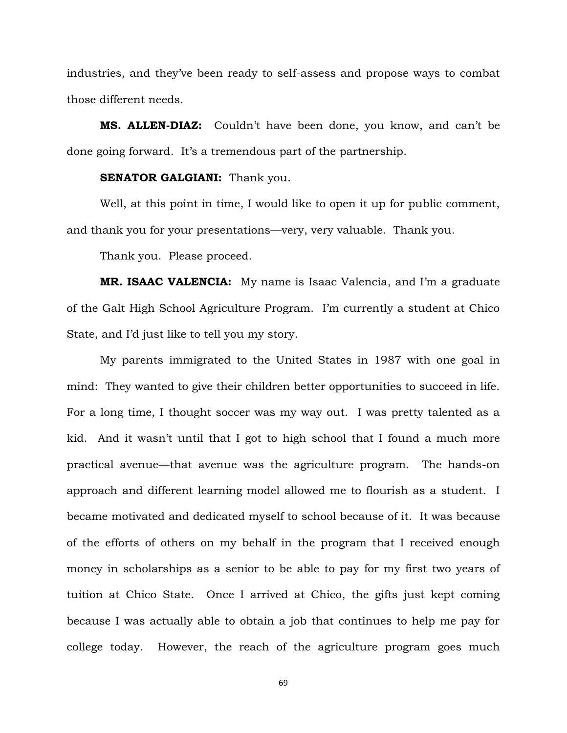industries, and they've been ready to self-assess and propose ways to combat those different needs.

**MS. ALLEN-DIAZ:** Couldn't have been done, you know, and can't be done going forward. It's a tremendous part of the partnership.

**SENATOR GALGIANI:** Thank you.

Well, at this point in time, I would like to open it up for public comment, and thank you for your presentations—very, very valuable. Thank you.

Thank you. Please proceed.

**MR. ISAAC VALENCIA:** My name is Isaac Valencia, and I'm a graduate of the Galt High School Agriculture Program. I'm currently a student at Chico State, and I'd just like to tell you my story.

My parents immigrated to the United States in 1987 with one goal in mind: They wanted to give their children better opportunities to succeed in life. For a long time, I thought soccer was my way out. I was pretty talented as a kid. And it wasn't until that I got to high school that I found a much more practical avenue—that avenue was the agriculture program. The hands-on approach and different learning model allowed me to flourish as a student. I became motivated and dedicated myself to school because of it. It was because of the efforts of others on my behalf in the program that I received enough money in scholarships as a senior to be able to pay for my first two years of tuition at Chico State. Once I arrived at Chico, the gifts just kept coming because I was actually able to obtain a job that continues to help me pay for college today. However, the reach of the agriculture program goes much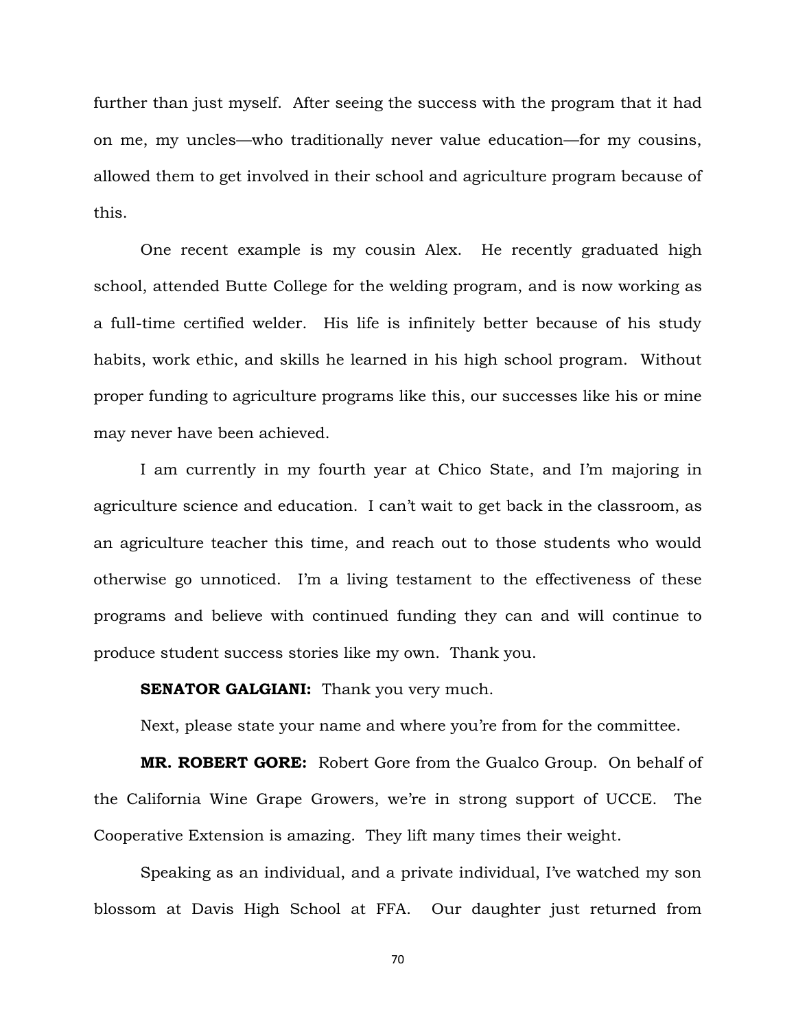further than just myself. After seeing the success with the program that it had on me, my uncles—who traditionally never value education—for my cousins, allowed them to get involved in their school and agriculture program because of this.

One recent example is my cousin Alex. He recently graduated high school, attended Butte College for the welding program, and is now working as a full-time certified welder. His life is infinitely better because of his study habits, work ethic, and skills he learned in his high school program. Without proper funding to agriculture programs like this, our successes like his or mine may never have been achieved.

I am currently in my fourth year at Chico State, and I'm majoring in agriculture science and education. I can't wait to get back in the classroom, as an agriculture teacher this time, and reach out to those students who would otherwise go unnoticed. I'm a living testament to the effectiveness of these programs and believe with continued funding they can and will continue to produce student success stories like my own. Thank you.

**SENATOR GALGIANI:** Thank you very much.

Next, please state your name and where you're from for the committee.

**MR. ROBERT GORE:** Robert Gore from the Gualco Group. On behalf of the California Wine Grape Growers, we're in strong support of UCCE. The Cooperative Extension is amazing. They lift many times their weight.

Speaking as an individual, and a private individual, I've watched my son blossom at Davis High School at FFA. Our daughter just returned from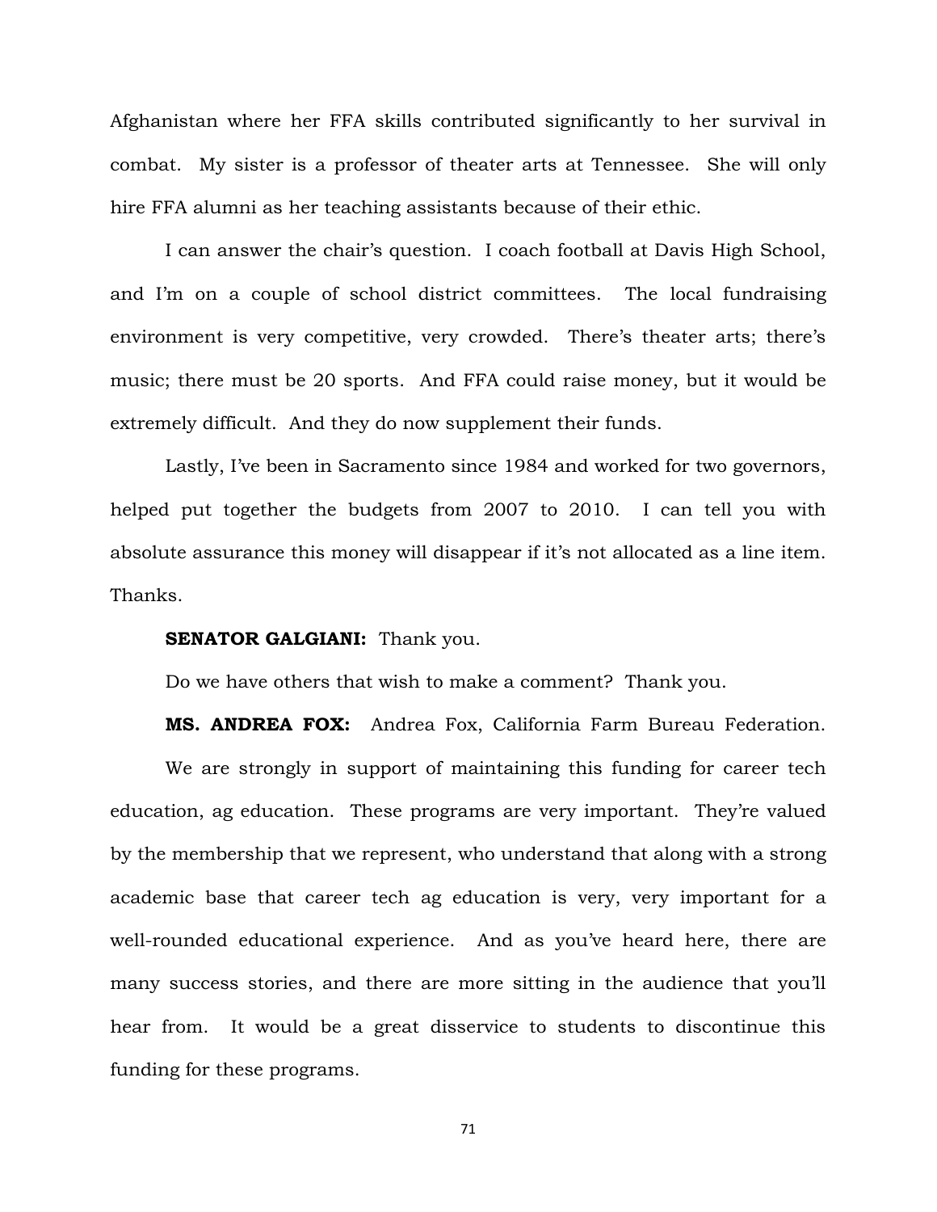Afghanistan where her FFA skills contributed significantly to her survival in combat. My sister is a professor of theater arts at Tennessee. She will only hire FFA alumni as her teaching assistants because of their ethic.

I can answer the chair's question. I coach football at Davis High School, and I'm on a couple of school district committees. The local fundraising environment is very competitive, very crowded. There's theater arts; there's music; there must be 20 sports. And FFA could raise money, but it would be extremely difficult. And they do now supplement their funds.

Lastly, I've been in Sacramento since 1984 and worked for two governors, helped put together the budgets from 2007 to 2010. I can tell you with absolute assurance this money will disappear if it's not allocated as a line item. Thanks.

**SENATOR GALGIANI:** Thank you.

Do we have others that wish to make a comment? Thank you.

**MS. ANDREA FOX:** Andrea Fox, California Farm Bureau Federation.

We are strongly in support of maintaining this funding for career tech education, ag education. These programs are very important. They're valued by the membership that we represent, who understand that along with a strong academic base that career tech ag education is very, very important for a well-rounded educational experience. And as you've heard here, there are many success stories, and there are more sitting in the audience that you'll hear from. It would be a great disservice to students to discontinue this funding for these programs.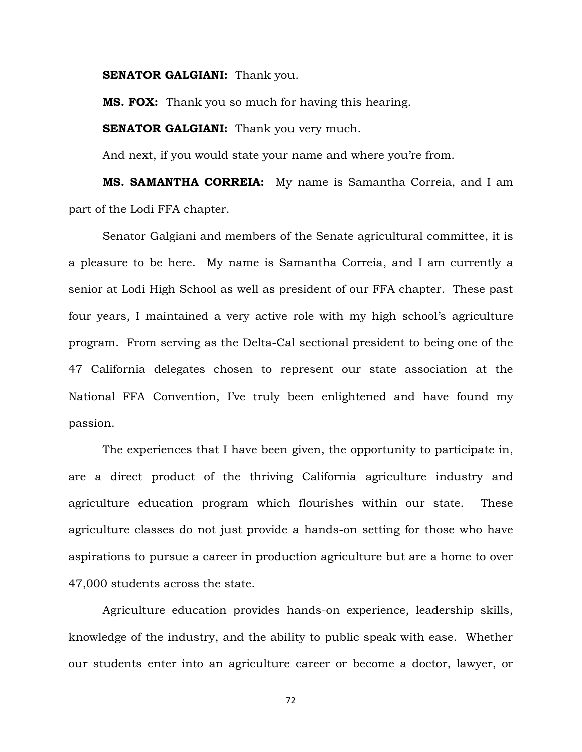**SENATOR GALGIANI:** Thank you.

**MS. FOX:** Thank you so much for having this hearing.

**SENATOR GALGIANI:** Thank you very much.

And next, if you would state your name and where you're from.

**MS. SAMANTHA CORREIA:** My name is Samantha Correia, and I am part of the Lodi FFA chapter.

Senator Galgiani and members of the Senate agricultural committee, it is a pleasure to be here. My name is Samantha Correia, and I am currently a senior at Lodi High School as well as president of our FFA chapter. These past four years, I maintained a very active role with my high school's agriculture program. From serving as the Delta-Cal sectional president to being one of the 47 California delegates chosen to represent our state association at the National FFA Convention, I've truly been enlightened and have found my passion.

The experiences that I have been given, the opportunity to participate in, are a direct product of the thriving California agriculture industry and agriculture education program which flourishes within our state. These agriculture classes do not just provide a hands-on setting for those who have aspirations to pursue a career in production agriculture but are a home to over 47,000 students across the state.

Agriculture education provides hands-on experience, leadership skills, knowledge of the industry, and the ability to public speak with ease. Whether our students enter into an agriculture career or become a doctor, lawyer, or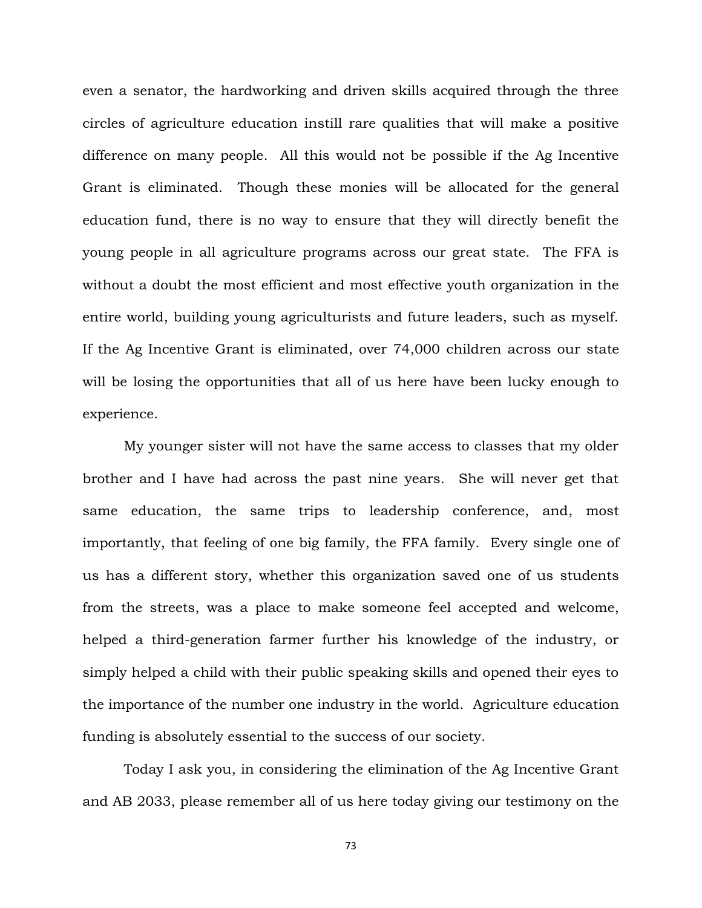even a senator, the hardworking and driven skills acquired through the three circles of agriculture education instill rare qualities that will make a positive difference on many people. All this would not be possible if the Ag Incentive Grant is eliminated. Though these monies will be allocated for the general education fund, there is no way to ensure that they will directly benefit the young people in all agriculture programs across our great state. The FFA is without a doubt the most efficient and most effective youth organization in the entire world, building young agriculturists and future leaders, such as myself. If the Ag Incentive Grant is eliminated, over 74,000 children across our state will be losing the opportunities that all of us here have been lucky enough to experience.

My younger sister will not have the same access to classes that my older brother and I have had across the past nine years. She will never get that same education, the same trips to leadership conference, and, most importantly, that feeling of one big family, the FFA family. Every single one of us has a different story, whether this organization saved one of us students from the streets, was a place to make someone feel accepted and welcome, helped a third-generation farmer further his knowledge of the industry, or simply helped a child with their public speaking skills and opened their eyes to the importance of the number one industry in the world. Agriculture education funding is absolutely essential to the success of our society.

Today I ask you, in considering the elimination of the Ag Incentive Grant and AB 2033, please remember all of us here today giving our testimony on the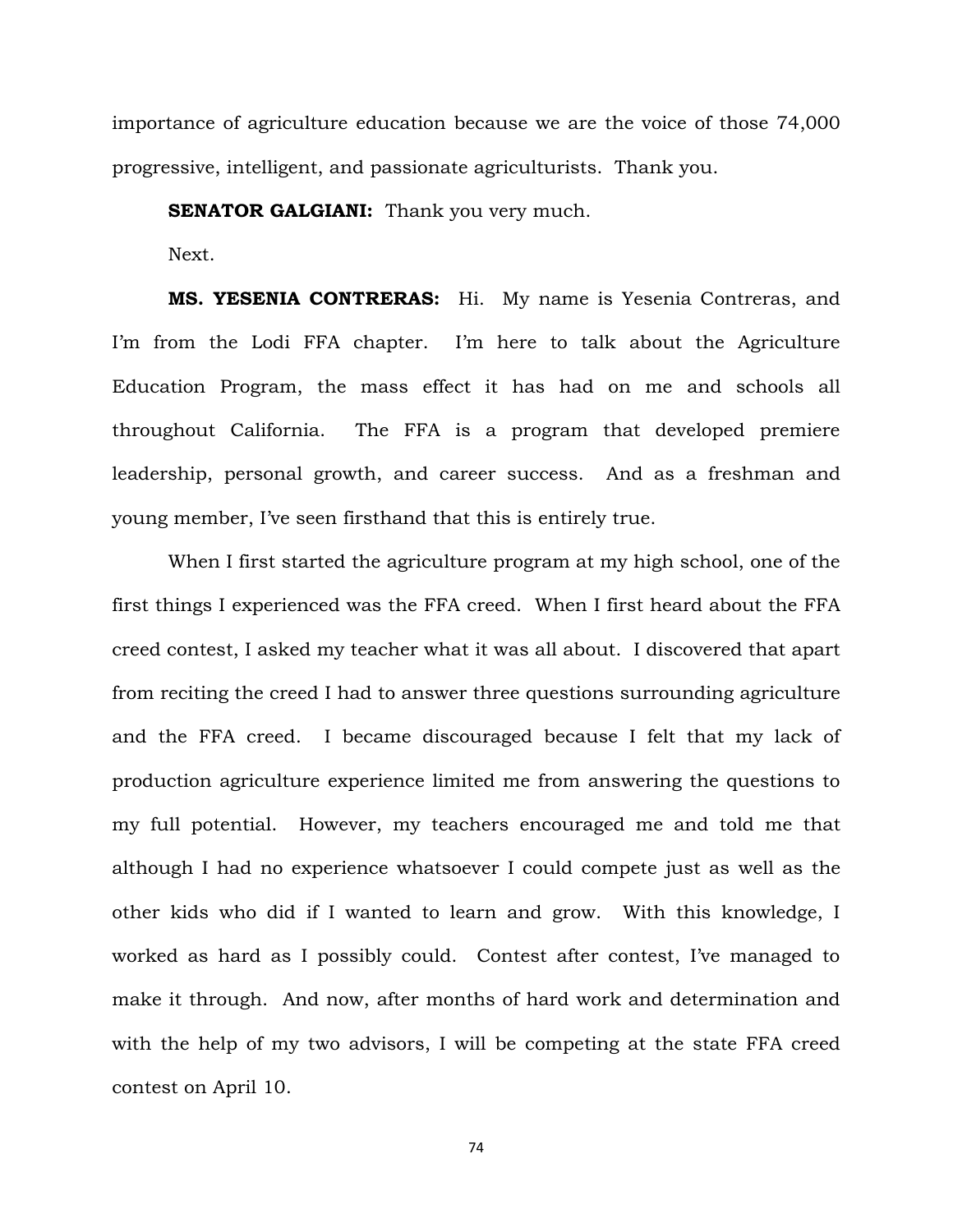importance of agriculture education because we are the voice of those 74,000 progressive, intelligent, and passionate agriculturists. Thank you.

**SENATOR GALGIANI:** Thank you very much.

Next.

**MS. YESENIA CONTRERAS:** Hi. My name is Yesenia Contreras, and I'm from the Lodi FFA chapter. I'm here to talk about the Agriculture Education Program, the mass effect it has had on me and schools all throughout California. The FFA is a program that developed premiere leadership, personal growth, and career success. And as a freshman and young member, I've seen firsthand that this is entirely true.

When I first started the agriculture program at my high school, one of the first things I experienced was the FFA creed. When I first heard about the FFA creed contest, I asked my teacher what it was all about. I discovered that apart from reciting the creed I had to answer three questions surrounding agriculture and the FFA creed. I became discouraged because I felt that my lack of production agriculture experience limited me from answering the questions to my full potential. However, my teachers encouraged me and told me that although I had no experience whatsoever I could compete just as well as the other kids who did if I wanted to learn and grow. With this knowledge, I worked as hard as I possibly could. Contest after contest, I've managed to make it through. And now, after months of hard work and determination and with the help of my two advisors, I will be competing at the state FFA creed contest on April 10.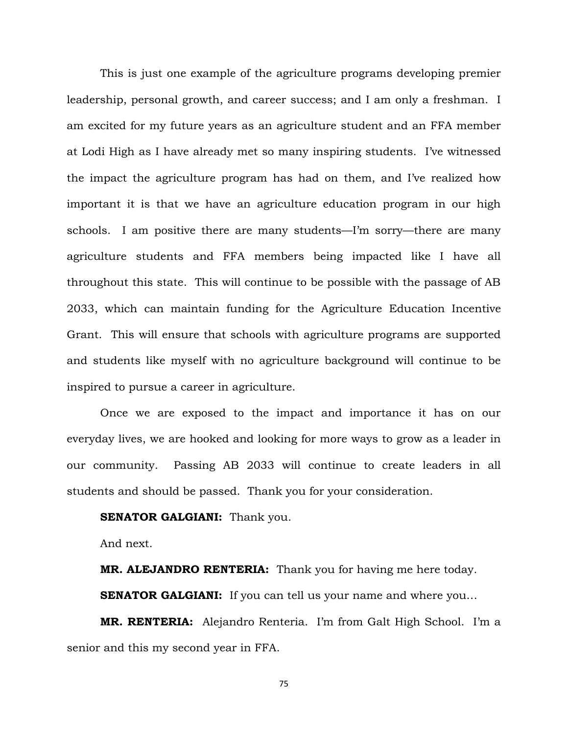This is just one example of the agriculture programs developing premier leadership, personal growth, and career success; and I am only a freshman. I am excited for my future years as an agriculture student and an FFA member at Lodi High as I have already met so many inspiring students. I've witnessed the impact the agriculture program has had on them, and I've realized how important it is that we have an agriculture education program in our high schools. I am positive there are many students—I'm sorry—there are many agriculture students and FFA members being impacted like I have all throughout this state. This will continue to be possible with the passage of AB 2033, which can maintain funding for the Agriculture Education Incentive Grant. This will ensure that schools with agriculture programs are supported and students like myself with no agriculture background will continue to be inspired to pursue a career in agriculture.

Once we are exposed to the impact and importance it has on our everyday lives, we are hooked and looking for more ways to grow as a leader in our community. Passing AB 2033 will continue to create leaders in all students and should be passed. Thank you for your consideration.

**SENATOR GALGIANI:** Thank you.

And next.

**MR. ALEJANDRO RENTERIA:** Thank you for having me here today.

**SENATOR GALGIANI:** If you can tell us your name and where you…

**MR. RENTERIA:** Alejandro Renteria. I'm from Galt High School. I'm a senior and this my second year in FFA.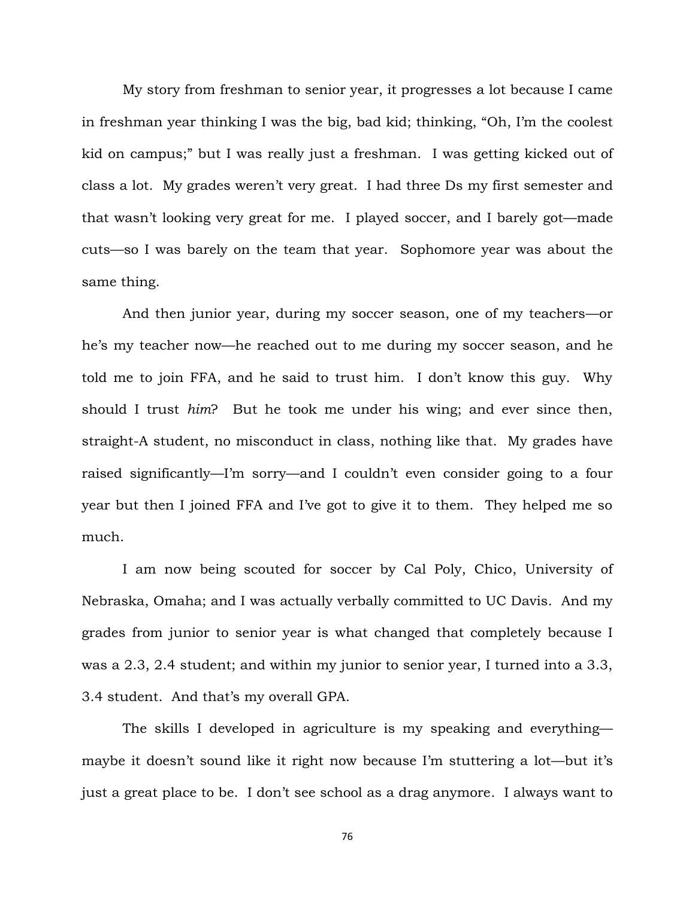My story from freshman to senior year, it progresses a lot because I came in freshman year thinking I was the big, bad kid; thinking, "Oh, I'm the coolest kid on campus;" but I was really just a freshman. I was getting kicked out of class a lot. My grades weren't very great. I had three Ds my first semester and that wasn't looking very great for me. I played soccer, and I barely got—made cuts—so I was barely on the team that year. Sophomore year was about the same thing.

And then junior year, during my soccer season, one of my teachers—or he's my teacher now—he reached out to me during my soccer season, and he told me to join FFA, and he said to trust him. I don't know this guy. Why should I trust *him*? But he took me under his wing; and ever since then, straight-A student, no misconduct in class, nothing like that. My grades have raised significantly—I'm sorry—and I couldn't even consider going to a four year but then I joined FFA and I've got to give it to them. They helped me so much.

I am now being scouted for soccer by Cal Poly, Chico, University of Nebraska, Omaha; and I was actually verbally committed to UC Davis. And my grades from junior to senior year is what changed that completely because I was a 2.3, 2.4 student; and within my junior to senior year, I turned into a 3.3, 3.4 student. And that's my overall GPA.

The skills I developed in agriculture is my speaking and everything—maybe it doesn't sound like it right now because I'm stuttering a lot—but it's just a great place to be. I don't see school as a drag anymore. I always want to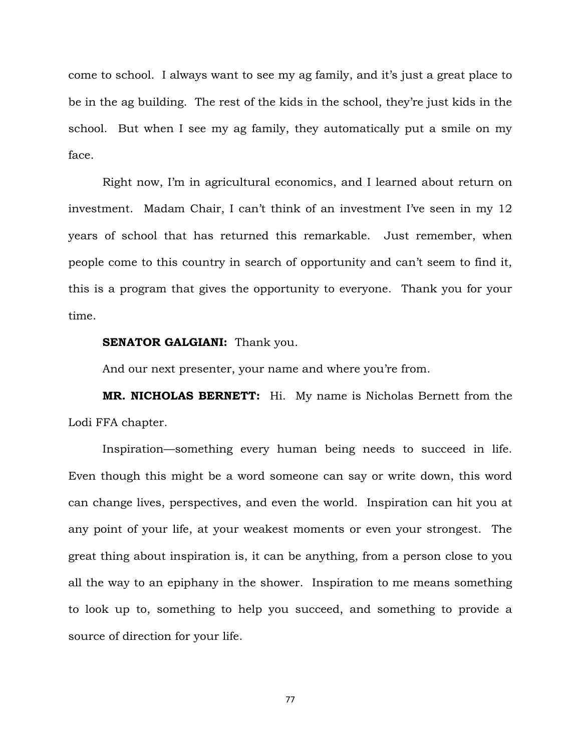come to school. I always want to see my ag family, and it's just a great place to be in the ag building. The rest of the kids in the school, they're just kids in the school. But when I see my ag family, they automatically put a smile on my face.

Right now, I'm in agricultural economics, and I learned about return on investment. Madam Chair, I can't think of an investment I've seen in my 12 years of school that has returned this remarkable. Just remember, when people come to this country in search of opportunity and can't seem to find it, this is a program that gives the opportunity to everyone. Thank you for your time.

**SENATOR GALGIANI:** Thank you.

And our next presenter, your name and where you're from.

**MR. NICHOLAS BERNETT:** Hi. My name is Nicholas Bernett from the Lodi FFA chapter.

Inspiration—something every human being needs to succeed in life. Even though this might be a word someone can say or write down, this word can change lives, perspectives, and even the world. Inspiration can hit you at any point of your life, at your weakest moments or even your strongest. The great thing about inspiration is, it can be anything, from a person close to you all the way to an epiphany in the shower. Inspiration to me means something to look up to, something to help you succeed, and something to provide a source of direction for your life.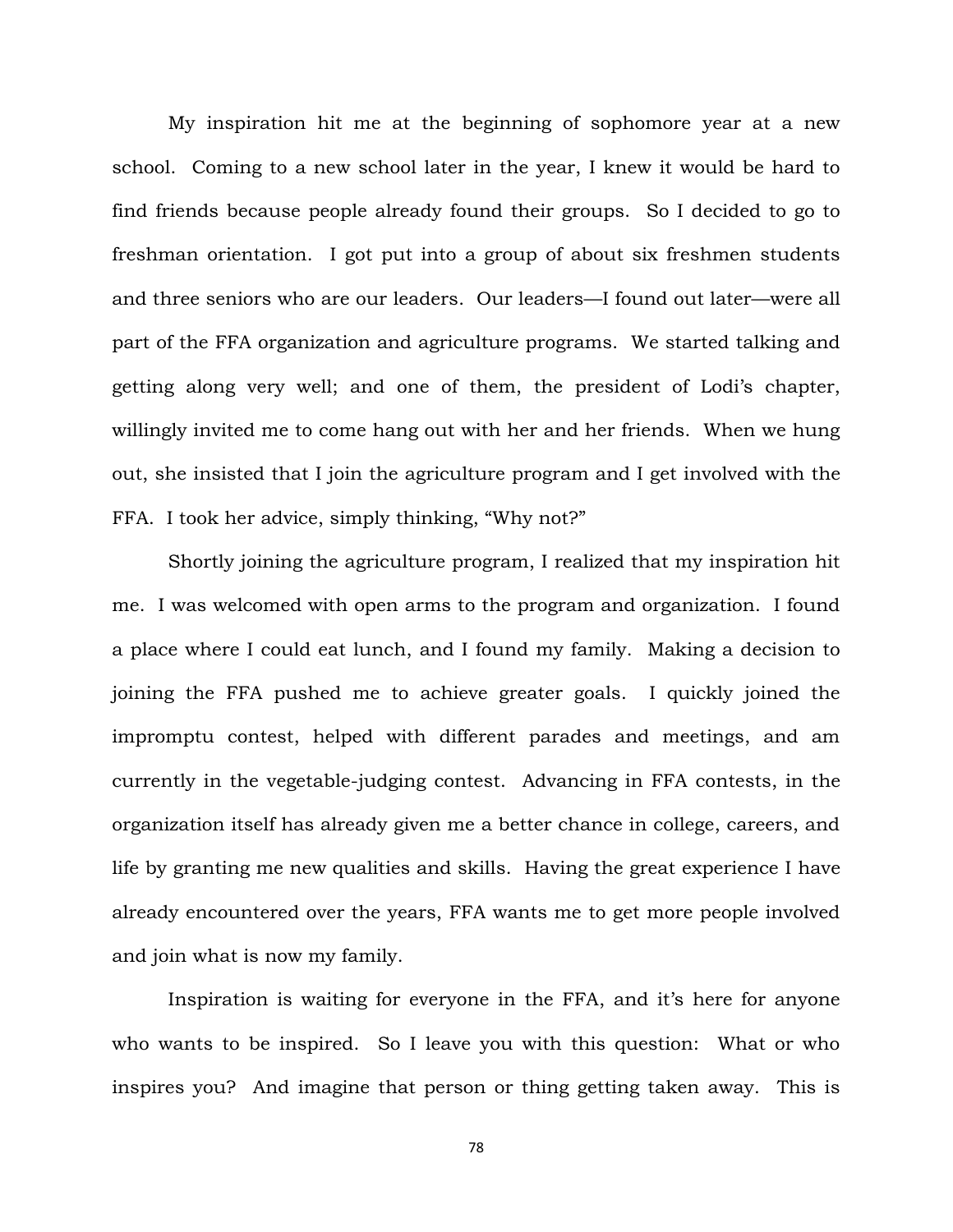My inspiration hit me at the beginning of sophomore year at a new school. Coming to a new school later in the year, I knew it would be hard to find friends because people already found their groups. So I decided to go to freshman orientation. I got put into a group of about six freshmen students and three seniors who are our leaders. Our leaders—I found out later—were all part of the FFA organization and agriculture programs. We started talking and getting along very well; and one of them, the president of Lodi's chapter, willingly invited me to come hang out with her and her friends. When we hung out, she insisted that I join the agriculture program and I get involved with the FFA. I took her advice, simply thinking, "Why not?"

Shortly joining the agriculture program, I realized that my inspiration hit me. I was welcomed with open arms to the program and organization. I found a place where I could eat lunch, and I found my family. Making a decision to joining the FFA pushed me to achieve greater goals. I quickly joined the impromptu contest, helped with different parades and meetings, and am currently in the vegetable-judging contest. Advancing in FFA contests, in the organization itself has already given me a better chance in college, careers, and life by granting me new qualities and skills. Having the great experience I have already encountered over the years, FFA wants me to get more people involved and join what is now my family.

Inspiration is waiting for everyone in the FFA, and it's here for anyone who wants to be inspired. So I leave you with this question: What or who inspires you? And imagine that person or thing getting taken away. This is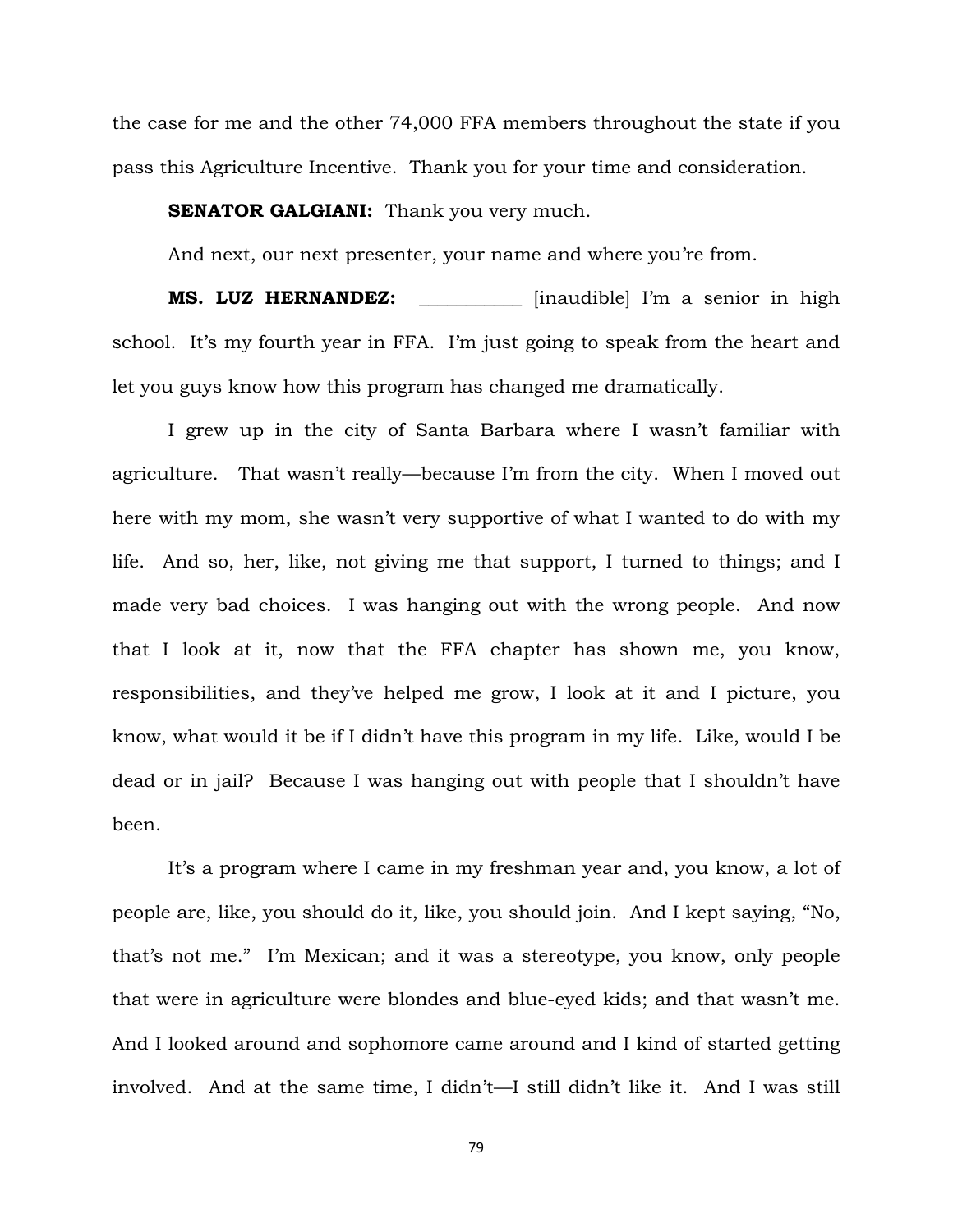the case for me and the other 74,000 FFA members throughout the state if you pass this Agriculture Incentive. Thank you for your time and consideration.

**SENATOR GALGIANI:** Thank you very much.

And next, our next presenter, your name and where you're from.

**MS. LUZ HERNANDEZ:** ___________ [inaudible] I'm a senior in high school. It's my fourth year in FFA. I'm just going to speak from the heart and let you guys know how this program has changed me dramatically.

I grew up in the city of Santa Barbara where I wasn't familiar with agriculture. That wasn't really—because I'm from the city. When I moved out here with my mom, she wasn't very supportive of what I wanted to do with my life. And so, her, like, not giving me that support, I turned to things; and I made very bad choices. I was hanging out with the wrong people. And now that I look at it, now that the FFA chapter has shown me, you know, responsibilities, and they've helped me grow, I look at it and I picture, you know, what would it be if I didn't have this program in my life. Like, would I be dead or in jail? Because I was hanging out with people that I shouldn't have been.

It's a program where I came in my freshman year and, you know, a lot of people are, like, you should do it, like, you should join. And I kept saying, "No, that's not me." I'm Mexican; and it was a stereotype, you know, only people that were in agriculture were blondes and blue-eyed kids; and that wasn't me. And I looked around and sophomore came around and I kind of started getting involved. And at the same time, I didn't—I still didn't like it. And I was still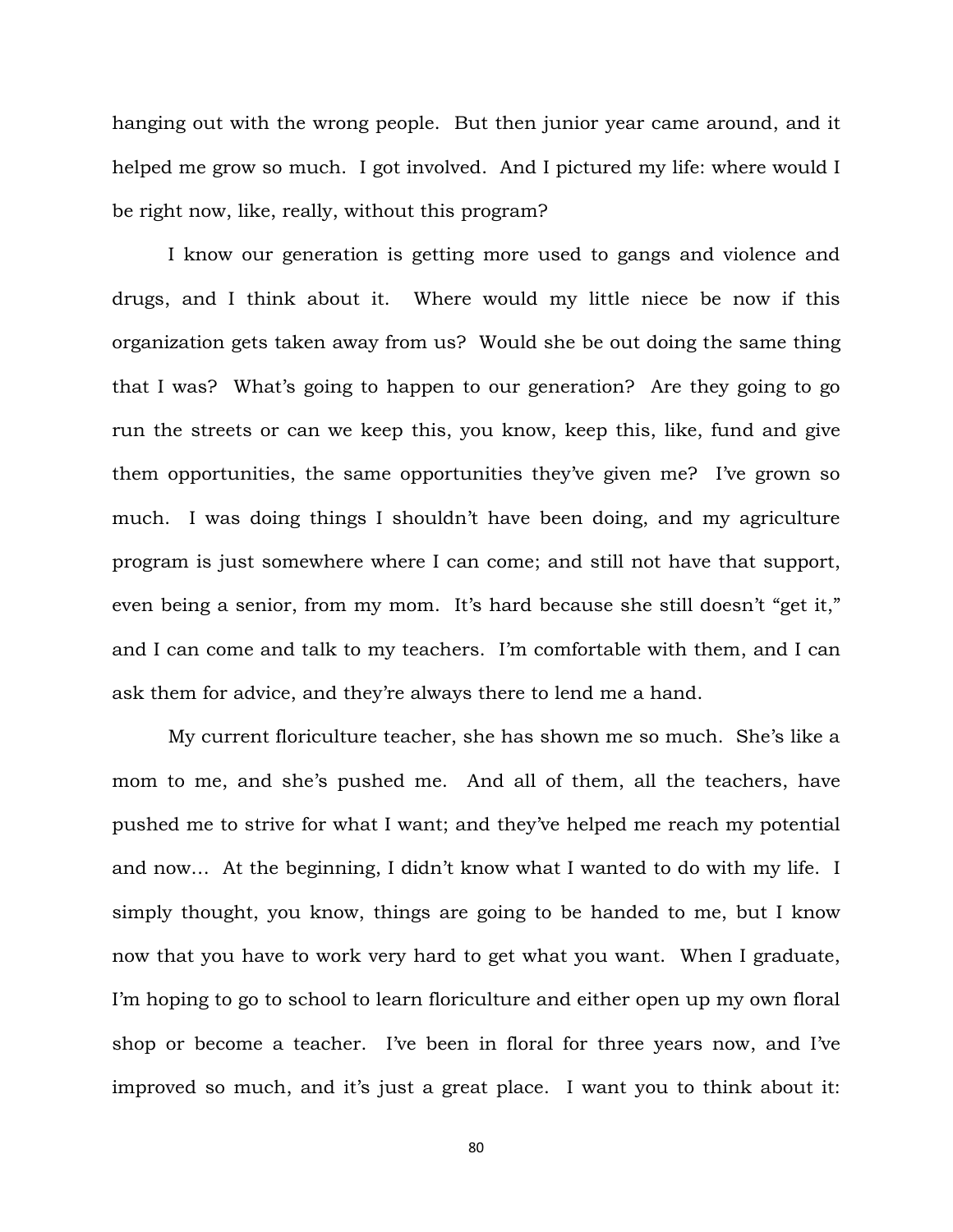hanging out with the wrong people. But then junior year came around, and it helped me grow so much. I got involved. And I pictured my life: where would I be right now, like, really, without this program?

I know our generation is getting more used to gangs and violence and drugs, and I think about it. Where would my little niece be now if this organization gets taken away from us? Would she be out doing the same thing that I was? What's going to happen to our generation? Are they going to go run the streets or can we keep this, you know, keep this, like, fund and give them opportunities, the same opportunities they've given me? I've grown so much. I was doing things I shouldn't have been doing, and my agriculture program is just somewhere where I can come; and still not have that support, even being a senior, from my mom. It's hard because she still doesn't "get it," and I can come and talk to my teachers. I'm comfortable with them, and I can ask them for advice, and they're always there to lend me a hand.

My current floriculture teacher, she has shown me so much. She's like a mom to me, and she's pushed me. And all of them, all the teachers, have pushed me to strive for what I want; and they've helped me reach my potential and now… At the beginning, I didn't know what I wanted to do with my life. I simply thought, you know, things are going to be handed to me, but I know now that you have to work very hard to get what you want. When I graduate, I'm hoping to go to school to learn floriculture and either open up my own floral shop or become a teacher. I've been in floral for three years now, and I've improved so much, and it's just a great place. I want you to think about it: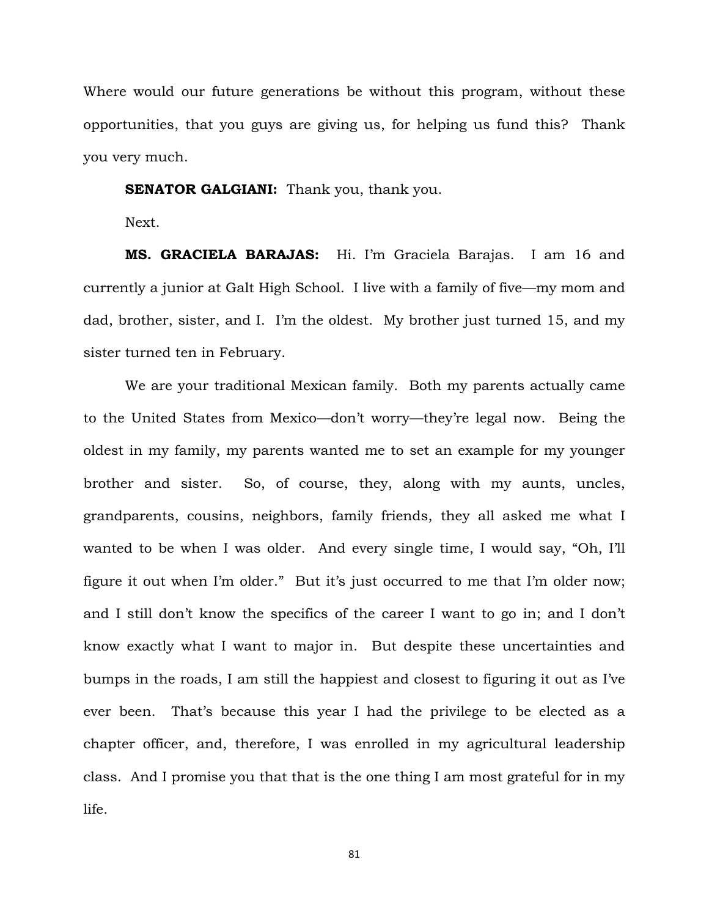Where would our future generations be without this program, without these opportunities, that you guys are giving us, for helping us fund this? Thank you very much.

**SENATOR GALGIANI:** Thank you, thank you.

Next.

**MS. GRACIELA BARAJAS:** Hi. I'm Graciela Barajas. I am 16 and currently a junior at Galt High School. I live with a family of five—my mom and dad, brother, sister, and I. I'm the oldest. My brother just turned 15, and my sister turned ten in February.

We are your traditional Mexican family. Both my parents actually came to the United States from Mexico—don't worry—they're legal now. Being the oldest in my family, my parents wanted me to set an example for my younger brother and sister. So, of course, they, along with my aunts, uncles, grandparents, cousins, neighbors, family friends, they all asked me what I wanted to be when I was older. And every single time, I would say, "Oh, I'll figure it out when I'm older." But it's just occurred to me that I'm older now; and I still don't know the specifics of the career I want to go in; and I don't know exactly what I want to major in. But despite these uncertainties and bumps in the roads, I am still the happiest and closest to figuring it out as I've ever been. That's because this year I had the privilege to be elected as a chapter officer, and, therefore, I was enrolled in my agricultural leadership class. And I promise you that that is the one thing I am most grateful for in my life.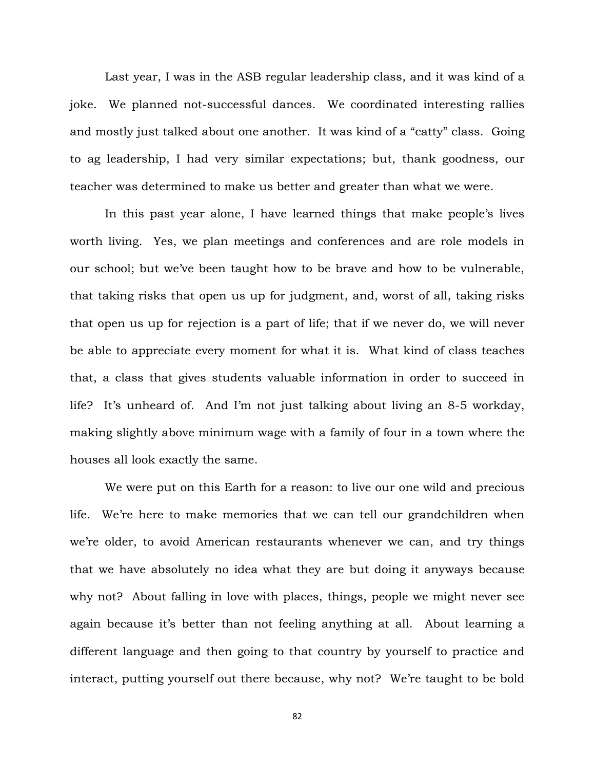Last year, I was in the ASB regular leadership class, and it was kind of a joke. We planned not-successful dances. We coordinated interesting rallies and mostly just talked about one another. It was kind of a "catty" class. Going to ag leadership, I had very similar expectations; but, thank goodness, our teacher was determined to make us better and greater than what we were.

In this past year alone, I have learned things that make people's lives worth living. Yes, we plan meetings and conferences and are role models in our school; but we've been taught how to be brave and how to be vulnerable, that taking risks that open us up for judgment, and, worst of all, taking risks that open us up for rejection is a part of life; that if we never do, we will never be able to appreciate every moment for what it is. What kind of class teaches that, a class that gives students valuable information in order to succeed in life? It's unheard of. And I'm not just talking about living an 8-5 workday, making slightly above minimum wage with a family of four in a town where the houses all look exactly the same.

We were put on this Earth for a reason: to live our one wild and precious life. We're here to make memories that we can tell our grandchildren when we're older, to avoid American restaurants whenever we can, and try things that we have absolutely no idea what they are but doing it anyways because why not? About falling in love with places, things, people we might never see again because it's better than not feeling anything at all. About learning a different language and then going to that country by yourself to practice and interact, putting yourself out there because, why not? We're taught to be bold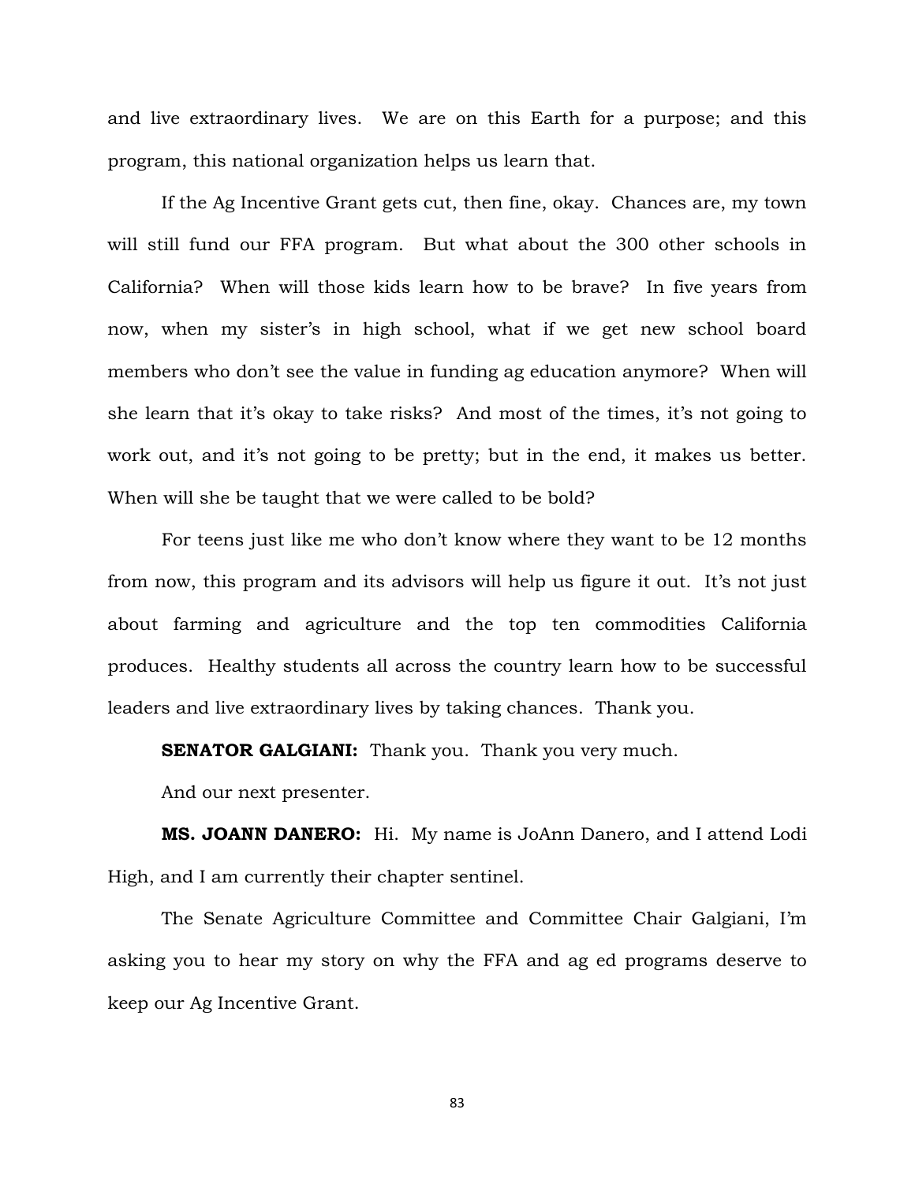and live extraordinary lives. We are on this Earth for a purpose; and this program, this national organization helps us learn that.

If the Ag Incentive Grant gets cut, then fine, okay. Chances are, my town will still fund our FFA program. But what about the 300 other schools in California? When will those kids learn how to be brave? In five years from now, when my sister's in high school, what if we get new school board members who don't see the value in funding ag education anymore? When will she learn that it's okay to take risks? And most of the times, it's not going to work out, and it's not going to be pretty; but in the end, it makes us better. When will she be taught that we were called to be bold?

For teens just like me who don't know where they want to be 12 months from now, this program and its advisors will help us figure it out. It's not just about farming and agriculture and the top ten commodities California produces. Healthy students all across the country learn how to be successful leaders and live extraordinary lives by taking chances. Thank you.

**SENATOR GALGIANI:** Thank you. Thank you very much.

And our next presenter.

**MS. JOANN DANERO:** Hi. My name is JoAnn Danero, and I attend Lodi High, and I am currently their chapter sentinel.

The Senate Agriculture Committee and Committee Chair Galgiani, I'm asking you to hear my story on why the FFA and ag ed programs deserve to keep our Ag Incentive Grant.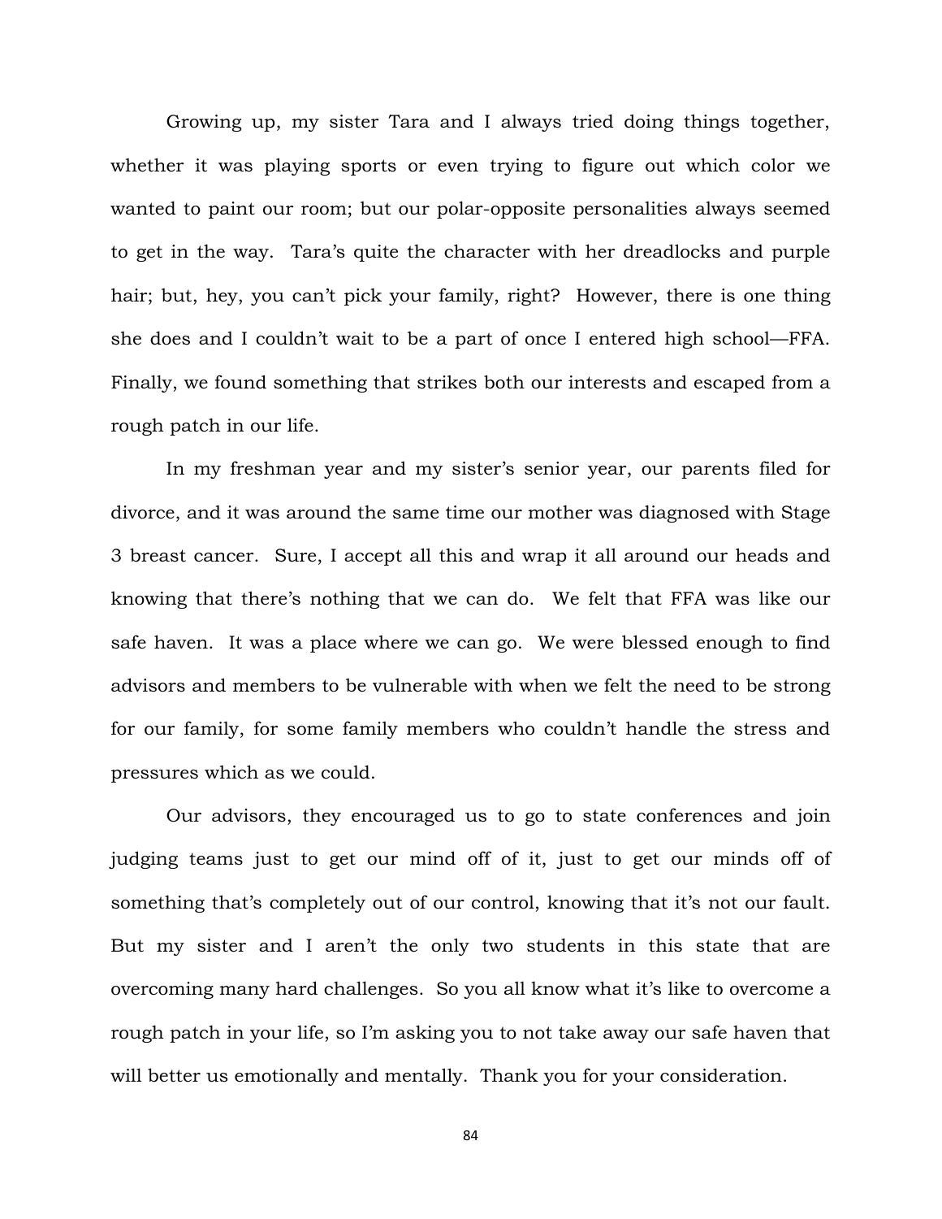Growing up, my sister Tara and I always tried doing things together, whether it was playing sports or even trying to figure out which color we wanted to paint our room; but our polar-opposite personalities always seemed to get in the way. Tara's quite the character with her dreadlocks and purple hair; but, hey, you can't pick your family, right? However, there is one thing she does and I couldn't wait to be a part of once I entered high school—FFA. Finally, we found something that strikes both our interests and escaped from a rough patch in our life.

In my freshman year and my sister's senior year, our parents filed for divorce, and it was around the same time our mother was diagnosed with Stage 3 breast cancer. Sure, I accept all this and wrap it all around our heads and knowing that there's nothing that we can do. We felt that FFA was like our safe haven. It was a place where we can go. We were blessed enough to find advisors and members to be vulnerable with when we felt the need to be strong for our family, for some family members who couldn't handle the stress and pressures which as we could.

Our advisors, they encouraged us to go to state conferences and join judging teams just to get our mind off of it, just to get our minds off of something that's completely out of our control, knowing that it's not our fault. But my sister and I aren't the only two students in this state that are overcoming many hard challenges. So you all know what it's like to overcome a rough patch in your life, so I'm asking you to not take away our safe haven that will better us emotionally and mentally. Thank you for your consideration.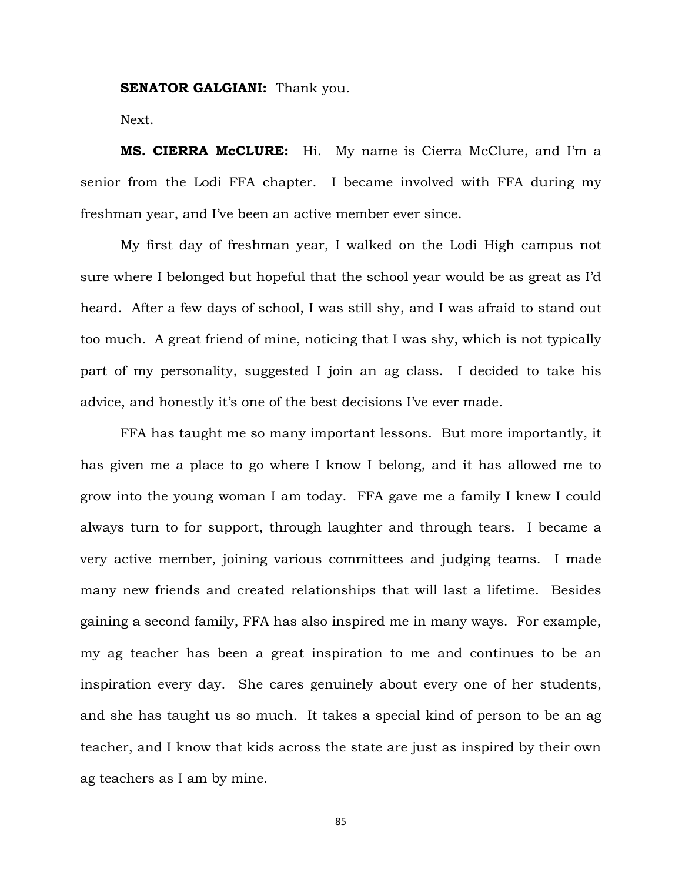**SENATOR GALGIANI:** Thank you.

Next.

**MS. CIERRA McCLURE:** Hi. My name is Cierra McClure, and I'm a senior from the Lodi FFA chapter. I became involved with FFA during my freshman year, and I've been an active member ever since.

My first day of freshman year, I walked on the Lodi High campus not sure where I belonged but hopeful that the school year would be as great as I'd heard. After a few days of school, I was still shy, and I was afraid to stand out too much. A great friend of mine, noticing that I was shy, which is not typically part of my personality, suggested I join an ag class. I decided to take his advice, and honestly it's one of the best decisions I've ever made.

FFA has taught me so many important lessons. But more importantly, it has given me a place to go where I know I belong, and it has allowed me to grow into the young woman I am today. FFA gave me a family I knew I could always turn to for support, through laughter and through tears. I became a very active member, joining various committees and judging teams. I made many new friends and created relationships that will last a lifetime. Besides gaining a second family, FFA has also inspired me in many ways. For example, my ag teacher has been a great inspiration to me and continues to be an inspiration every day. She cares genuinely about every one of her students, and she has taught us so much. It takes a special kind of person to be an ag teacher, and I know that kids across the state are just as inspired by their own ag teachers as I am by mine.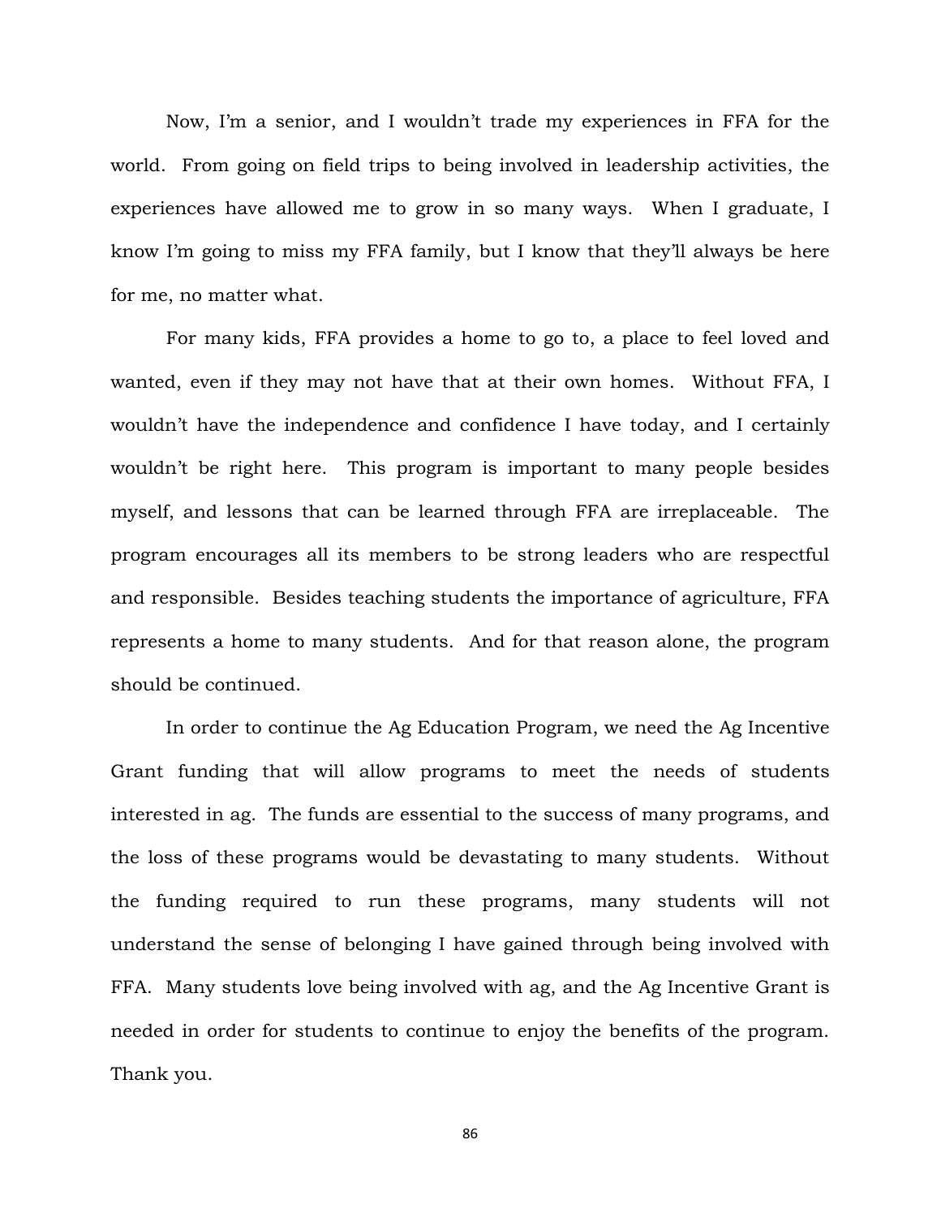Now, I'm a senior, and I wouldn't trade my experiences in FFA for the world. From going on field trips to being involved in leadership activities, the experiences have allowed me to grow in so many ways. When I graduate, I know I'm going to miss my FFA family, but I know that they'll always be here for me, no matter what.

For many kids, FFA provides a home to go to, a place to feel loved and wanted, even if they may not have that at their own homes. Without FFA, I wouldn't have the independence and confidence I have today, and I certainly wouldn't be right here. This program is important to many people besides myself, and lessons that can be learned through FFA are irreplaceable. The program encourages all its members to be strong leaders who are respectful and responsible. Besides teaching students the importance of agriculture, FFA represents a home to many students. And for that reason alone, the program should be continued.

In order to continue the Ag Education Program, we need the Ag Incentive Grant funding that will allow programs to meet the needs of students interested in ag. The funds are essential to the success of many programs, and the loss of these programs would be devastating to many students. Without the funding required to run these programs, many students will not understand the sense of belonging I have gained through being involved with FFA. Many students love being involved with ag, and the Ag Incentive Grant is needed in order for students to continue to enjoy the benefits of the program. Thank you.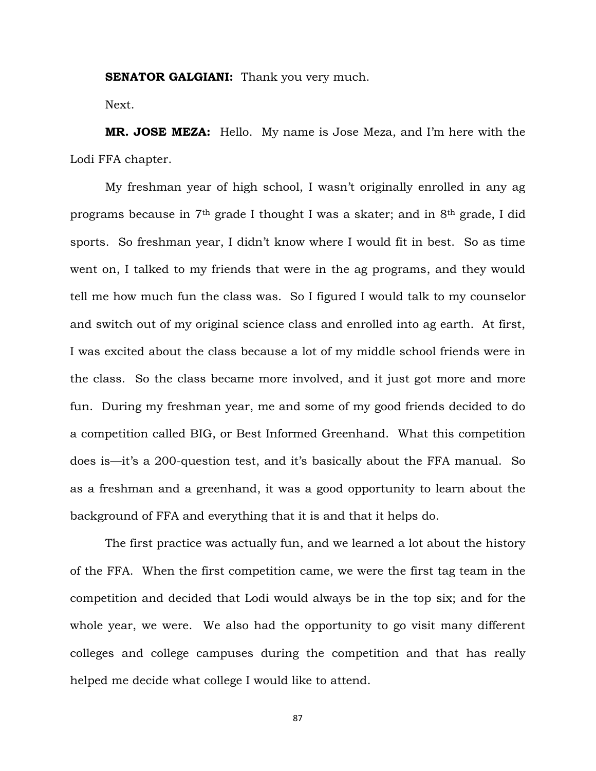**SENATOR GALGIANI:** Thank you very much.

Next.

**MR. JOSE MEZA:** Hello. My name is Jose Meza, and I'm here with the Lodi FFA chapter.

My freshman year of high school, I wasn't originally enrolled in any ag programs because in 7th grade I thought I was a skater; and in 8th grade, I did sports. So freshman year, I didn't know where I would fit in best. So as time went on, I talked to my friends that were in the ag programs, and they would tell me how much fun the class was. So I figured I would talk to my counselor and switch out of my original science class and enrolled into ag earth. At first, I was excited about the class because a lot of my middle school friends were in the class. So the class became more involved, and it just got more and more fun. During my freshman year, me and some of my good friends decided to do a competition called BIG, or Best Informed Greenhand. What this competition does is—it's a 200-question test, and it's basically about the FFA manual. So as a freshman and a greenhand, it was a good opportunity to learn about the background of FFA and everything that it is and that it helps do.

The first practice was actually fun, and we learned a lot about the history of the FFA. When the first competition came, we were the first tag team in the competition and decided that Lodi would always be in the top six; and for the whole year, we were. We also had the opportunity to go visit many different colleges and college campuses during the competition and that has really helped me decide what college I would like to attend.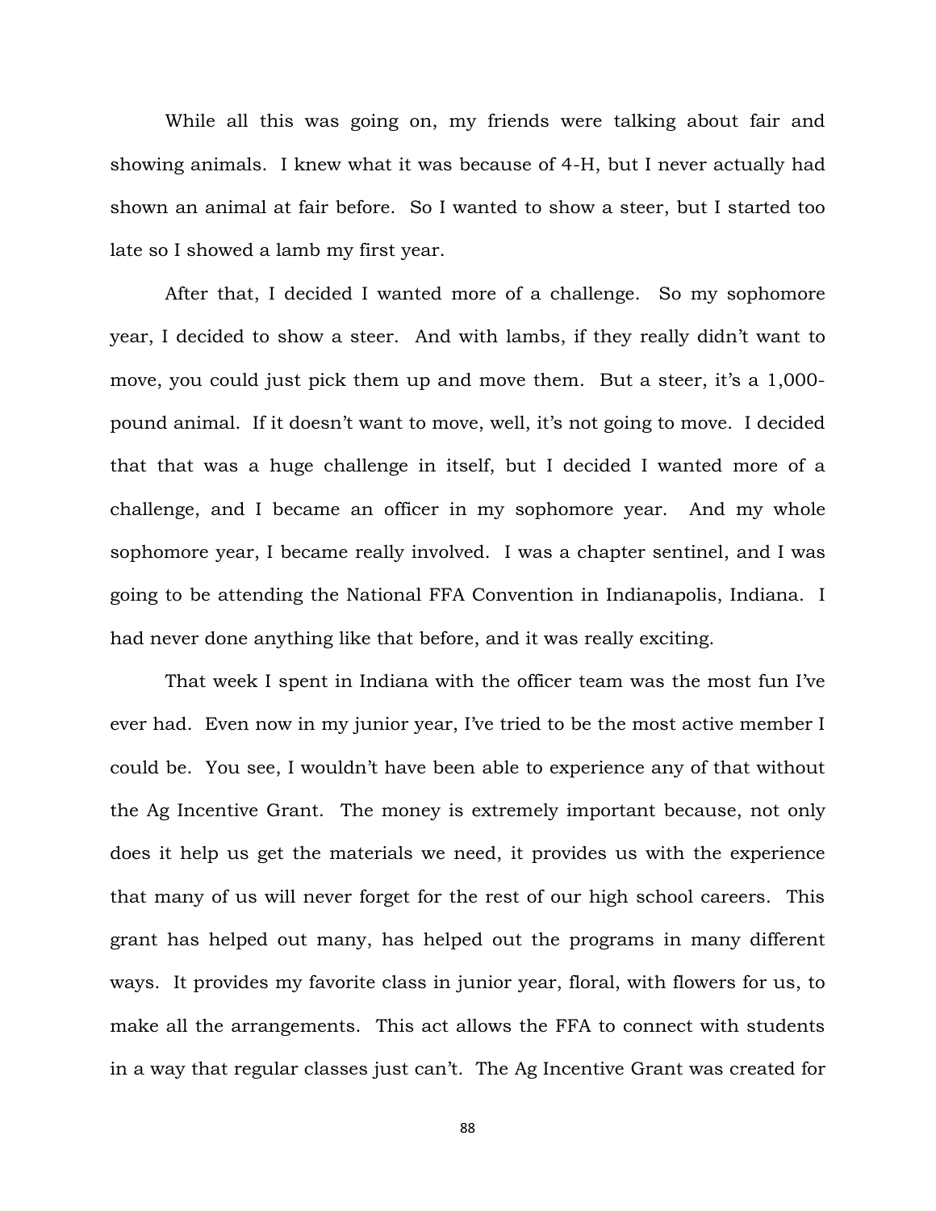While all this was going on, my friends were talking about fair and showing animals. I knew what it was because of 4-H, but I never actually had shown an animal at fair before. So I wanted to show a steer, but I started too late so I showed a lamb my first year.

After that, I decided I wanted more of a challenge. So my sophomore year, I decided to show a steer. And with lambs, if they really didn't want to move, you could just pick them up and move them. But a steer, it's a 1,000-pound animal. If it doesn't want to move, well, it's not going to move. I decided that that was a huge challenge in itself, but I decided I wanted more of a challenge, and I became an officer in my sophomore year. And my whole sophomore year, I became really involved. I was a chapter sentinel, and I was going to be attending the National FFA Convention in Indianapolis, Indiana. I had never done anything like that before, and it was really exciting.

That week I spent in Indiana with the officer team was the most fun I've ever had. Even now in my junior year, I've tried to be the most active member I could be. You see, I wouldn't have been able to experience any of that without the Ag Incentive Grant. The money is extremely important because, not only does it help us get the materials we need, it provides us with the experience that many of us will never forget for the rest of our high school careers. This grant has helped out many, has helped out the programs in many different ways. It provides my favorite class in junior year, floral, with flowers for us, to make all the arrangements. This act allows the FFA to connect with students in a way that regular classes just can't. The Ag Incentive Grant was created for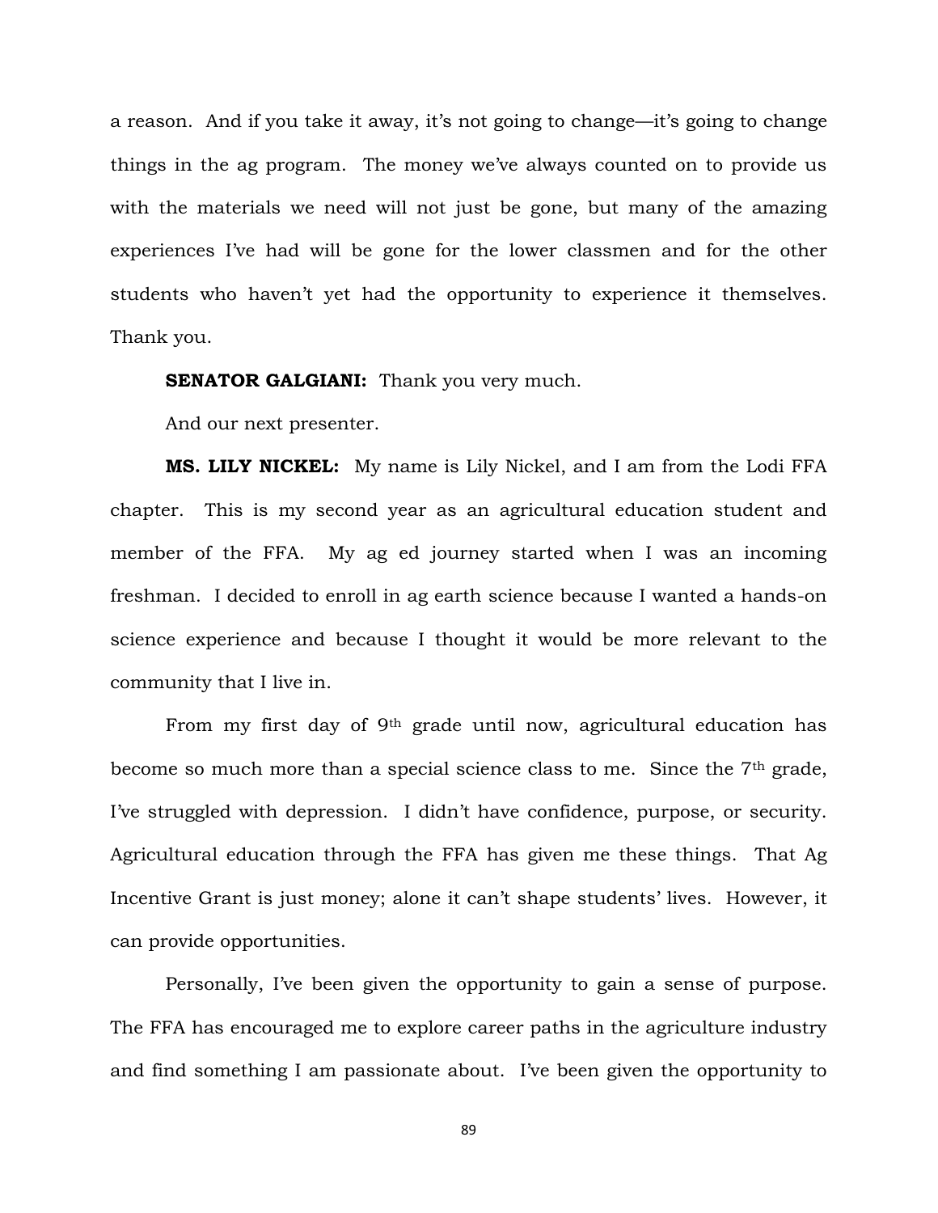a reason. And if you take it away, it's not going to change—it's going to change things in the ag program. The money we've always counted on to provide us with the materials we need will not just be gone, but many of the amazing experiences I've had will be gone for the lower classmen and for the other students who haven't yet had the opportunity to experience it themselves. Thank you.

**SENATOR GALGIANI:** Thank you very much.

And our next presenter.

**MS. LILY NICKEL:** My name is Lily Nickel, and I am from the Lodi FFA chapter. This is my second year as an agricultural education student and member of the FFA. My ag ed journey started when I was an incoming freshman. I decided to enroll in ag earth science because I wanted a hands-on science experience and because I thought it would be more relevant to the community that I live in.

From my first day of 9th grade until now, agricultural education has become so much more than a special science class to me. Since the 7th grade, I've struggled with depression. I didn't have confidence, purpose, or security. Agricultural education through the FFA has given me these things. That Ag Incentive Grant is just money; alone it can't shape students' lives. However, it can provide opportunities.

Personally, I've been given the opportunity to gain a sense of purpose. The FFA has encouraged me to explore career paths in the agriculture industry and find something I am passionate about. I've been given the opportunity to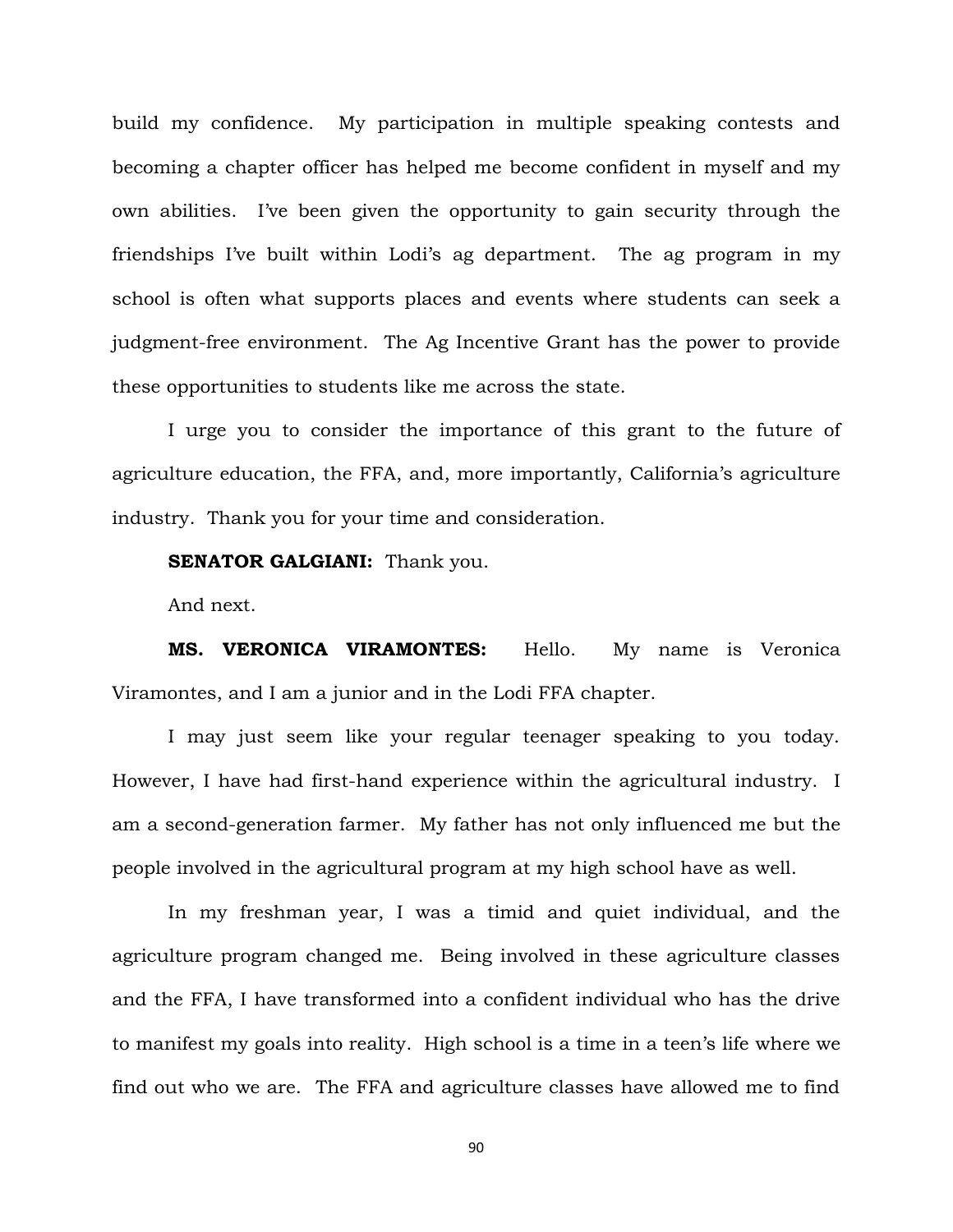build my confidence. My participation in multiple speaking contests and becoming a chapter officer has helped me become confident in myself and my own abilities. I've been given the opportunity to gain security through the friendships I've built within Lodi's ag department. The ag program in my school is often what supports places and events where students can seek a judgment-free environment. The Ag Incentive Grant has the power to provide these opportunities to students like me across the state.

I urge you to consider the importance of this grant to the future of agriculture education, the FFA, and, more importantly, California's agriculture industry. Thank you for your time and consideration.

**SENATOR GALGIANI:** Thank you.

And next.

**MS. VERONICA VIRAMONTES:** Hello. My name is Veronica Viramontes, and I am a junior and in the Lodi FFA chapter.

I may just seem like your regular teenager speaking to you today. However, I have had first-hand experience within the agricultural industry. I am a second-generation farmer. My father has not only influenced me but the people involved in the agricultural program at my high school have as well.

In my freshman year, I was a timid and quiet individual, and the agriculture program changed me. Being involved in these agriculture classes and the FFA, I have transformed into a confident individual who has the drive to manifest my goals into reality. High school is a time in a teen's life where we find out who we are. The FFA and agriculture classes have allowed me to find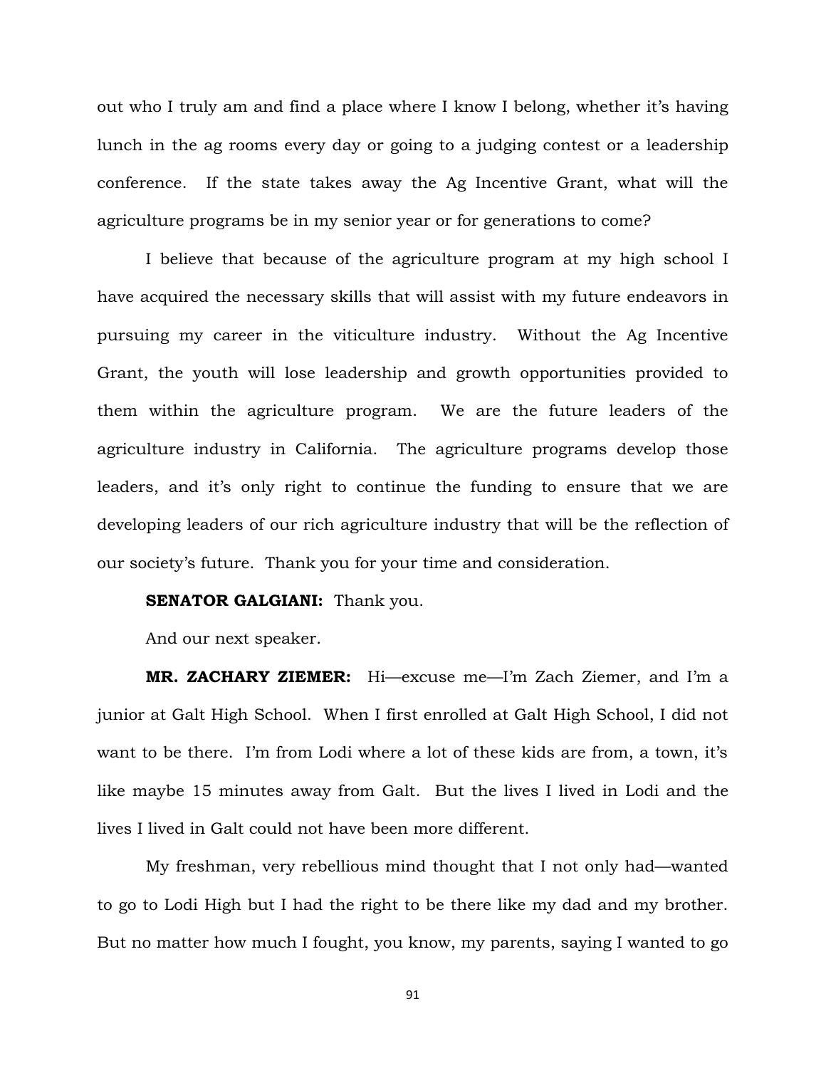out who I truly am and find a place where I know I belong, whether it's having lunch in the ag rooms every day or going to a judging contest or a leadership conference. If the state takes away the Ag Incentive Grant, what will the agriculture programs be in my senior year or for generations to come?

I believe that because of the agriculture program at my high school I have acquired the necessary skills that will assist with my future endeavors in pursuing my career in the viticulture industry. Without the Ag Incentive Grant, the youth will lose leadership and growth opportunities provided to them within the agriculture program. We are the future leaders of the agriculture industry in California. The agriculture programs develop those leaders, and it's only right to continue the funding to ensure that we are developing leaders of our rich agriculture industry that will be the reflection of our society's future. Thank you for your time and consideration.

**SENATOR GALGIANI:** Thank you.

And our next speaker.

**MR. ZACHARY ZIEMER:** Hi—excuse me—I'm Zach Ziemer, and I'm a junior at Galt High School. When I first enrolled at Galt High School, I did not want to be there. I'm from Lodi where a lot of these kids are from, a town, it's like maybe 15 minutes away from Galt. But the lives I lived in Lodi and the lives I lived in Galt could not have been more different.

My freshman, very rebellious mind thought that I not only had—wanted to go to Lodi High but I had the right to be there like my dad and my brother. But no matter how much I fought, you know, my parents, saying I wanted to go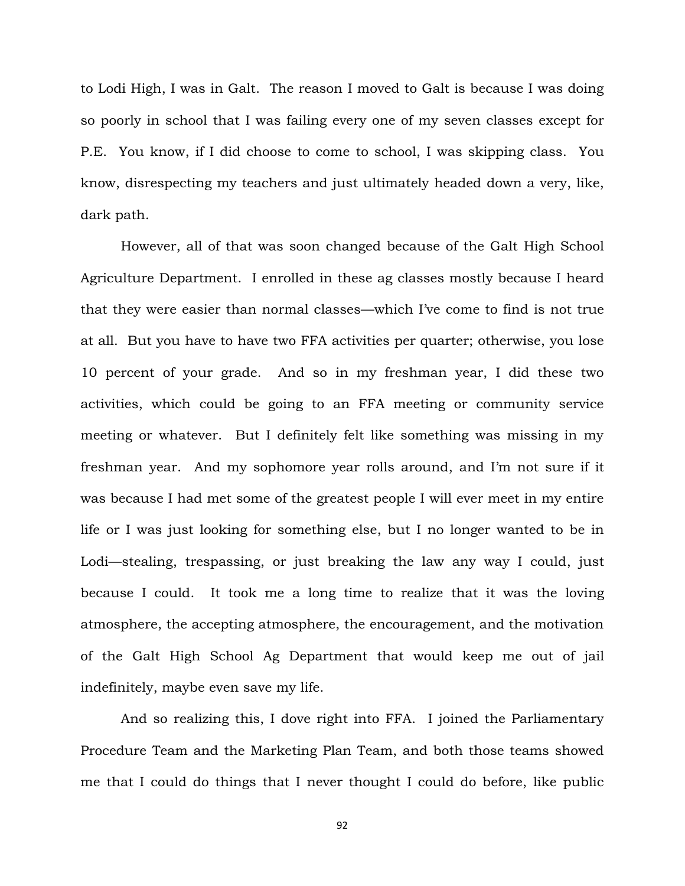to Lodi High, I was in Galt. The reason I moved to Galt is because I was doing so poorly in school that I was failing every one of my seven classes except for P.E. You know, if I did choose to come to school, I was skipping class. You know, disrespecting my teachers and just ultimately headed down a very, like, dark path.

However, all of that was soon changed because of the Galt High School Agriculture Department. I enrolled in these ag classes mostly because I heard that they were easier than normal classes—which I've come to find is not true at all. But you have to have two FFA activities per quarter; otherwise, you lose 10 percent of your grade. And so in my freshman year, I did these two activities, which could be going to an FFA meeting or community service meeting or whatever. But I definitely felt like something was missing in my freshman year. And my sophomore year rolls around, and I'm not sure if it was because I had met some of the greatest people I will ever meet in my entire life or I was just looking for something else, but I no longer wanted to be in Lodi—stealing, trespassing, or just breaking the law any way I could, just because I could. It took me a long time to realize that it was the loving atmosphere, the accepting atmosphere, the encouragement, and the motivation of the Galt High School Ag Department that would keep me out of jail indefinitely, maybe even save my life.

And so realizing this, I dove right into FFA. I joined the Parliamentary Procedure Team and the Marketing Plan Team, and both those teams showed me that I could do things that I never thought I could do before, like public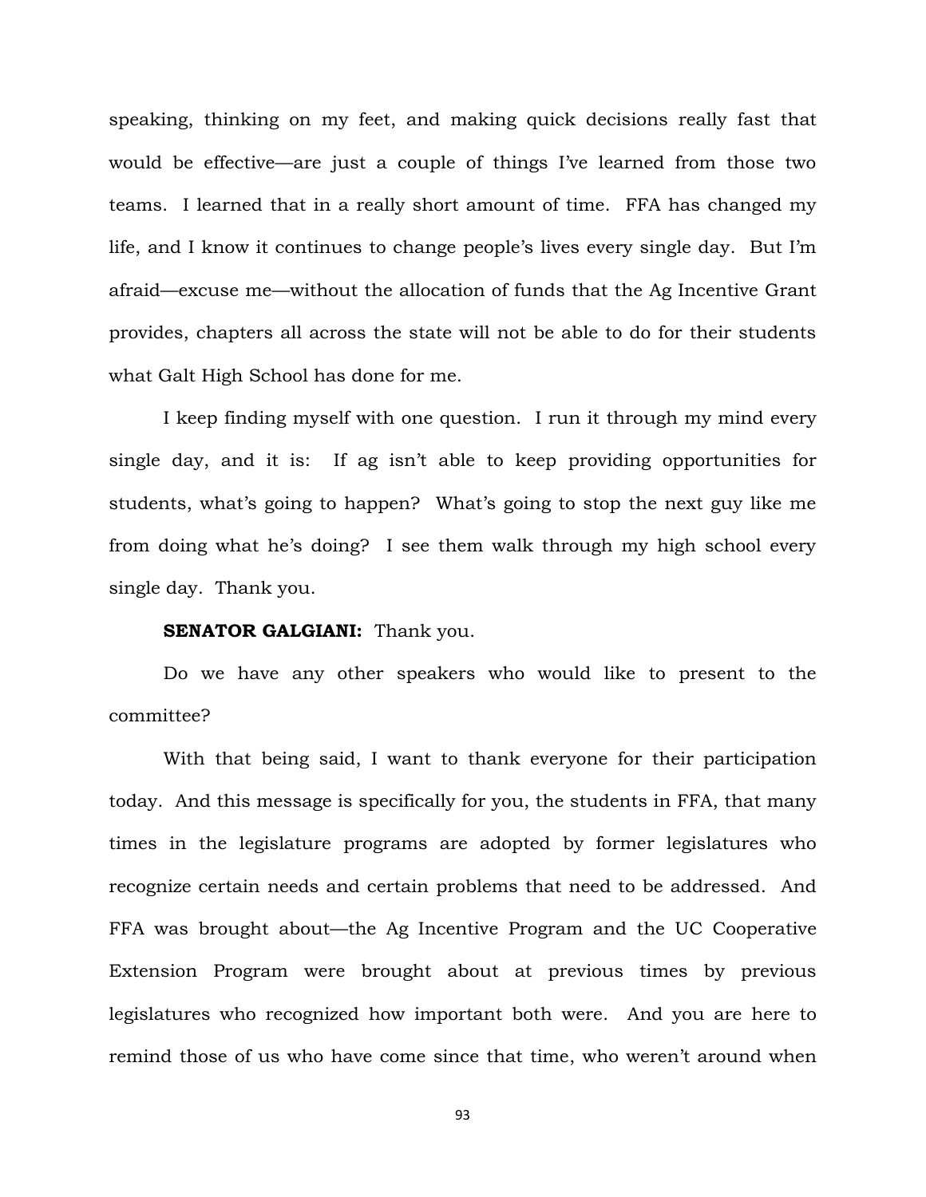speaking, thinking on my feet, and making quick decisions really fast that would be effective—are just a couple of things I've learned from those two teams. I learned that in a really short amount of time. FFA has changed my life, and I know it continues to change people's lives every single day. But I'm afraid—excuse me—without the allocation of funds that the Ag Incentive Grant provides, chapters all across the state will not be able to do for their students what Galt High School has done for me.

I keep finding myself with one question. I run it through my mind every single day, and it is: If ag isn't able to keep providing opportunities for students, what's going to happen? What's going to stop the next guy like me from doing what he's doing? I see them walk through my high school every single day. Thank you.

**SENATOR GALGIANI:** Thank you.

Do we have any other speakers who would like to present to the committee?

With that being said, I want to thank everyone for their participation today. And this message is specifically for you, the students in FFA, that many times in the legislature programs are adopted by former legislatures who recognize certain needs and certain problems that need to be addressed. And FFA was brought about—the Ag Incentive Program and the UC Cooperative Extension Program were brought about at previous times by previous legislatures who recognized how important both were. And you are here to remind those of us who have come since that time, who weren't around when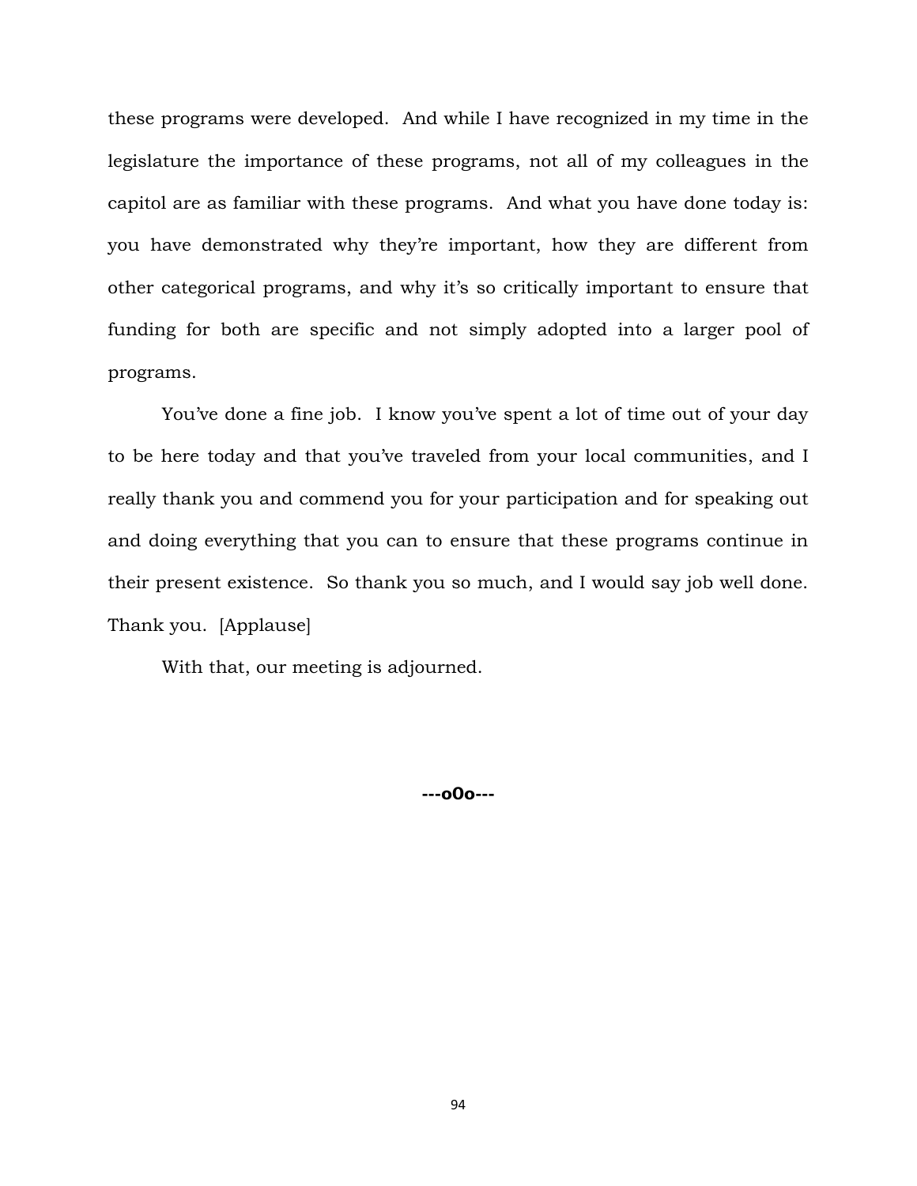these programs were developed. And while I have recognized in my time in the legislature the importance of these programs, not all of my colleagues in the capitol are as familiar with these programs. And what you have done today is: you have demonstrated why they're important, how they are different from other categorical programs, and why it's so critically important to ensure that funding for both are specific and not simply adopted into a larger pool of programs.

You've done a fine job. I know you've spent a lot of time out of your day to be here today and that you've traveled from your local communities, and I really thank you and commend you for your participation and for speaking out and doing everything that you can to ensure that these programs continue in their present existence. So thank you so much, and I would say job well done. Thank you. [Applause]

With that, our meeting is adjourned.

**---o0o---**